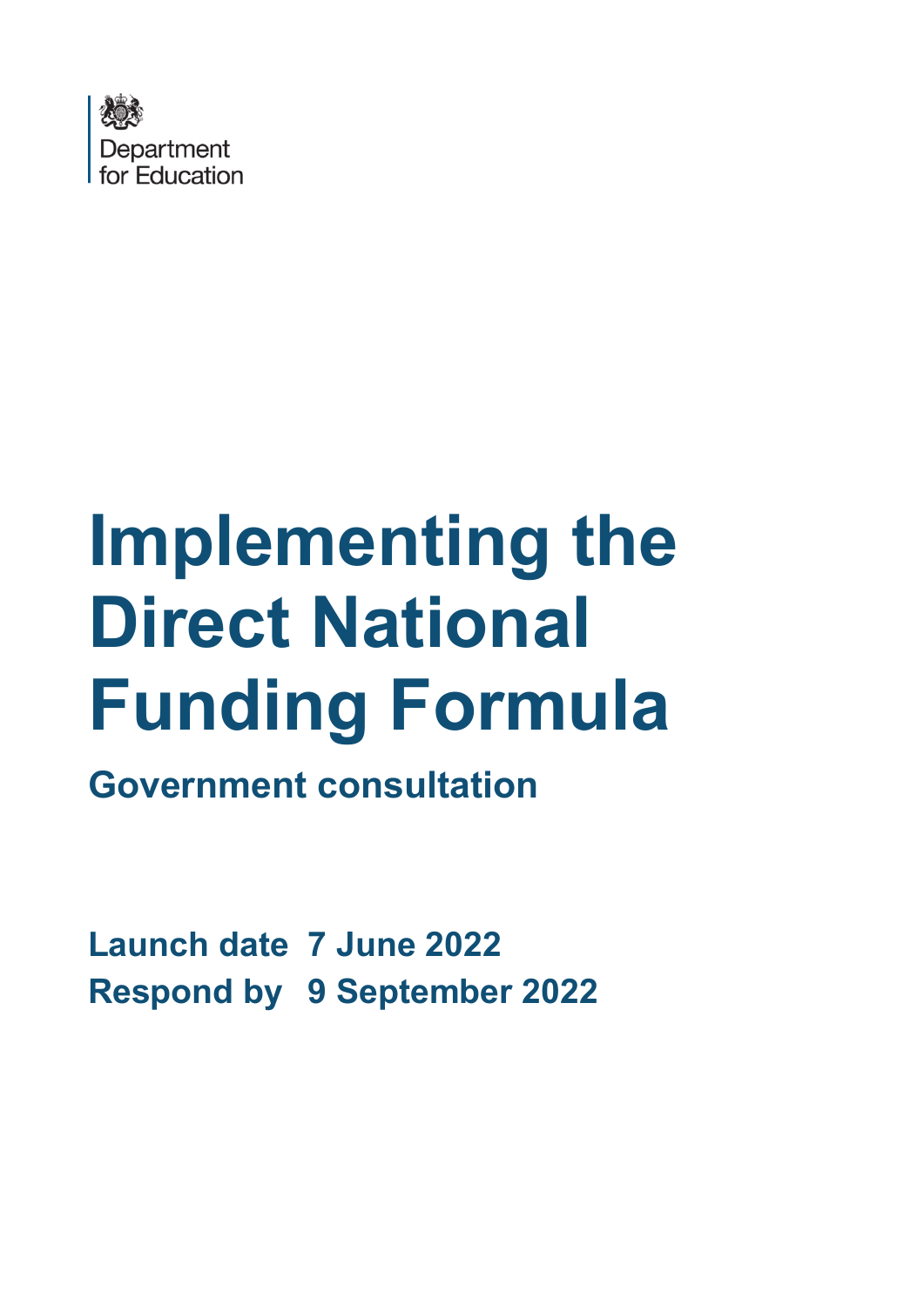Department for Education

# Implementing the Direct National Funding Formula

## Government consultation

**Launch date** **7 June 2022**
**Respond by** **9 September 2022**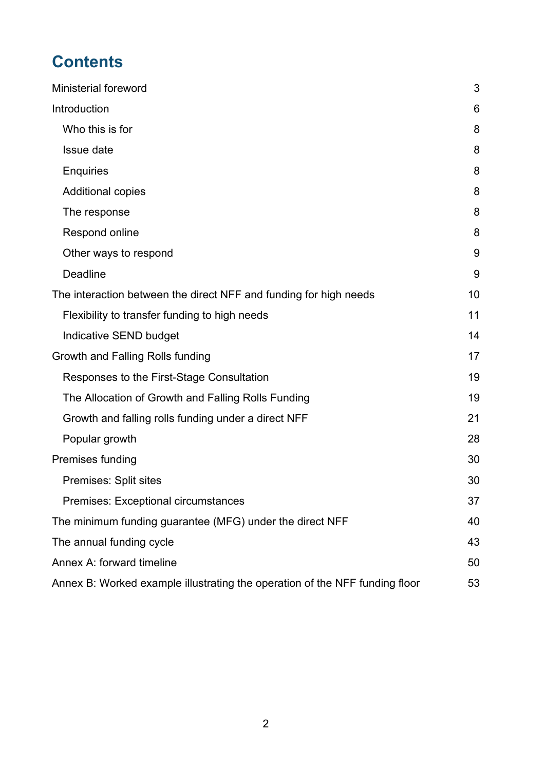# Contents

- Ministerial foreword 3
- Introduction 6
  - Who this is for 8
  - Issue date 8
  - Enquiries 8
  - Additional copies 8
  - The response 8
  - Respond online 8
  - Other ways to respond 9
  - Deadline 9
- The interaction between the direct NFF and funding for high needs 10
  - Flexibility to transfer funding to high needs 11
  - Indicative SEND budget 14
- Growth and Falling Rolls funding 17
  - Responses to the First-Stage Consultation 19
  - The Allocation of Growth and Falling Rolls Funding 19
  - Growth and falling rolls funding under a direct NFF 21
  - Popular growth 28
- Premises funding 30
  - Premises: Split sites 30
  - Premises: Exceptional circumstances 37
- The minimum funding guarantee (MFG) under the direct NFF 40
- The annual funding cycle 43
- Annex A: forward timeline 50
- Annex B: Worked example illustrating the operation of the NFF funding floor 53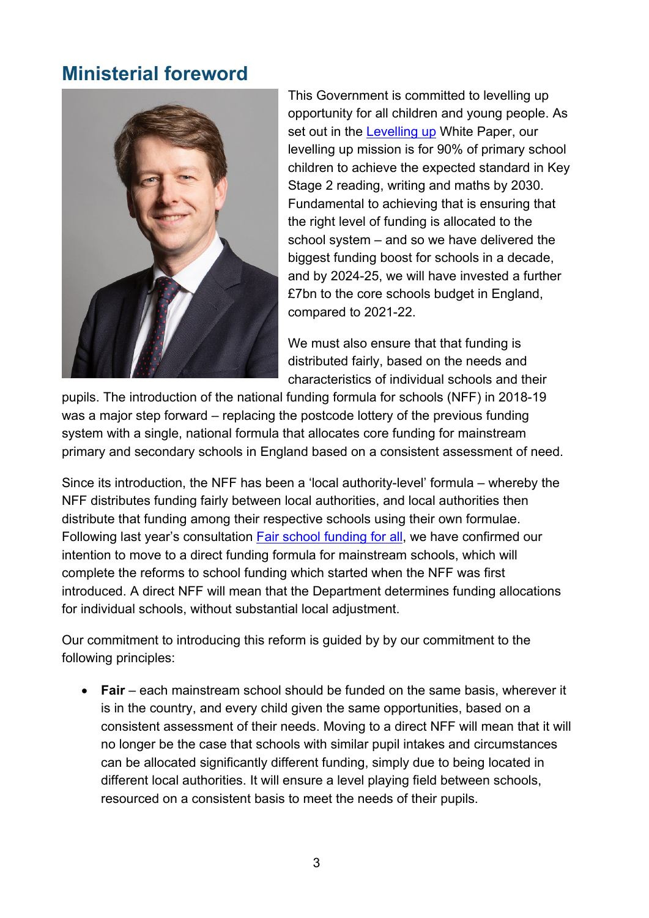## Ministerial foreword

This Government is committed to levelling up opportunity for all children and young people. As set out in the [Levelling up](#) White Paper, our levelling up mission is for 90% of primary school children to achieve the expected standard in Key Stage 2 reading, writing and maths by 2030. Fundamental to achieving that is ensuring that the right level of funding is allocated to the school system – and so we have delivered the biggest funding boost for schools in a decade, and by 2024-25, we will have invested a further £7bn to the core schools budget in England, compared to 2021-22.

We must also ensure that that funding is distributed fairly, based on the needs and characteristics of individual schools and their pupils. The introduction of the national funding formula for schools (NFF) in 2018-19 was a major step forward – replacing the postcode lottery of the previous funding system with a single, national formula that allocates core funding for mainstream primary and secondary schools in England based on a consistent assessment of need.

Since its introduction, the NFF has been a 'local authority-level' formula – whereby the NFF distributes funding fairly between local authorities, and local authorities then distribute that funding among their respective schools using their own formulae. Following last year's consultation [Fair school funding for all](#), we have confirmed our intention to move to a direct funding formula for mainstream schools, which will complete the reforms to school funding which started when the NFF was first introduced. A direct NFF will mean that the Department determines funding allocations for individual schools, without substantial local adjustment.

Our commitment to introducing this reform is guided by by our commitment to the following principles:

- **Fair** – each mainstream school should be funded on the same basis, wherever it is in the country, and every child given the same opportunities, based on a consistent assessment of their needs. Moving to a direct NFF will mean that it will no longer be the case that schools with similar pupil intakes and circumstances can be allocated significantly different funding, simply due to being located in different local authorities. It will ensure a level playing field between schools, resourced on a consistent basis to meet the needs of their pupils.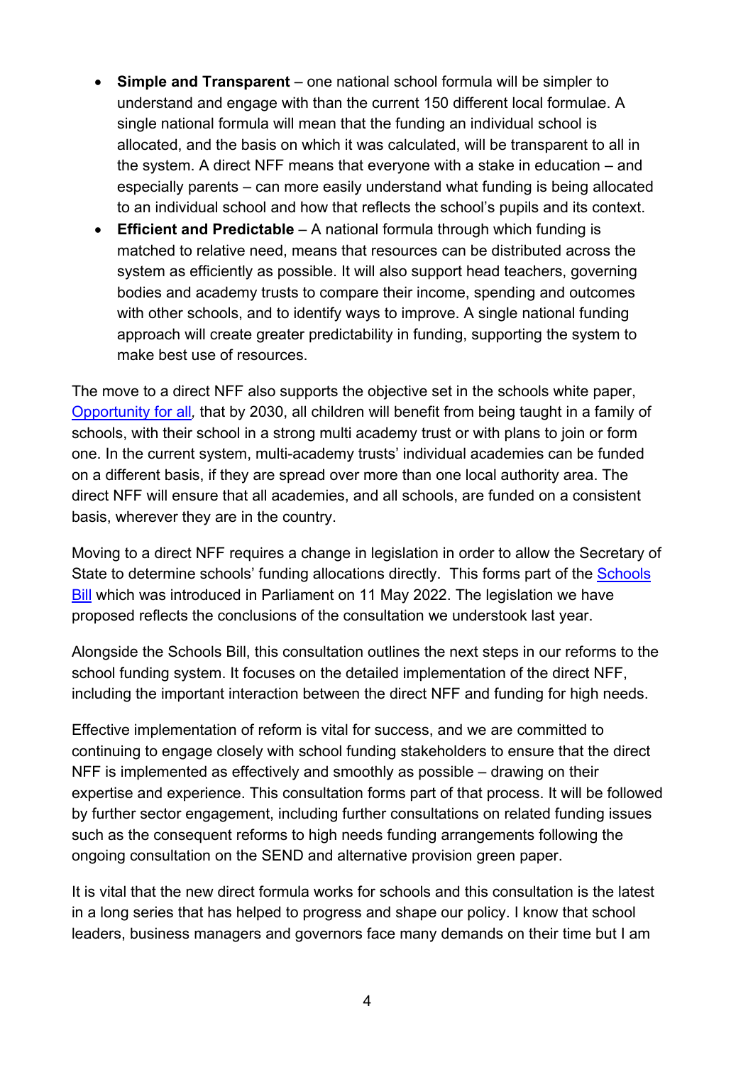- **Simple and Transparent** – one national school formula will be simpler to understand and engage with than the current 150 different local formulae. A single national formula will mean that the funding an individual school is allocated, and the basis on which it was calculated, will be transparent to all in the system. A direct NFF means that everyone with a stake in education – and especially parents – can more easily understand what funding is being allocated to an individual school and how that reflects the school's pupils and its context.
- **Efficient and Predictable** – A national formula through which funding is matched to relative need, means that resources can be distributed across the system as efficiently as possible. It will also support head teachers, governing bodies and academy trusts to compare their income, spending and outcomes with other schools, and to identify ways to improve. A single national funding approach will create greater predictability in funding, supporting the system to make best use of resources.

The move to a direct NFF also supports the objective set in the schools white paper, [Opportunity for all](), that by 2030, all children will benefit from being taught in a family of schools, with their school in a strong multi academy trust or with plans to join or form one. In the current system, multi-academy trusts' individual academies can be funded on a different basis, if they are spread over more than one local authority area. The direct NFF will ensure that all academies, and all schools, are funded on a consistent basis, wherever they are in the country.

Moving to a direct NFF requires a change in legislation in order to allow the Secretary of State to determine schools' funding allocations directly. This forms part of the [Schools Bill]() which was introduced in Parliament on 11 May 2022. The legislation we have proposed reflects the conclusions of the consultation we understook last year.

Alongside the Schools Bill, this consultation outlines the next steps in our reforms to the school funding system. It focuses on the detailed implementation of the direct NFF, including the important interaction between the direct NFF and funding for high needs.

Effective implementation of reform is vital for success, and we are committed to continuing to engage closely with school funding stakeholders to ensure that the direct NFF is implemented as effectively and smoothly as possible – drawing on their expertise and experience. This consultation forms part of that process. It will be followed by further sector engagement, including further consultations on related funding issues such as the consequent reforms to high needs funding arrangements following the ongoing consultation on the SEND and alternative provision green paper.

It is vital that the new direct formula works for schools and this consultation is the latest in a long series that has helped to progress and shape our policy. I know that school leaders, business managers and governors face many demands on their time but I am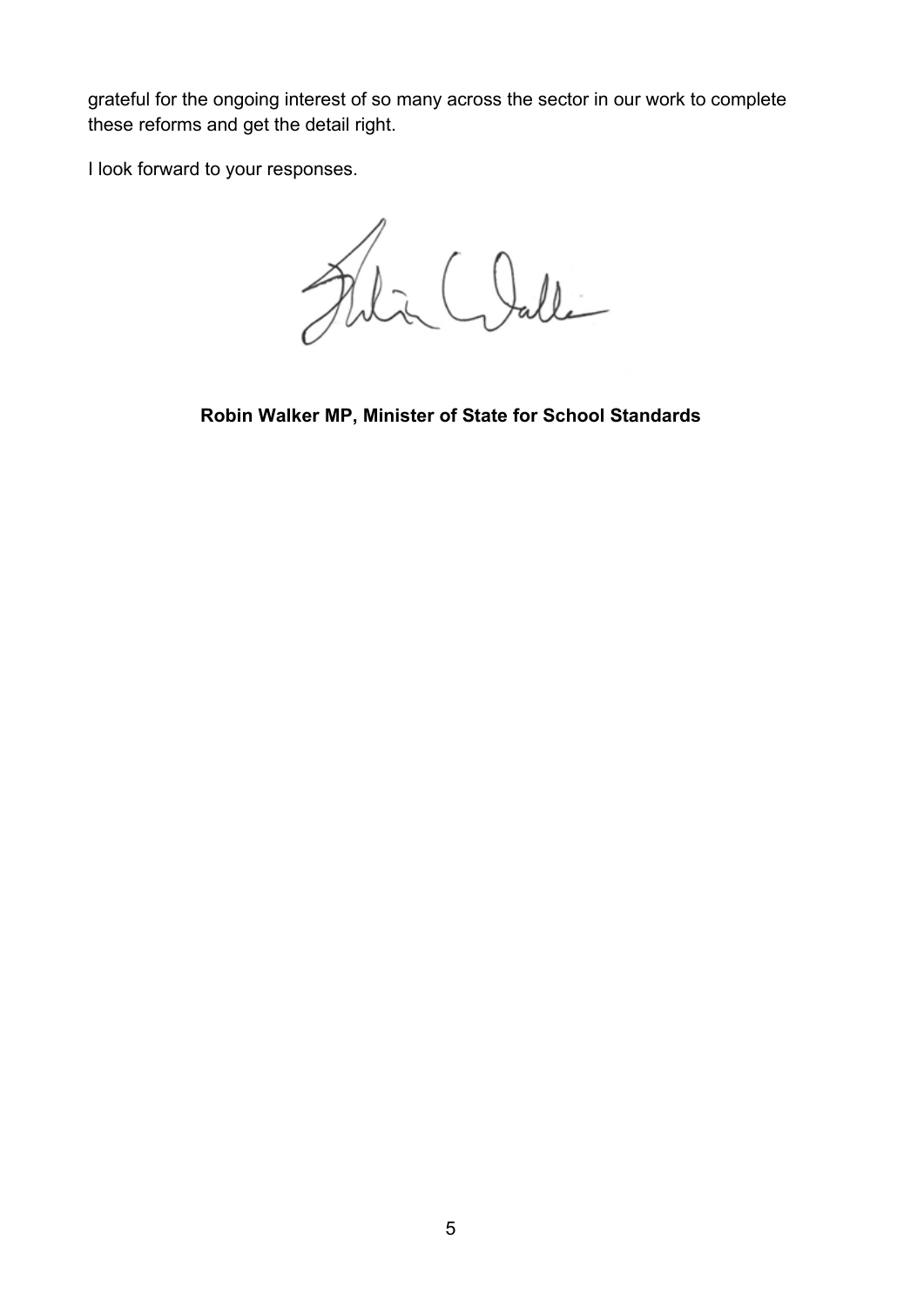grateful for the ongoing interest of so many across the sector in our work to complete these reforms and get the detail right.

I look forward to your responses.

**Robin Walker MP, Minister of State for School Standards**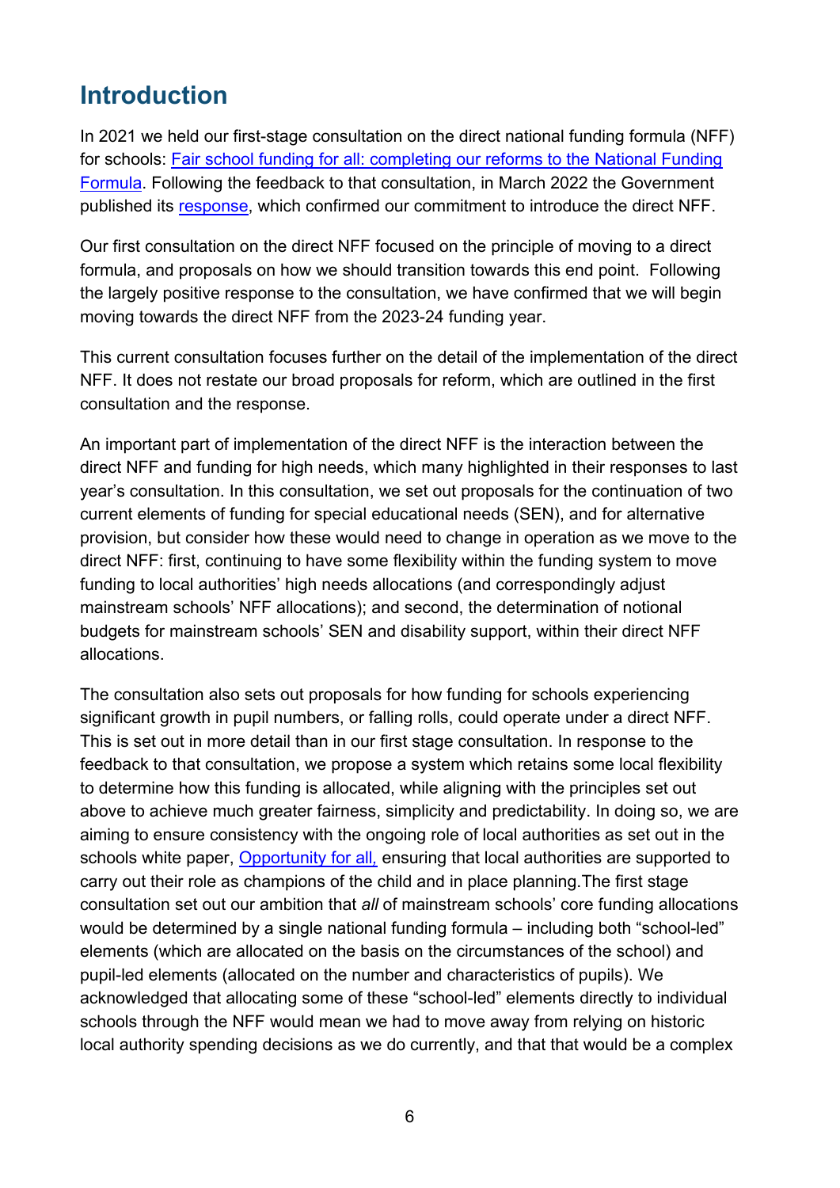# Introduction

In 2021 we held our first-stage consultation on the direct national funding formula (NFF) for schools: [Fair school funding for all: completing our reforms to the National Funding Formula](). Following the feedback to that consultation, in March 2022 the Government published its [response](), which confirmed our commitment to introduce the direct NFF.

Our first consultation on the direct NFF focused on the principle of moving to a direct formula, and proposals on how we should transition towards this end point. Following the largely positive response to the consultation, we have confirmed that we will begin moving towards the direct NFF from the 2023-24 funding year.

This current consultation focuses further on the detail of the implementation of the direct NFF. It does not restate our broad proposals for reform, which are outlined in the first consultation and the response.

An important part of implementation of the direct NFF is the interaction between the direct NFF and funding for high needs, which many highlighted in their responses to last year's consultation. In this consultation, we set out proposals for the continuation of two current elements of funding for special educational needs (SEN), and for alternative provision, but consider how these would need to change in operation as we move to the direct NFF: first, continuing to have some flexibility within the funding system to move funding to local authorities' high needs allocations (and correspondingly adjust mainstream schools' NFF allocations); and second, the determination of notional budgets for mainstream schools' SEN and disability support, within their direct NFF allocations.

The consultation also sets out proposals for how funding for schools experiencing significant growth in pupil numbers, or falling rolls, could operate under a direct NFF. This is set out in more detail than in our first stage consultation. In response to the feedback to that consultation, we propose a system which retains some local flexibility to determine how this funding is allocated, while aligning with the principles set out above to achieve much greater fairness, simplicity and predictability. In doing so, we are aiming to ensure consistency with the ongoing role of local authorities as set out in the schools white paper, [Opportunity for all,]() ensuring that local authorities are supported to carry out their role as champions of the child and in place planning.The first stage consultation set out our ambition that *all* of mainstream schools' core funding allocations would be determined by a single national funding formula – including both "school-led" elements (which are allocated on the basis on the circumstances of the school) and pupil-led elements (allocated on the number and characteristics of pupils). We acknowledged that allocating some of these "school-led" elements directly to individual schools through the NFF would mean we had to move away from relying on historic local authority spending decisions as we do currently, and that that would be a complex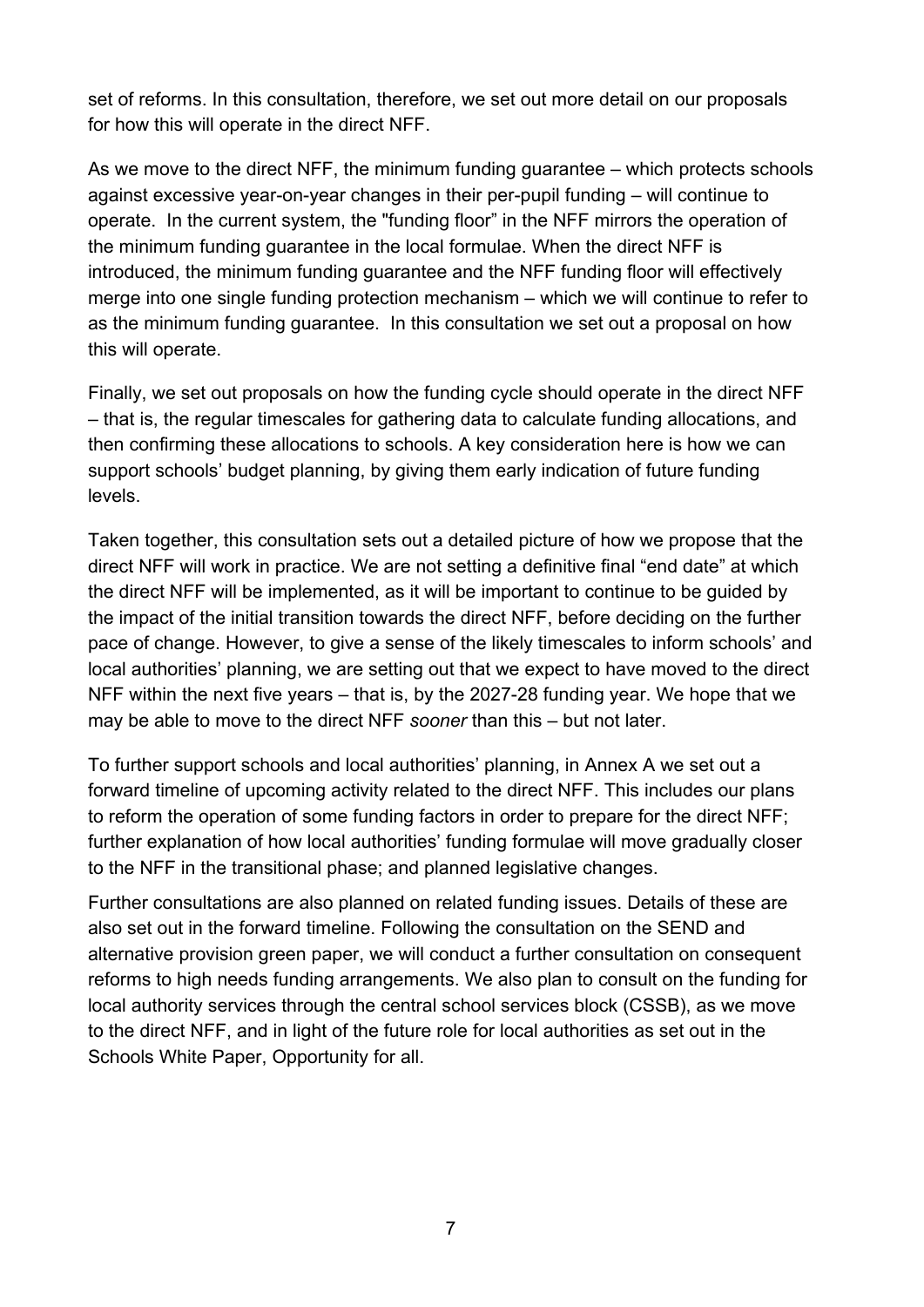set of reforms. In this consultation, therefore, we set out more detail on our proposals for how this will operate in the direct NFF.

As we move to the direct NFF, the minimum funding guarantee – which protects schools against excessive year-on-year changes in their per-pupil funding – will continue to operate. In the current system, the "funding floor" in the NFF mirrors the operation of the minimum funding guarantee in the local formulae. When the direct NFF is introduced, the minimum funding guarantee and the NFF funding floor will effectively merge into one single funding protection mechanism – which we will continue to refer to as the minimum funding guarantee. In this consultation we set out a proposal on how this will operate.

Finally, we set out proposals on how the funding cycle should operate in the direct NFF – that is, the regular timescales for gathering data to calculate funding allocations, and then confirming these allocations to schools. A key consideration here is how we can support schools' budget planning, by giving them early indication of future funding levels.

Taken together, this consultation sets out a detailed picture of how we propose that the direct NFF will work in practice. We are not setting a definitive final "end date" at which the direct NFF will be implemented, as it will be important to continue to be guided by the impact of the initial transition towards the direct NFF, before deciding on the further pace of change. However, to give a sense of the likely timescales to inform schools' and local authorities' planning, we are setting out that we expect to have moved to the direct NFF within the next five years – that is, by the 2027-28 funding year. We hope that we may be able to move to the direct NFF *sooner* than this – but not later.

To further support schools and local authorities' planning, in Annex A we set out a forward timeline of upcoming activity related to the direct NFF. This includes our plans to reform the operation of some funding factors in order to prepare for the direct NFF; further explanation of how local authorities' funding formulae will move gradually closer to the NFF in the transitional phase; and planned legislative changes.

Further consultations are also planned on related funding issues. Details of these are also set out in the forward timeline. Following the consultation on the SEND and alternative provision green paper, we will conduct a further consultation on consequent reforms to high needs funding arrangements. We also plan to consult on the funding for local authority services through the central school services block (CSSB), as we move to the direct NFF, and in light of the future role for local authorities as set out in the Schools White Paper, Opportunity for all.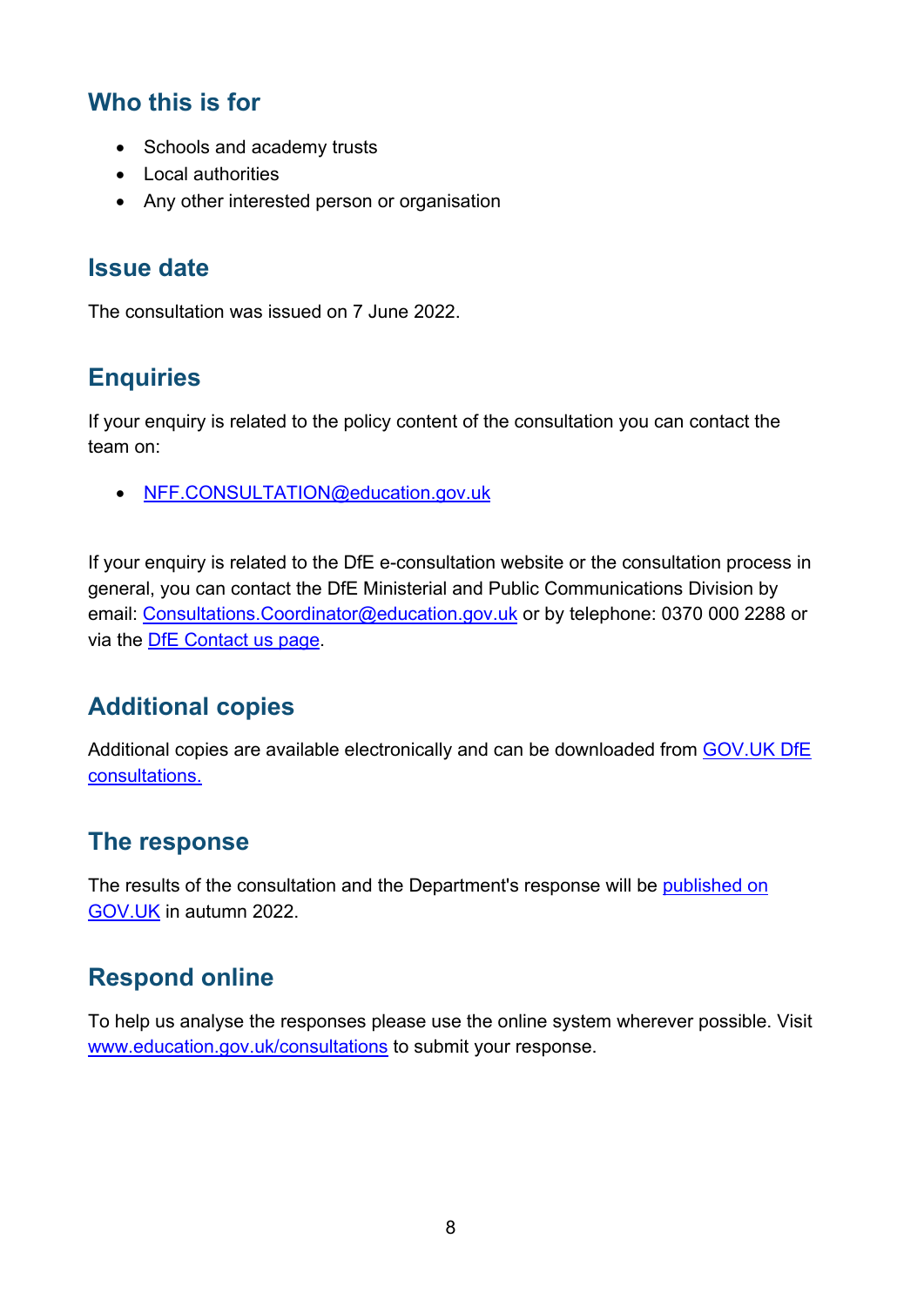## Who this is for

- Schools and academy trusts
- Local authorities
- Any other interested person or organisation

## Issue date

The consultation was issued on 7 June 2022.

## Enquiries

If your enquiry is related to the policy content of the consultation you can contact the team on:

- NFF.CONSULTATION@education.gov.uk

If your enquiry is related to the DfE e-consultation website or the consultation process in general, you can contact the DfE Ministerial and Public Communications Division by email: Consultations.Coordinator@education.gov.uk or by telephone: 0370 000 2288 or via the DfE Contact us page.

## Additional copies

Additional copies are available electronically and can be downloaded from GOV.UK DfE consultations.

## The response

The results of the consultation and the Department's response will be published on GOV.UK in autumn 2022.

## Respond online

To help us analyse the responses please use the online system wherever possible. Visit www.education.gov.uk/consultations to submit your response.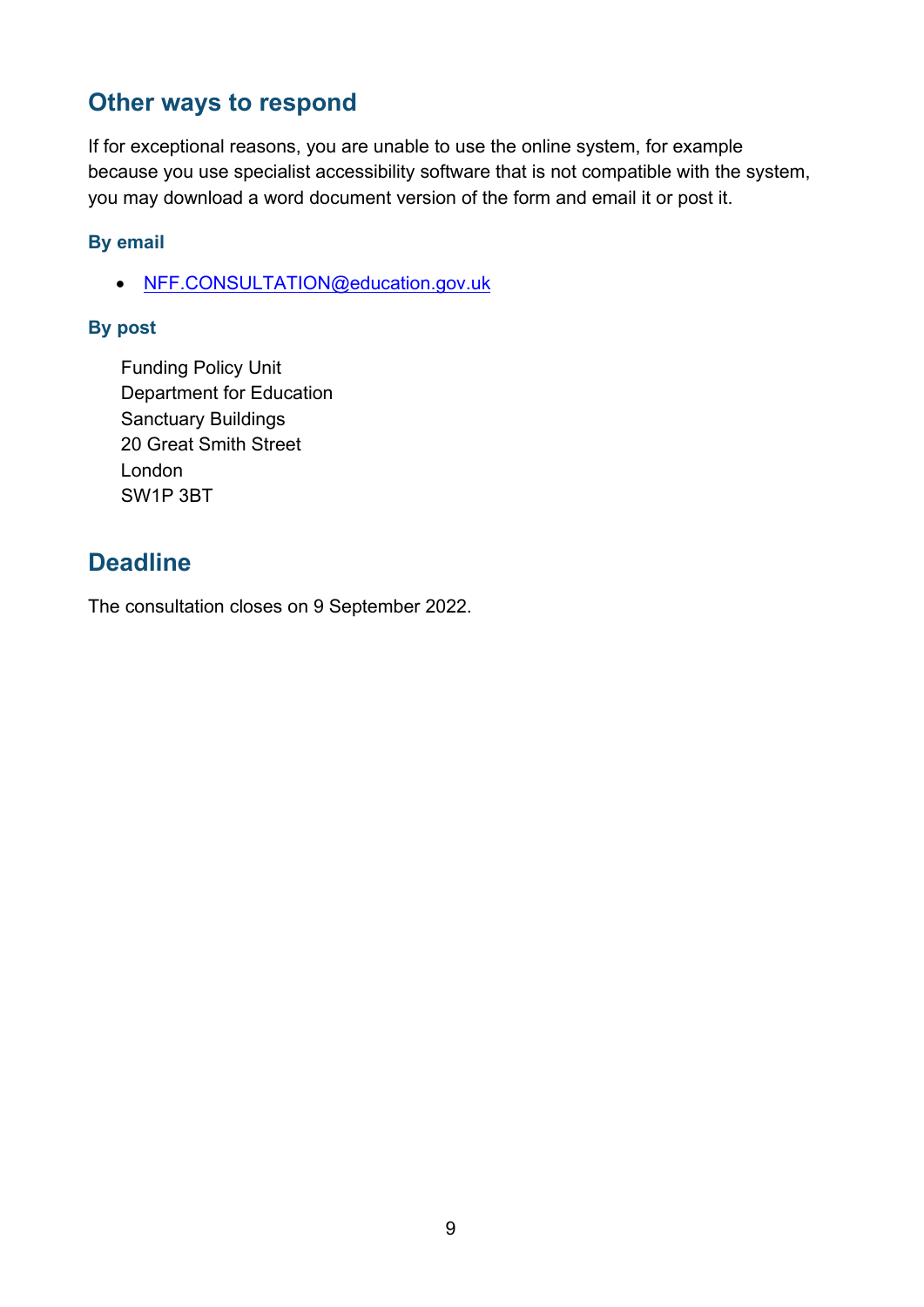## Other ways to respond

If for exceptional reasons, you are unable to use the online system, for example because you use specialist accessibility software that is not compatible with the system, you may download a word document version of the form and email it or post it.

### By email

- NFF.CONSULTATION@education.gov.uk

### By post

Funding Policy Unit
Department for Education
Sanctuary Buildings
20 Great Smith Street
London
SW1P 3BT

## Deadline

The consultation closes on 9 September 2022.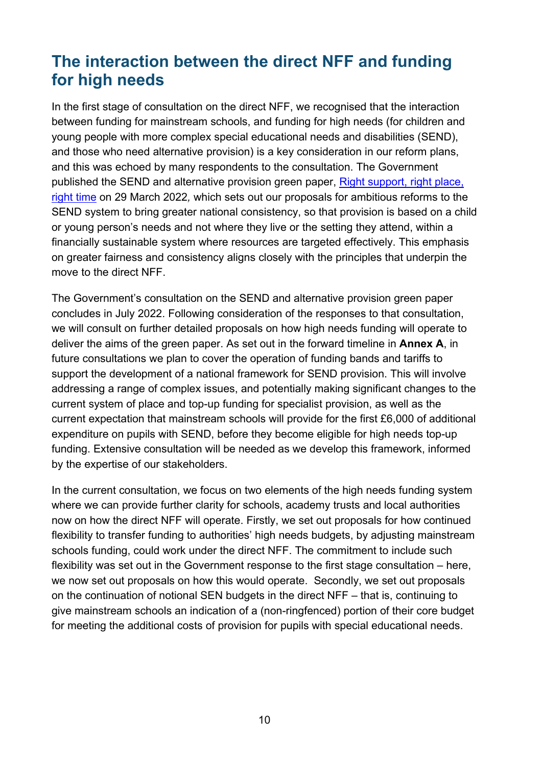## The interaction between the direct NFF and funding for high needs

In the first stage of consultation on the direct NFF, we recognised that the interaction between funding for mainstream schools, and funding for high needs (for children and young people with more complex special educational needs and disabilities (SEND), and those who need alternative provision) is a key consideration in our reform plans, and this was echoed by many respondents to the consultation. The Government published the SEND and alternative provision green paper, [Right support, right place, right time]() on 29 March 2022*,* which sets out our proposals for ambitious reforms to the SEND system to bring greater national consistency, so that provision is based on a child or young person's needs and not where they live or the setting they attend, within a financially sustainable system where resources are targeted effectively. This emphasis on greater fairness and consistency aligns closely with the principles that underpin the move to the direct NFF.

The Government's consultation on the SEND and alternative provision green paper concludes in July 2022. Following consideration of the responses to that consultation, we will consult on further detailed proposals on how high needs funding will operate to deliver the aims of the green paper. As set out in the forward timeline in **Annex A**, in future consultations we plan to cover the operation of funding bands and tariffs to support the development of a national framework for SEND provision. This will involve addressing a range of complex issues, and potentially making significant changes to the current system of place and top-up funding for specialist provision, as well as the current expectation that mainstream schools will provide for the first £6,000 of additional expenditure on pupils with SEND, before they become eligible for high needs top-up funding. Extensive consultation will be needed as we develop this framework, informed by the expertise of our stakeholders.

In the current consultation, we focus on two elements of the high needs funding system where we can provide further clarity for schools, academy trusts and local authorities now on how the direct NFF will operate. Firstly, we set out proposals for how continued flexibility to transfer funding to authorities' high needs budgets, by adjusting mainstream schools funding, could work under the direct NFF. The commitment to include such flexibility was set out in the Government response to the first stage consultation – here, we now set out proposals on how this would operate. Secondly, we set out proposals on the continuation of notional SEN budgets in the direct NFF – that is, continuing to give mainstream schools an indication of a (non-ringfenced) portion of their core budget for meeting the additional costs of provision for pupils with special educational needs.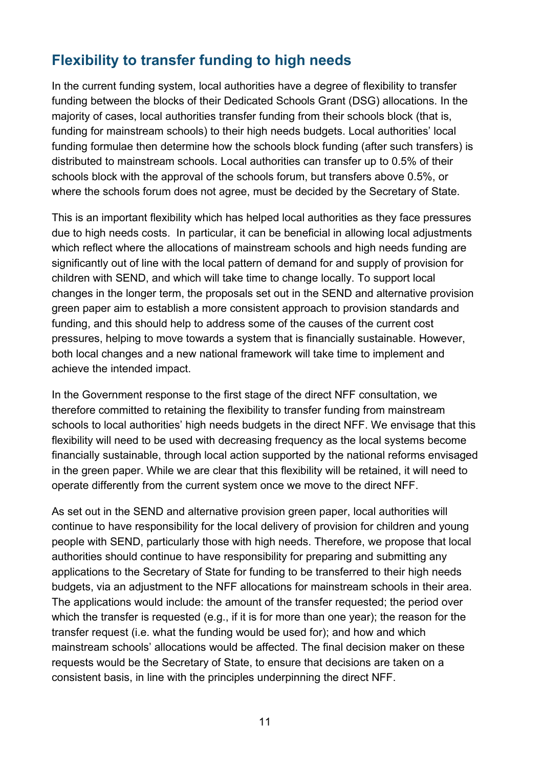## Flexibility to transfer funding to high needs

In the current funding system, local authorities have a degree of flexibility to transfer funding between the blocks of their Dedicated Schools Grant (DSG) allocations. In the majority of cases, local authorities transfer funding from their schools block (that is, funding for mainstream schools) to their high needs budgets. Local authorities' local funding formulae then determine how the schools block funding (after such transfers) is distributed to mainstream schools. Local authorities can transfer up to 0.5% of their schools block with the approval of the schools forum, but transfers above 0.5%, or where the schools forum does not agree, must be decided by the Secretary of State.

This is an important flexibility which has helped local authorities as they face pressures due to high needs costs. In particular, it can be beneficial in allowing local adjustments which reflect where the allocations of mainstream schools and high needs funding are significantly out of line with the local pattern of demand for and supply of provision for children with SEND, and which will take time to change locally. To support local changes in the longer term, the proposals set out in the SEND and alternative provision green paper aim to establish a more consistent approach to provision standards and funding, and this should help to address some of the causes of the current cost pressures, helping to move towards a system that is financially sustainable. However, both local changes and a new national framework will take time to implement and achieve the intended impact.

In the Government response to the first stage of the direct NFF consultation, we therefore committed to retaining the flexibility to transfer funding from mainstream schools to local authorities' high needs budgets in the direct NFF. We envisage that this flexibility will need to be used with decreasing frequency as the local systems become financially sustainable, through local action supported by the national reforms envisaged in the green paper. While we are clear that this flexibility will be retained, it will need to operate differently from the current system once we move to the direct NFF.

As set out in the SEND and alternative provision green paper, local authorities will continue to have responsibility for the local delivery of provision for children and young people with SEND, particularly those with high needs. Therefore, we propose that local authorities should continue to have responsibility for preparing and submitting any applications to the Secretary of State for funding to be transferred to their high needs budgets, via an adjustment to the NFF allocations for mainstream schools in their area. The applications would include: the amount of the transfer requested; the period over which the transfer is requested (e.g., if it is for more than one year); the reason for the transfer request (i.e. what the funding would be used for); and how and which mainstream schools' allocations would be affected. The final decision maker on these requests would be the Secretary of State, to ensure that decisions are taken on a consistent basis, in line with the principles underpinning the direct NFF.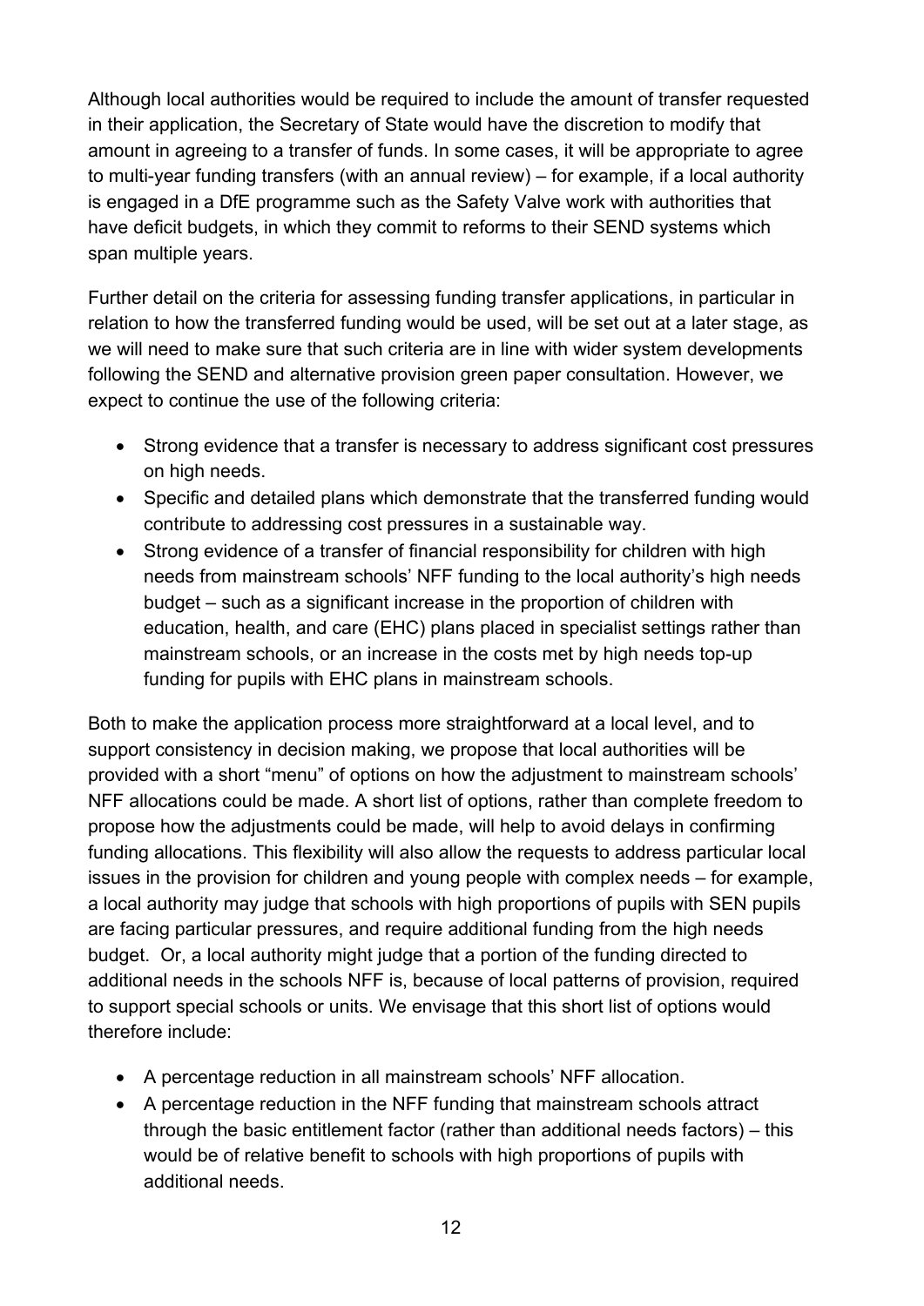Although local authorities would be required to include the amount of transfer requested in their application, the Secretary of State would have the discretion to modify that amount in agreeing to a transfer of funds. In some cases, it will be appropriate to agree to multi-year funding transfers (with an annual review) – for example, if a local authority is engaged in a DfE programme such as the Safety Valve work with authorities that have deficit budgets, in which they commit to reforms to their SEND systems which span multiple years.

Further detail on the criteria for assessing funding transfer applications, in particular in relation to how the transferred funding would be used, will be set out at a later stage, as we will need to make sure that such criteria are in line with wider system developments following the SEND and alternative provision green paper consultation. However, we expect to continue the use of the following criteria:

- Strong evidence that a transfer is necessary to address significant cost pressures on high needs.
- Specific and detailed plans which demonstrate that the transferred funding would contribute to addressing cost pressures in a sustainable way.
- Strong evidence of a transfer of financial responsibility for children with high needs from mainstream schools' NFF funding to the local authority's high needs budget – such as a significant increase in the proportion of children with education, health, and care (EHC) plans placed in specialist settings rather than mainstream schools, or an increase in the costs met by high needs top-up funding for pupils with EHC plans in mainstream schools.

Both to make the application process more straightforward at a local level, and to support consistency in decision making, we propose that local authorities will be provided with a short "menu" of options on how the adjustment to mainstream schools' NFF allocations could be made. A short list of options, rather than complete freedom to propose how the adjustments could be made, will help to avoid delays in confirming funding allocations. This flexibility will also allow the requests to address particular local issues in the provision for children and young people with complex needs – for example, a local authority may judge that schools with high proportions of pupils with SEN pupils are facing particular pressures, and require additional funding from the high needs budget. Or, a local authority might judge that a portion of the funding directed to additional needs in the schools NFF is, because of local patterns of provision, required to support special schools or units. We envisage that this short list of options would therefore include:

- A percentage reduction in all mainstream schools' NFF allocation.
- A percentage reduction in the NFF funding that mainstream schools attract through the basic entitlement factor (rather than additional needs factors) – this would be of relative benefit to schools with high proportions of pupils with additional needs.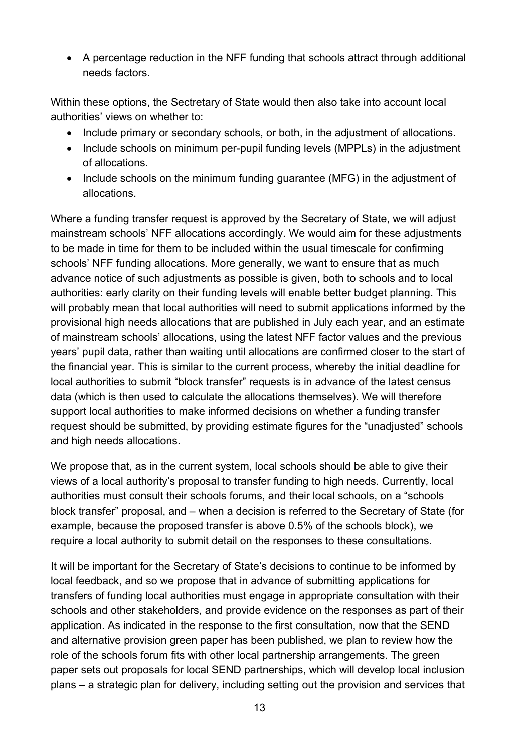- A percentage reduction in the NFF funding that schools attract through additional needs factors.

Within these options, the Sectretary of State would then also take into account local authorities' views on whether to:

- Include primary or secondary schools, or both, in the adjustment of allocations.
- Include schools on minimum per-pupil funding levels (MPPLs) in the adjustment of allocations.
- Include schools on the minimum funding guarantee (MFG) in the adjustment of allocations.

Where a funding transfer request is approved by the Secretary of State, we will adjust mainstream schools' NFF allocations accordingly. We would aim for these adjustments to be made in time for them to be included within the usual timescale for confirming schools' NFF funding allocations. More generally, we want to ensure that as much advance notice of such adjustments as possible is given, both to schools and to local authorities: early clarity on their funding levels will enable better budget planning. This will probably mean that local authorities will need to submit applications informed by the provisional high needs allocations that are published in July each year, and an estimate of mainstream schools' allocations, using the latest NFF factor values and the previous years' pupil data, rather than waiting until allocations are confirmed closer to the start of the financial year. This is similar to the current process, whereby the initial deadline for local authorities to submit "block transfer" requests is in advance of the latest census data (which is then used to calculate the allocations themselves). We will therefore support local authorities to make informed decisions on whether a funding transfer request should be submitted, by providing estimate figures for the "unadjusted" schools and high needs allocations.

We propose that, as in the current system, local schools should be able to give their views of a local authority's proposal to transfer funding to high needs. Currently, local authorities must consult their schools forums, and their local schools, on a "schools block transfer" proposal, and – when a decision is referred to the Secretary of State (for example, because the proposed transfer is above 0.5% of the schools block), we require a local authority to submit detail on the responses to these consultations.

It will be important for the Secretary of State's decisions to continue to be informed by local feedback, and so we propose that in advance of submitting applications for transfers of funding local authorities must engage in appropriate consultation with their schools and other stakeholders, and provide evidence on the responses as part of their application. As indicated in the response to the first consultation, now that the SEND and alternative provision green paper has been published, we plan to review how the role of the schools forum fits with other local partnership arrangements. The green paper sets out proposals for local SEND partnerships, which will develop local inclusion plans – a strategic plan for delivery, including setting out the provision and services that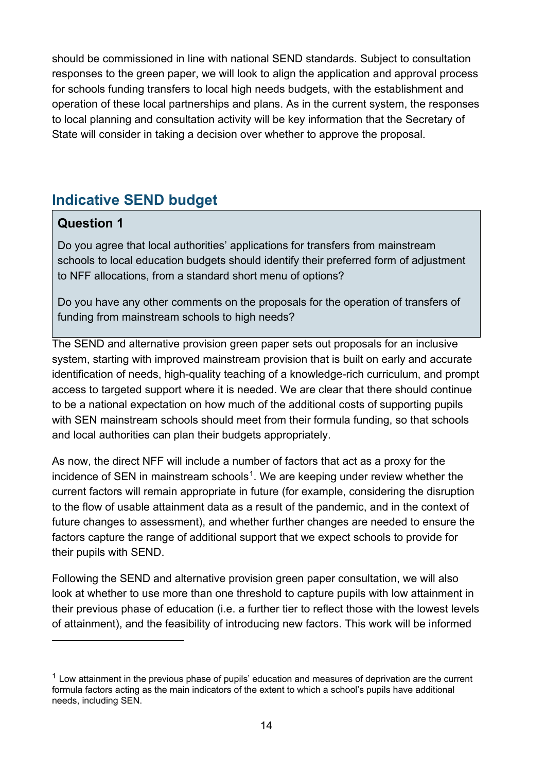should be commissioned in line with national SEND standards. Subject to consultation responses to the green paper, we will look to align the application and approval process for schools funding transfers to local high needs budgets, with the establishment and operation of these local partnerships and plans. As in the current system, the responses to local planning and consultation activity will be key information that the Secretary of State will consider in taking a decision over whether to approve the proposal.

## Indicative SEND budget

> **Question 1**
>
> Do you agree that local authorities' applications for transfers from mainstream schools to local education budgets should identify their preferred form of adjustment to NFF allocations, from a standard short menu of options?
>
> Do you have any other comments on the proposals for the operation of transfers of funding from mainstream schools to high needs?

The SEND and alternative provision green paper sets out proposals for an inclusive system, starting with improved mainstream provision that is built on early and accurate identification of needs, high-quality teaching of a knowledge-rich curriculum, and prompt access to targeted support where it is needed. We are clear that there should continue to be a national expectation on how much of the additional costs of supporting pupils with SEN mainstream schools should meet from their formula funding, so that schools and local authorities can plan their budgets appropriately.

As now, the direct NFF will include a number of factors that act as a proxy for the incidence of SEN in mainstream schools[1]. We are keeping under review whether the current factors will remain appropriate in future (for example, considering the disruption to the flow of usable attainment data as a result of the pandemic, and in the context of future changes to assessment), and whether further changes are needed to ensure the factors capture the range of additional support that we expect schools to provide for their pupils with SEND.

Following the SEND and alternative provision green paper consultation, we will also look at whether to use more than one threshold to capture pupils with low attainment in their previous phase of education (i.e. a further tier to reflect those with the lowest levels of attainment), and the feasibility of introducing new factors. This work will be informed

[1] Low attainment in the previous phase of pupils' education and measures of deprivation are the current formula factors acting as the main indicators of the extent to which a school's pupils have additional needs, including SEN.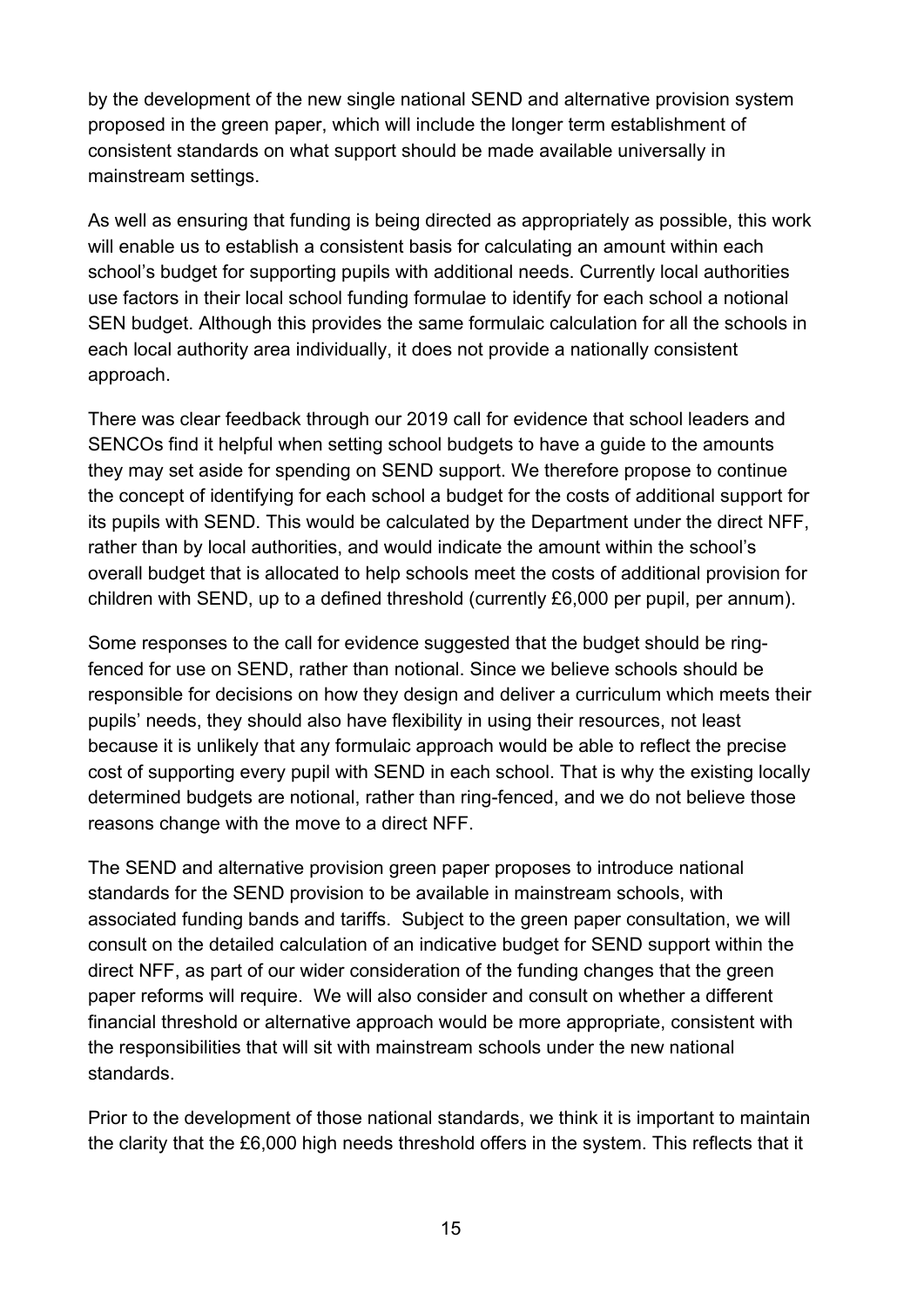by the development of the new single national SEND and alternative provision system proposed in the green paper, which will include the longer term establishment of consistent standards on what support should be made available universally in mainstream settings.

As well as ensuring that funding is being directed as appropriately as possible, this work will enable us to establish a consistent basis for calculating an amount within each school's budget for supporting pupils with additional needs. Currently local authorities use factors in their local school funding formulae to identify for each school a notional SEN budget. Although this provides the same formulaic calculation for all the schools in each local authority area individually, it does not provide a nationally consistent approach.

There was clear feedback through our 2019 call for evidence that school leaders and SENCOs find it helpful when setting school budgets to have a guide to the amounts they may set aside for spending on SEND support. We therefore propose to continue the concept of identifying for each school a budget for the costs of additional support for its pupils with SEND. This would be calculated by the Department under the direct NFF, rather than by local authorities, and would indicate the amount within the school's overall budget that is allocated to help schools meet the costs of additional provision for children with SEND, up to a defined threshold (currently £6,000 per pupil, per annum).

Some responses to the call for evidence suggested that the budget should be ring-fenced for use on SEND, rather than notional. Since we believe schools should be responsible for decisions on how they design and deliver a curriculum which meets their pupils' needs, they should also have flexibility in using their resources, not least because it is unlikely that any formulaic approach would be able to reflect the precise cost of supporting every pupil with SEND in each school. That is why the existing locally determined budgets are notional, rather than ring-fenced, and we do not believe those reasons change with the move to a direct NFF.

The SEND and alternative provision green paper proposes to introduce national standards for the SEND provision to be available in mainstream schools, with associated funding bands and tariffs. Subject to the green paper consultation, we will consult on the detailed calculation of an indicative budget for SEND support within the direct NFF, as part of our wider consideration of the funding changes that the green paper reforms will require. We will also consider and consult on whether a different financial threshold or alternative approach would be more appropriate, consistent with the responsibilities that will sit with mainstream schools under the new national standards.

Prior to the development of those national standards, we think it is important to maintain the clarity that the £6,000 high needs threshold offers in the system. This reflects that it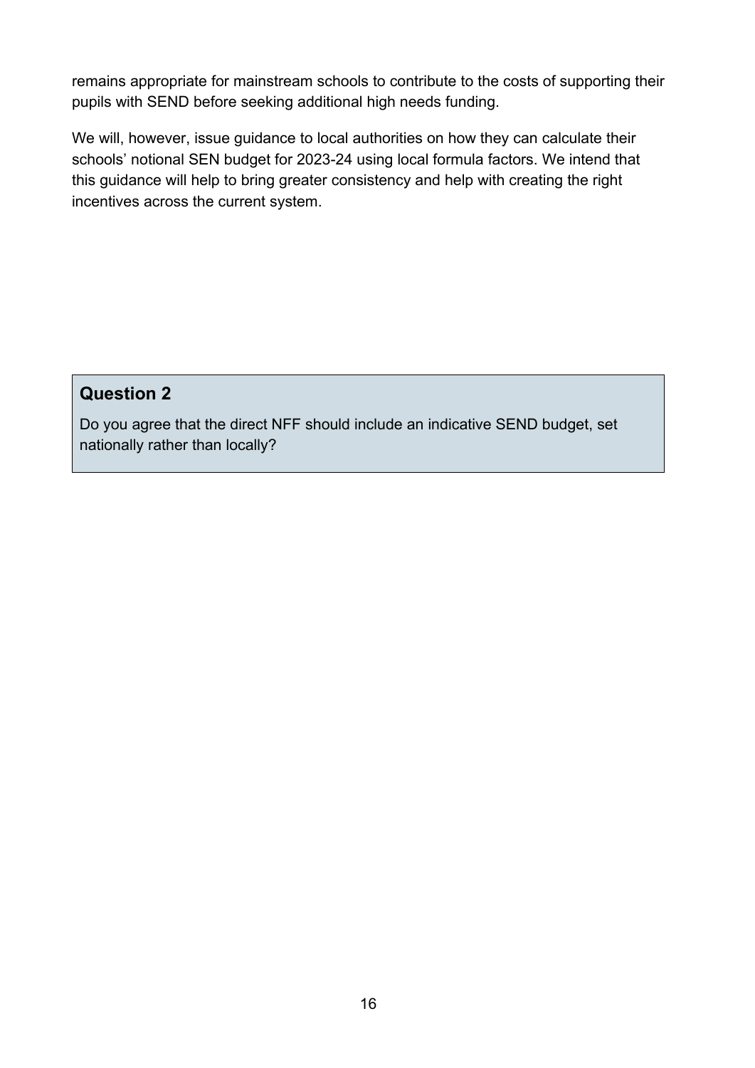remains appropriate for mainstream schools to contribute to the costs of supporting their pupils with SEND before seeking additional high needs funding.

We will, however, issue guidance to local authorities on how they can calculate their schools' notional SEN budget for 2023-24 using local formula factors. We intend that this guidance will help to bring greater consistency and help with creating the right incentives across the current system.

> **Question 2**
>
> Do you agree that the direct NFF should include an indicative SEND budget, set nationally rather than locally?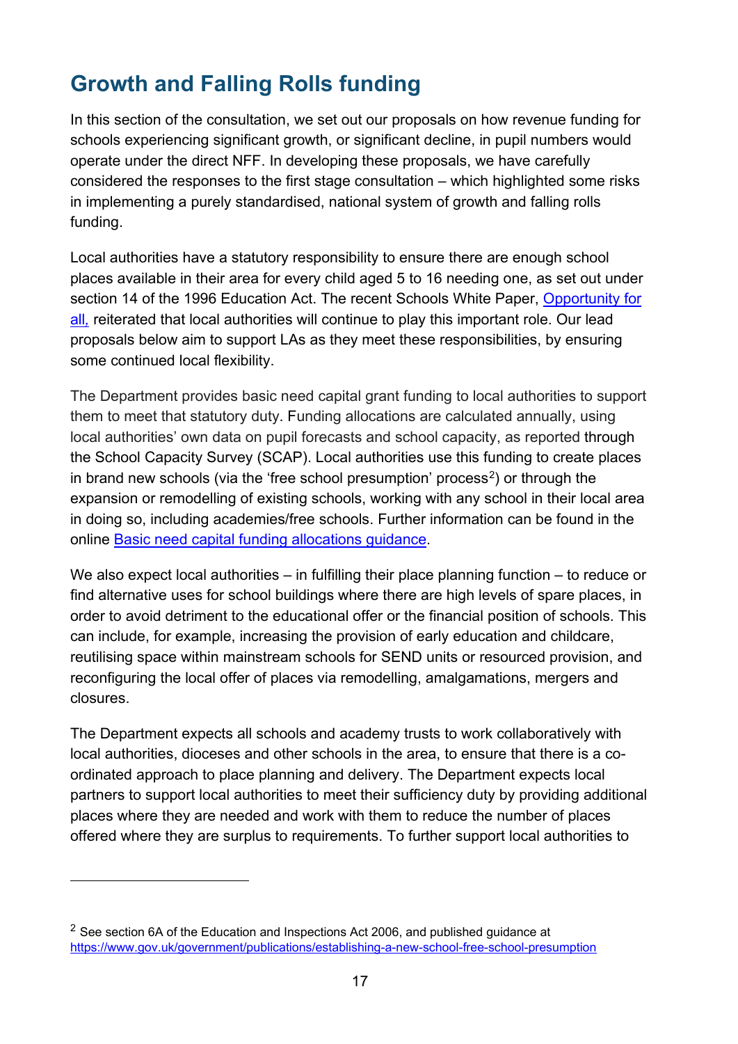## Growth and Falling Rolls funding

In this section of the consultation, we set out our proposals on how revenue funding for schools experiencing significant growth, or significant decline, in pupil numbers would operate under the direct NFF. In developing these proposals, we have carefully considered the responses to the first stage consultation – which highlighted some risks in implementing a purely standardised, national system of growth and falling rolls funding.

Local authorities have a statutory responsibility to ensure there are enough school places available in their area for every child aged 5 to 16 needing one, as set out under section 14 of the 1996 Education Act. The recent Schools White Paper, [Opportunity for all,](#) reiterated that local authorities will continue to play this important role. Our lead proposals below aim to support LAs as they meet these responsibilities, by ensuring some continued local flexibility.

The Department provides basic need capital grant funding to local authorities to support them to meet that statutory duty. Funding allocations are calculated annually, using local authorities' own data on pupil forecasts and school capacity, as reported through the School Capacity Survey (SCAP). Local authorities use this funding to create places in brand new schools (via the 'free school presumption' process[2]) or through the expansion or remodelling of existing schools, working with any school in their local area in doing so, including academies/free schools. Further information can be found in the online [Basic need capital funding allocations guidance](#).

We also expect local authorities – in fulfilling their place planning function – to reduce or find alternative uses for school buildings where there are high levels of spare places, in order to avoid detriment to the educational offer or the financial position of schools. This can include, for example, increasing the provision of early education and childcare, reutilising space within mainstream schools for SEND units or resourced provision, and reconfiguring the local offer of places via remodelling, amalgamations, mergers and closures.

The Department expects all schools and academy trusts to work collaboratively with local authorities, dioceses and other schools in the area, to ensure that there is a co-ordinated approach to place planning and delivery. The Department expects local partners to support local authorities to meet their sufficiency duty by providing additional places where they are needed and work with them to reduce the number of places offered where they are surplus to requirements. To further support local authorities to

---

[2] See section 6A of the Education and Inspections Act 2006, and published guidance at https://www.gov.uk/government/publications/establishing-a-new-school-free-school-presumption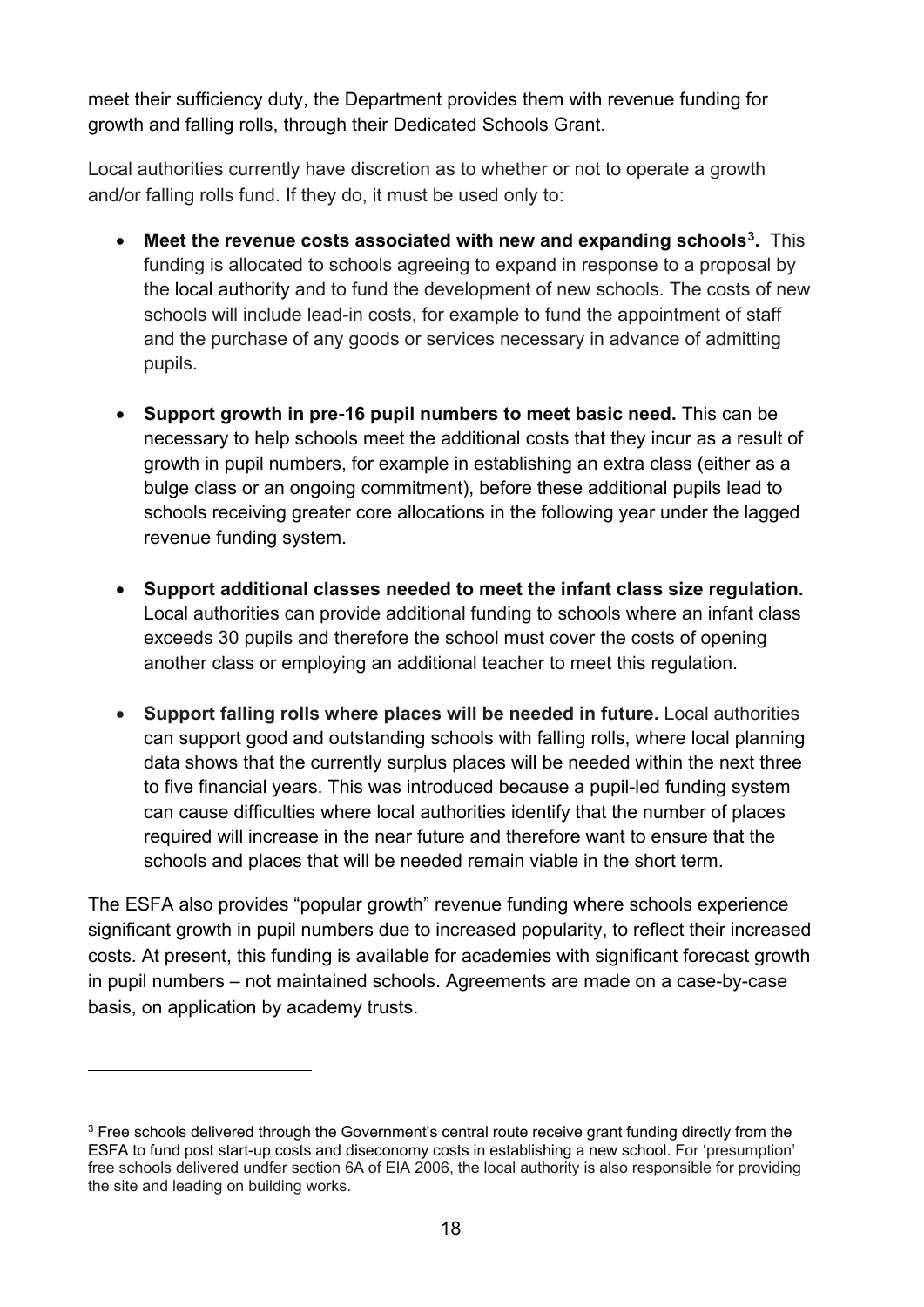meet their sufficiency duty, the Department provides them with revenue funding for growth and falling rolls, through their Dedicated Schools Grant.

Local authorities currently have discretion as to whether or not to operate a growth and/or falling rolls fund. If they do, it must be used only to:

- **Meet the revenue costs associated with new and expanding schools[3].** This funding is allocated to schools agreeing to expand in response to a proposal by the local authority and to fund the development of new schools. The costs of new schools will include lead-in costs, for example to fund the appointment of staff and the purchase of any goods or services necessary in advance of admitting pupils.

- **Support growth in pre-16 pupil numbers to meet basic need.** This can be necessary to help schools meet the additional costs that they incur as a result of growth in pupil numbers, for example in establishing an extra class (either as a bulge class or an ongoing commitment), before these additional pupils lead to schools receiving greater core allocations in the following year under the lagged revenue funding system.

- **Support additional classes needed to meet the infant class size regulation.** Local authorities can provide additional funding to schools where an infant class exceeds 30 pupils and therefore the school must cover the costs of opening another class or employing an additional teacher to meet this regulation.

- **Support falling rolls where places will be needed in future.** Local authorities can support good and outstanding schools with falling rolls, where local planning data shows that the currently surplus places will be needed within the next three to five financial years. This was introduced because a pupil-led funding system can cause difficulties where local authorities identify that the number of places required will increase in the near future and therefore want to ensure that the schools and places that will be needed remain viable in the short term.

The ESFA also provides "popular growth" revenue funding where schools experience significant growth in pupil numbers due to increased popularity, to reflect their increased costs. At present, this funding is available for academies with significant forecast growth in pupil numbers – not maintained schools. Agreements are made on a case-by-case basis, on application by academy trusts.

---

[3] Free schools delivered through the Government's central route receive grant funding directly from the ESFA to fund post start-up costs and diseconomy costs in establishing a new school. For 'presumption' free schools delivered undfer section 6A of EIA 2006, the local authority is also responsible for providing the site and leading on building works.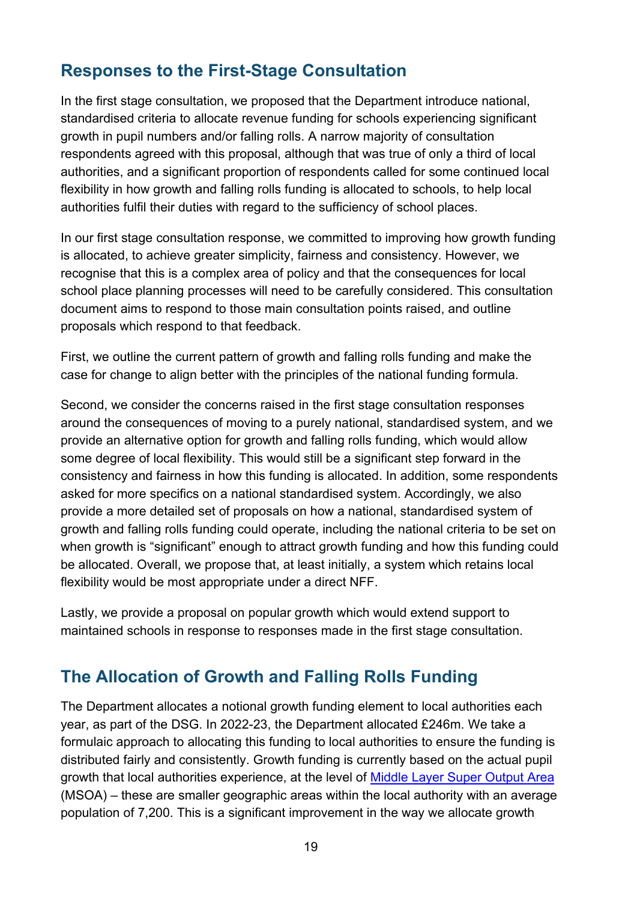## Responses to the First-Stage Consultation

In the first stage consultation, we proposed that the Department introduce national, standardised criteria to allocate revenue funding for schools experiencing significant growth in pupil numbers and/or falling rolls. A narrow majority of consultation respondents agreed with this proposal, although that was true of only a third of local authorities, and a significant proportion of respondents called for some continued local flexibility in how growth and falling rolls funding is allocated to schools, to help local authorities fulfil their duties with regard to the sufficiency of school places.

In our first stage consultation response, we committed to improving how growth funding is allocated, to achieve greater simplicity, fairness and consistency. However, we recognise that this is a complex area of policy and that the consequences for local school place planning processes will need to be carefully considered. This consultation document aims to respond to those main consultation points raised, and outline proposals which respond to that feedback.

First, we outline the current pattern of growth and falling rolls funding and make the case for change to align better with the principles of the national funding formula.

Second, we consider the concerns raised in the first stage consultation responses around the consequences of moving to a purely national, standardised system, and we provide an alternative option for growth and falling rolls funding, which would allow some degree of local flexibility. This would still be a significant step forward in the consistency and fairness in how this funding is allocated. In addition, some respondents asked for more specifics on a national standardised system. Accordingly, we also provide a more detailed set of proposals on how a national, standardised system of growth and falling rolls funding could operate, including the national criteria to be set on when growth is "significant" enough to attract growth funding and how this funding could be allocated. Overall, we propose that, at least initially, a system which retains local flexibility would be most appropriate under a direct NFF.

Lastly, we provide a proposal on popular growth which would extend support to maintained schools in response to responses made in the first stage consultation.

## The Allocation of Growth and Falling Rolls Funding

The Department allocates a notional growth funding element to local authorities each year, as part of the DSG. In 2022-23, the Department allocated £246m. We take a formulaic approach to allocating this funding to local authorities to ensure the funding is distributed fairly and consistently. Growth funding is currently based on the actual pupil growth that local authorities experience, at the level of Middle Layer Super Output Area (MSOA) – these are smaller geographic areas within the local authority with an average population of 7,200. This is a significant improvement in the way we allocate growth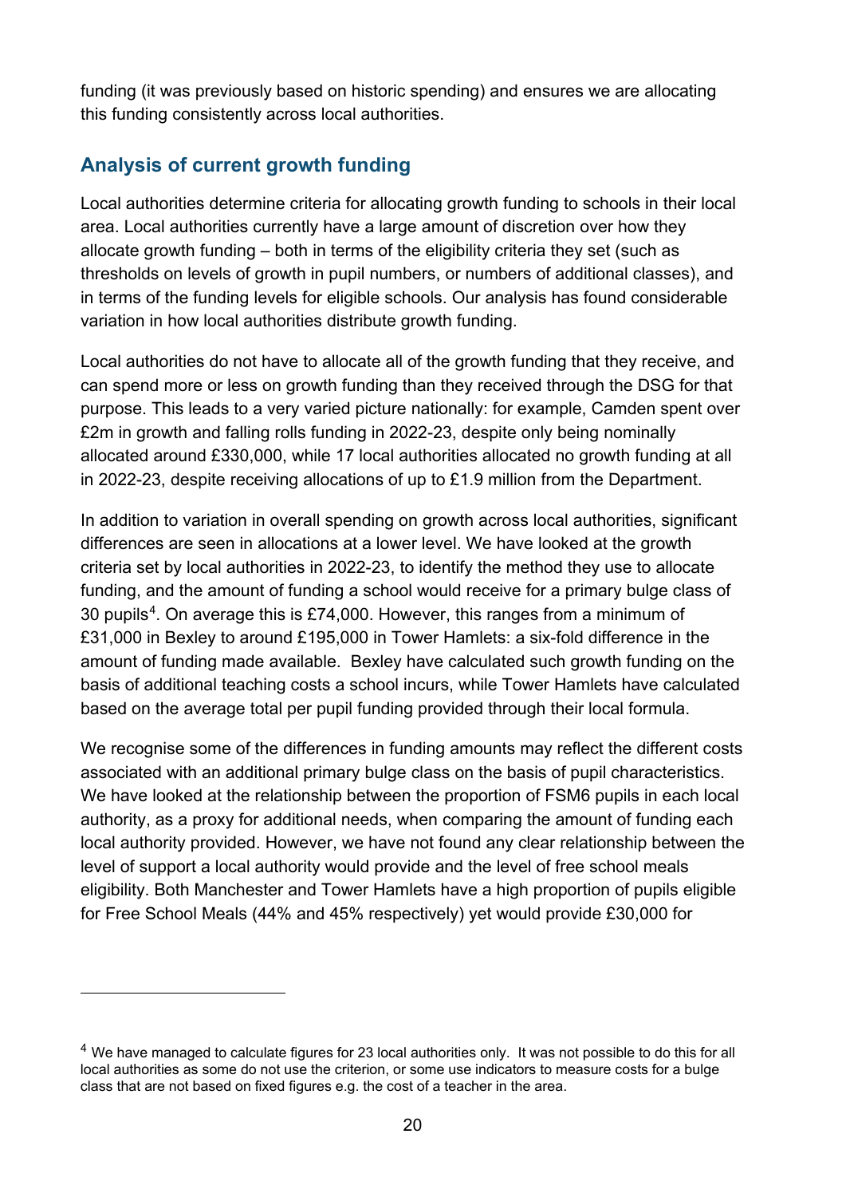funding (it was previously based on historic spending) and ensures we are allocating this funding consistently across local authorities.

## Analysis of current growth funding

Local authorities determine criteria for allocating growth funding to schools in their local area. Local authorities currently have a large amount of discretion over how they allocate growth funding – both in terms of the eligibility criteria they set (such as thresholds on levels of growth in pupil numbers, or numbers of additional classes), and in terms of the funding levels for eligible schools. Our analysis has found considerable variation in how local authorities distribute growth funding.

Local authorities do not have to allocate all of the growth funding that they receive, and can spend more or less on growth funding than they received through the DSG for that purpose. This leads to a very varied picture nationally: for example, Camden spent over £2m in growth and falling rolls funding in 2022-23, despite only being nominally allocated around £330,000, while 17 local authorities allocated no growth funding at all in 2022-23, despite receiving allocations of up to £1.9 million from the Department.

In addition to variation in overall spending on growth across local authorities, significant differences are seen in allocations at a lower level. We have looked at the growth criteria set by local authorities in 2022-23, to identify the method they use to allocate funding, and the amount of funding a school would receive for a primary bulge class of 30 pupils[4]. On average this is £74,000. However, this ranges from a minimum of £31,000 in Bexley to around £195,000 in Tower Hamlets: a six-fold difference in the amount of funding made available. Bexley have calculated such growth funding on the basis of additional teaching costs a school incurs, while Tower Hamlets have calculated based on the average total per pupil funding provided through their local formula.

We recognise some of the differences in funding amounts may reflect the different costs associated with an additional primary bulge class on the basis of pupil characteristics. We have looked at the relationship between the proportion of FSM6 pupils in each local authority, as a proxy for additional needs, when comparing the amount of funding each local authority provided. However, we have not found any clear relationship between the level of support a local authority would provide and the level of free school meals eligibility. Both Manchester and Tower Hamlets have a high proportion of pupils eligible for Free School Meals (44% and 45% respectively) yet would provide £30,000 for

[4] We have managed to calculate figures for 23 local authorities only. It was not possible to do this for all local authorities as some do not use the criterion, or some use indicators to measure costs for a bulge class that are not based on fixed figures e.g. the cost of a teacher in the area.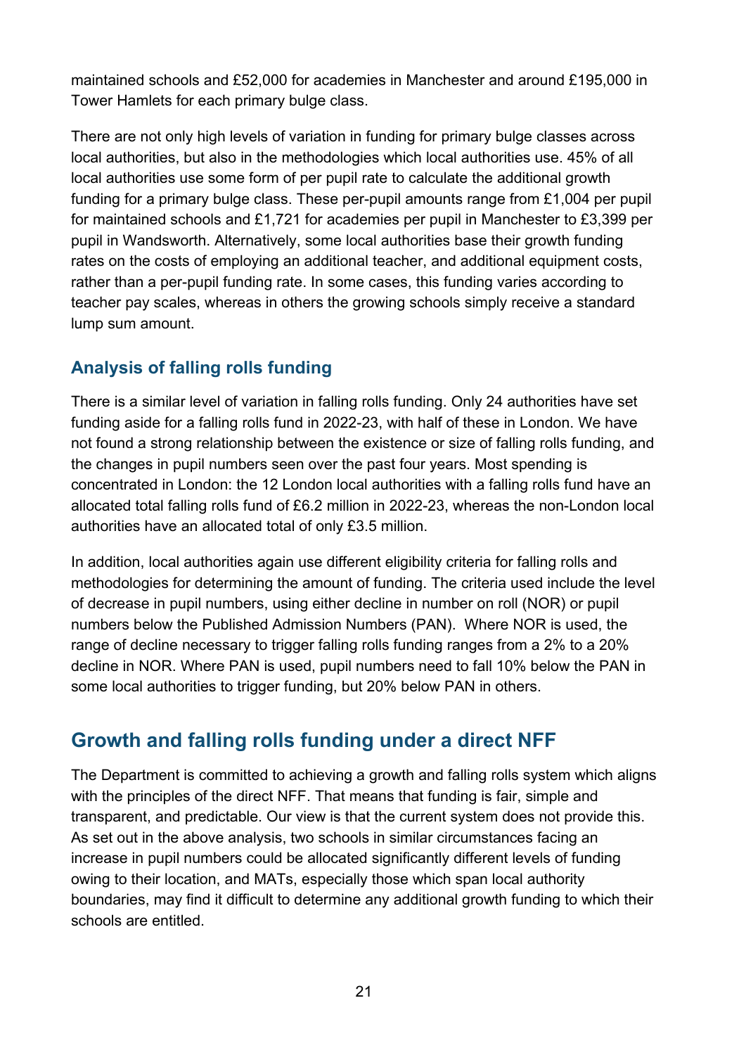maintained schools and £52,000 for academies in Manchester and around £195,000 in Tower Hamlets for each primary bulge class.

There are not only high levels of variation in funding for primary bulge classes across local authorities, but also in the methodologies which local authorities use. 45% of all local authorities use some form of per pupil rate to calculate the additional growth funding for a primary bulge class. These per-pupil amounts range from £1,004 per pupil for maintained schools and £1,721 for academies per pupil in Manchester to £3,399 per pupil in Wandsworth. Alternatively, some local authorities base their growth funding rates on the costs of employing an additional teacher, and additional equipment costs, rather than a per-pupil funding rate. In some cases, this funding varies according to teacher pay scales, whereas in others the growing schools simply receive a standard lump sum amount.

### Analysis of falling rolls funding

There is a similar level of variation in falling rolls funding. Only 24 authorities have set funding aside for a falling rolls fund in 2022-23, with half of these in London. We have not found a strong relationship between the existence or size of falling rolls funding, and the changes in pupil numbers seen over the past four years. Most spending is concentrated in London: the 12 London local authorities with a falling rolls fund have an allocated total falling rolls fund of £6.2 million in 2022-23, whereas the non-London local authorities have an allocated total of only £3.5 million.

In addition, local authorities again use different eligibility criteria for falling rolls and methodologies for determining the amount of funding. The criteria used include the level of decrease in pupil numbers, using either decline in number on roll (NOR) or pupil numbers below the Published Admission Numbers (PAN). Where NOR is used, the range of decline necessary to trigger falling rolls funding ranges from a 2% to a 20% decline in NOR. Where PAN is used, pupil numbers need to fall 10% below the PAN in some local authorities to trigger funding, but 20% below PAN in others.

## Growth and falling rolls funding under a direct NFF

The Department is committed to achieving a growth and falling rolls system which aligns with the principles of the direct NFF. That means that funding is fair, simple and transparent, and predictable. Our view is that the current system does not provide this. As set out in the above analysis, two schools in similar circumstances facing an increase in pupil numbers could be allocated significantly different levels of funding owing to their location, and MATs, especially those which span local authority boundaries, may find it difficult to determine any additional growth funding to which their schools are entitled.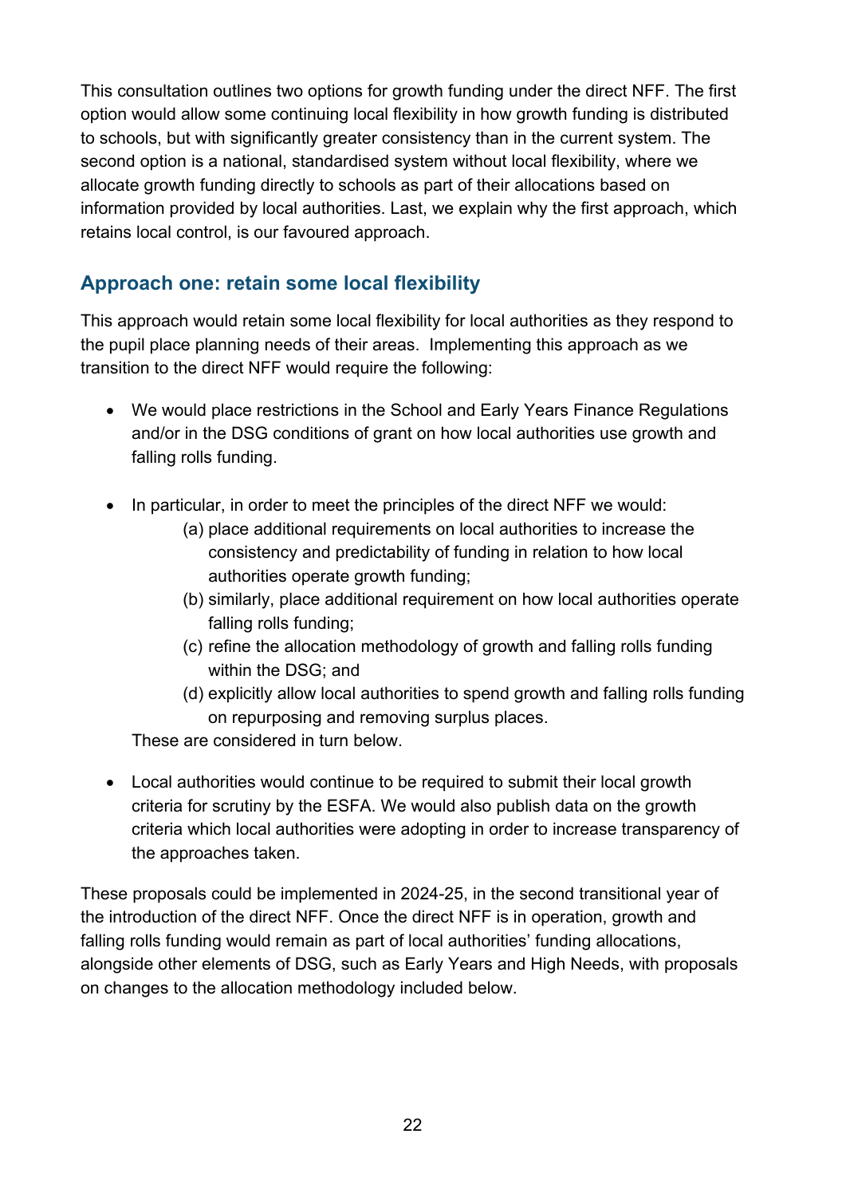This consultation outlines two options for growth funding under the direct NFF. The first option would allow some continuing local flexibility in how growth funding is distributed to schools, but with significantly greater consistency than in the current system. The second option is a national, standardised system without local flexibility, where we allocate growth funding directly to schools as part of their allocations based on information provided by local authorities. Last, we explain why the first approach, which retains local control, is our favoured approach.

## Approach one: retain some local flexibility

This approach would retain some local flexibility for local authorities as they respond to the pupil place planning needs of their areas. Implementing this approach as we transition to the direct NFF would require the following:

- We would place restrictions in the School and Early Years Finance Regulations and/or in the DSG conditions of grant on how local authorities use growth and falling rolls funding.

- In particular, in order to meet the principles of the direct NFF we would:
  (a) place additional requirements on local authorities to increase the consistency and predictability of funding in relation to how local authorities operate growth funding;
  (b) similarly, place additional requirement on how local authorities operate falling rolls funding;
  (c) refine the allocation methodology of growth and falling rolls funding within the DSG; and
  (d) explicitly allow local authorities to spend growth and falling rolls funding on repurposing and removing surplus places.

  These are considered in turn below.

- Local authorities would continue to be required to submit their local growth criteria for scrutiny by the ESFA. We would also publish data on the growth criteria which local authorities were adopting in order to increase transparency of the approaches taken.

These proposals could be implemented in 2024-25, in the second transitional year of the introduction of the direct NFF. Once the direct NFF is in operation, growth and falling rolls funding would remain as part of local authorities' funding allocations, alongside other elements of DSG, such as Early Years and High Needs, with proposals on changes to the allocation methodology included below.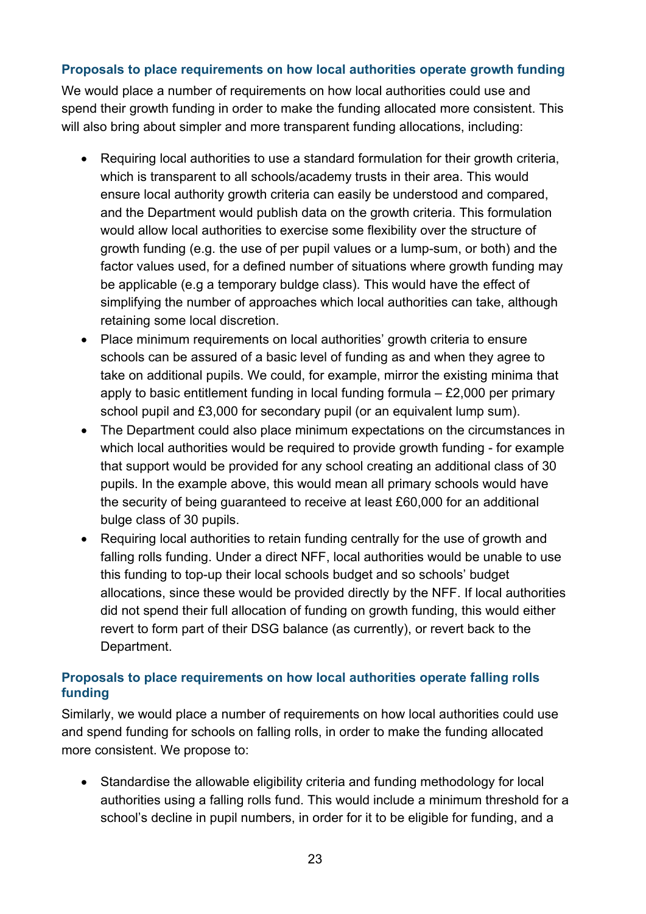### Proposals to place requirements on how local authorities operate growth funding

We would place a number of requirements on how local authorities could use and spend their growth funding in order to make the funding allocated more consistent. This will also bring about simpler and more transparent funding allocations, including:

- Requiring local authorities to use a standard formulation for their growth criteria, which is transparent to all schools/academy trusts in their area. This would ensure local authority growth criteria can easily be understood and compared, and the Department would publish data on the growth criteria. This formulation would allow local authorities to exercise some flexibility over the structure of growth funding (e.g. the use of per pupil values or a lump-sum, or both) and the factor values used, for a defined number of situations where growth funding may be applicable (e.g a temporary buldge class). This would have the effect of simplifying the number of approaches which local authorities can take, although retaining some local discretion.
- Place minimum requirements on local authorities' growth criteria to ensure schools can be assured of a basic level of funding as and when they agree to take on additional pupils. We could, for example, mirror the existing minima that apply to basic entitlement funding in local funding formula – £2,000 per primary school pupil and £3,000 for secondary pupil (or an equivalent lump sum).
- The Department could also place minimum expectations on the circumstances in which local authorities would be required to provide growth funding - for example that support would be provided for any school creating an additional class of 30 pupils. In the example above, this would mean all primary schools would have the security of being guaranteed to receive at least £60,000 for an additional bulge class of 30 pupils.
- Requiring local authorities to retain funding centrally for the use of growth and falling rolls funding. Under a direct NFF, local authorities would be unable to use this funding to top-up their local schools budget and so schools' budget allocations, since these would be provided directly by the NFF. If local authorities did not spend their full allocation of funding on growth funding, this would either revert to form part of their DSG balance (as currently), or revert back to the Department.

### Proposals to place requirements on how local authorities operate falling rolls funding

Similarly, we would place a number of requirements on how local authorities could use and spend funding for schools on falling rolls, in order to make the funding allocated more consistent. We propose to:

- Standardise the allowable eligibility criteria and funding methodology for local authorities using a falling rolls fund. This would include a minimum threshold for a school's decline in pupil numbers, in order for it to be eligible for funding, and a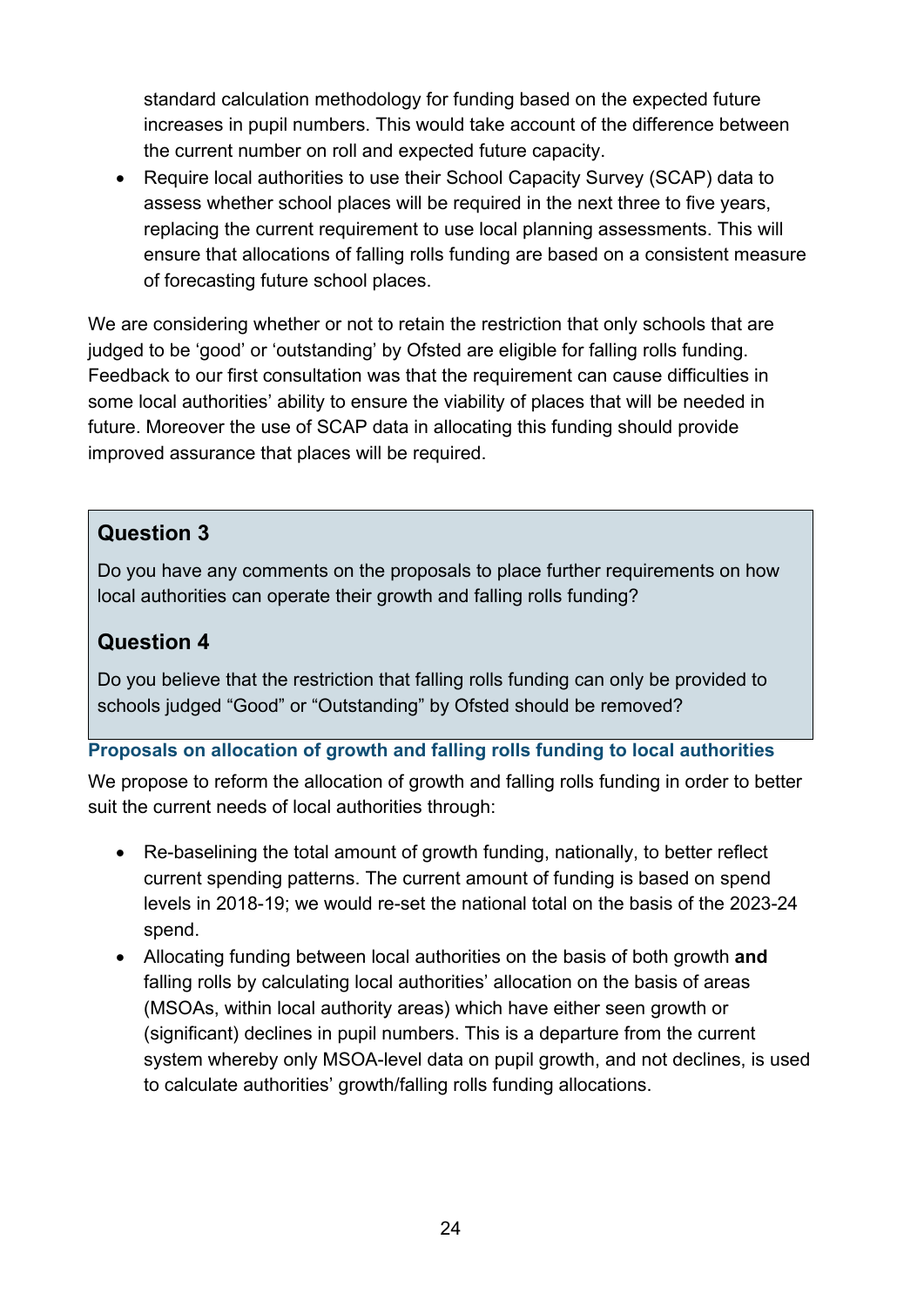standard calculation methodology for funding based on the expected future increases in pupil numbers. This would take account of the difference between the current number on roll and expected future capacity.

- Require local authorities to use their School Capacity Survey (SCAP) data to assess whether school places will be required in the next three to five years, replacing the current requirement to use local planning assessments. This will ensure that allocations of falling rolls funding are based on a consistent measure of forecasting future school places.

We are considering whether or not to retain the restriction that only schools that are judged to be 'good' or 'outstanding' by Ofsted are eligible for falling rolls funding. Feedback to our first consultation was that the requirement can cause difficulties in some local authorities' ability to ensure the viability of places that will be needed in future. Moreover the use of SCAP data in allocating this funding should provide improved assurance that places will be required.

### Question 3

Do you have any comments on the proposals to place further requirements on how local authorities can operate their growth and falling rolls funding?

### Question 4

Do you believe that the restriction that falling rolls funding can only be provided to schools judged "Good" or "Outstanding" by Ofsted should be removed?

#### Proposals on allocation of growth and falling rolls funding to local authorities

We propose to reform the allocation of growth and falling rolls funding in order to better suit the current needs of local authorities through:

- Re-baselining the total amount of growth funding, nationally, to better reflect current spending patterns. The current amount of funding is based on spend levels in 2018-19; we would re-set the national total on the basis of the 2023-24 spend.
- Allocating funding between local authorities on the basis of both growth **and** falling rolls by calculating local authorities' allocation on the basis of areas (MSOAs, within local authority areas) which have either seen growth or (significant) declines in pupil numbers. This is a departure from the current system whereby only MSOA-level data on pupil growth, and not declines, is used to calculate authorities' growth/falling rolls funding allocations.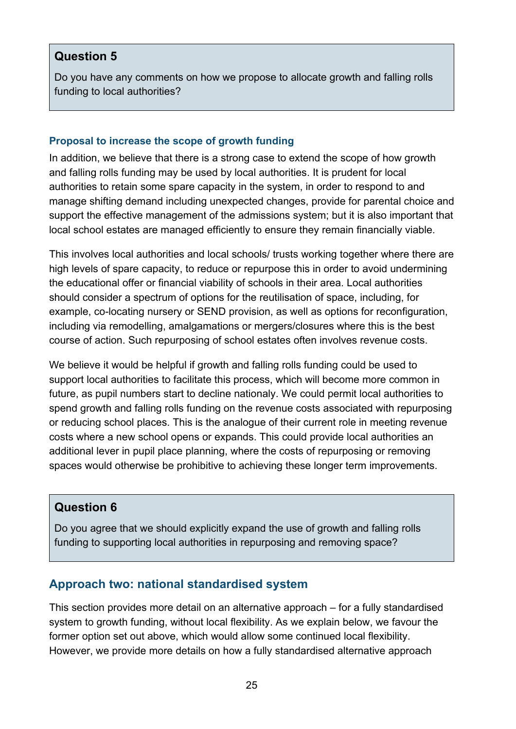### Question 5

Do you have any comments on how we propose to allocate growth and falling rolls funding to local authorities?

#### Proposal to increase the scope of growth funding

In addition, we believe that there is a strong case to extend the scope of how growth and falling rolls funding may be used by local authorities. It is prudent for local authorities to retain some spare capacity in the system, in order to respond to and manage shifting demand including unexpected changes, provide for parental choice and support the effective management of the admissions system; but it is also important that local school estates are managed efficiently to ensure they remain financially viable.

This involves local authorities and local schools/ trusts working together where there are high levels of spare capacity, to reduce or repurpose this in order to avoid undermining the educational offer or financial viability of schools in their area. Local authorities should consider a spectrum of options for the reutilisation of space, including, for example, co-locating nursery or SEND provision, as well as options for reconfiguration, including via remodelling, amalgamations or mergers/closures where this is the best course of action. Such repurposing of school estates often involves revenue costs.

We believe it would be helpful if growth and falling rolls funding could be used to support local authorities to facilitate this process, which will become more common in future, as pupil numbers start to decline nationaly. We could permit local authorities to spend growth and falling rolls funding on the revenue costs associated with repurposing or reducing school places. This is the analogue of their current role in meeting revenue costs where a new school opens or expands. This could provide local authorities an additional lever in pupil place planning, where the costs of repurposing or removing spaces would otherwise be prohibitive to achieving these longer term improvements.

### Question 6

Do you agree that we should explicitly expand the use of growth and falling rolls funding to supporting local authorities in repurposing and removing space?

## Approach two: national standardised system

This section provides more detail on an alternative approach – for a fully standardised system to growth funding, without local flexibility. As we explain below, we favour the former option set out above, which would allow some continued local flexibility. However, we provide more details on how a fully standardised alternative approach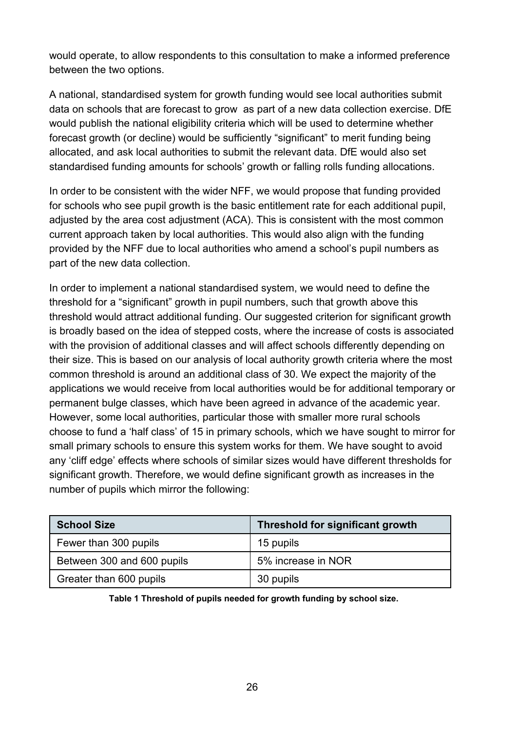would operate, to allow respondents to this consultation to make a informed preference between the two options.

A national, standardised system for growth funding would see local authorities submit data on schools that are forecast to grow  as part of a new data collection exercise. DfE would publish the national eligibility criteria which will be used to determine whether forecast growth (or decline) would be sufficiently “significant” to merit funding being allocated, and ask local authorities to submit the relevant data. DfE would also set standardised funding amounts for schools’ growth or falling rolls funding allocations.

In order to be consistent with the wider NFF, we would propose that funding provided for schools who see pupil growth is the basic entitlement rate for each additional pupil, adjusted by the area cost adjustment (ACA). This is consistent with the most common current approach taken by local authorities. This would also align with the funding provided by the NFF due to local authorities who amend a school’s pupil numbers as part of the new data collection.

In order to implement a national standardised system, we would need to define the threshold for a “significant” growth in pupil numbers, such that growth above this threshold would attract additional funding. Our suggested criterion for significant growth is broadly based on the idea of stepped costs, where the increase of costs is associated with the provision of additional classes and will affect schools differently depending on their size. This is based on our analysis of local authority growth criteria where the most common threshold is around an additional class of 30. We expect the majority of the applications we would receive from local authorities would be for additional temporary or permanent bulge classes, which have been agreed in advance of the academic year. However, some local authorities, particular those with smaller more rural schools choose to fund a ‘half class’ of 15 in primary schools, which we have sought to mirror for small primary schools to ensure this system works for them. We have sought to avoid any ‘cliff edge’ effects where schools of similar sizes would have different thresholds for significant growth. Therefore, we would define significant growth as increases in the number of pupils which mirror the following:

| School Size | Threshold for significant growth |
|---|---|
| Fewer than 300 pupils | 15 pupils |
| Between 300 and 600 pupils | 5% increase in NOR |
| Greater than 600 pupils | 30 pupils |

**Table 1 Threshold of pupils needed for growth funding by school size.**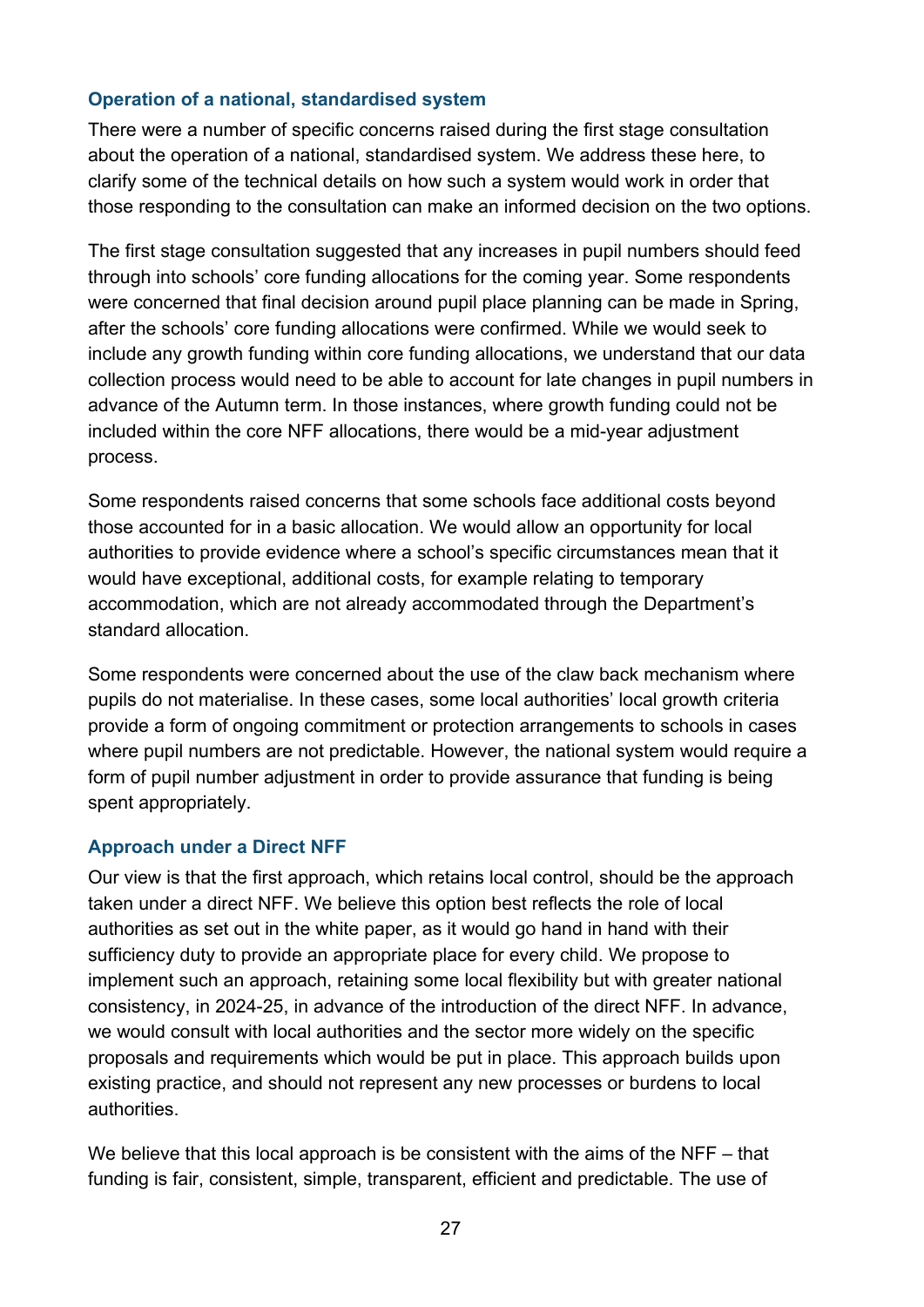### Operation of a national, standardised system

There were a number of specific concerns raised during the first stage consultation about the operation of a national, standardised system. We address these here, to clarify some of the technical details on how such a system would work in order that those responding to the consultation can make an informed decision on the two options.

The first stage consultation suggested that any increases in pupil numbers should feed through into schools' core funding allocations for the coming year. Some respondents were concerned that final decision around pupil place planning can be made in Spring, after the schools' core funding allocations were confirmed. While we would seek to include any growth funding within core funding allocations, we understand that our data collection process would need to be able to account for late changes in pupil numbers in advance of the Autumn term. In those instances, where growth funding could not be included within the core NFF allocations, there would be a mid-year adjustment process.

Some respondents raised concerns that some schools face additional costs beyond those accounted for in a basic allocation. We would allow an opportunity for local authorities to provide evidence where a school's specific circumstances mean that it would have exceptional, additional costs, for example relating to temporary accommodation, which are not already accommodated through the Department's standard allocation.

Some respondents were concerned about the use of the claw back mechanism where pupils do not materialise. In these cases, some local authorities' local growth criteria provide a form of ongoing commitment or protection arrangements to schools in cases where pupil numbers are not predictable. However, the national system would require a form of pupil number adjustment in order to provide assurance that funding is being spent appropriately.

### Approach under a Direct NFF

Our view is that the first approach, which retains local control, should be the approach taken under a direct NFF. We believe this option best reflects the role of local authorities as set out in the white paper, as it would go hand in hand with their sufficiency duty to provide an appropriate place for every child. We propose to implement such an approach, retaining some local flexibility but with greater national consistency, in 2024-25, in advance of the introduction of the direct NFF. In advance, we would consult with local authorities and the sector more widely on the specific proposals and requirements which would be put in place. This approach builds upon existing practice, and should not represent any new processes or burdens to local authorities.

We believe that this local approach is be consistent with the aims of the NFF – that funding is fair, consistent, simple, transparent, efficient and predictable. The use of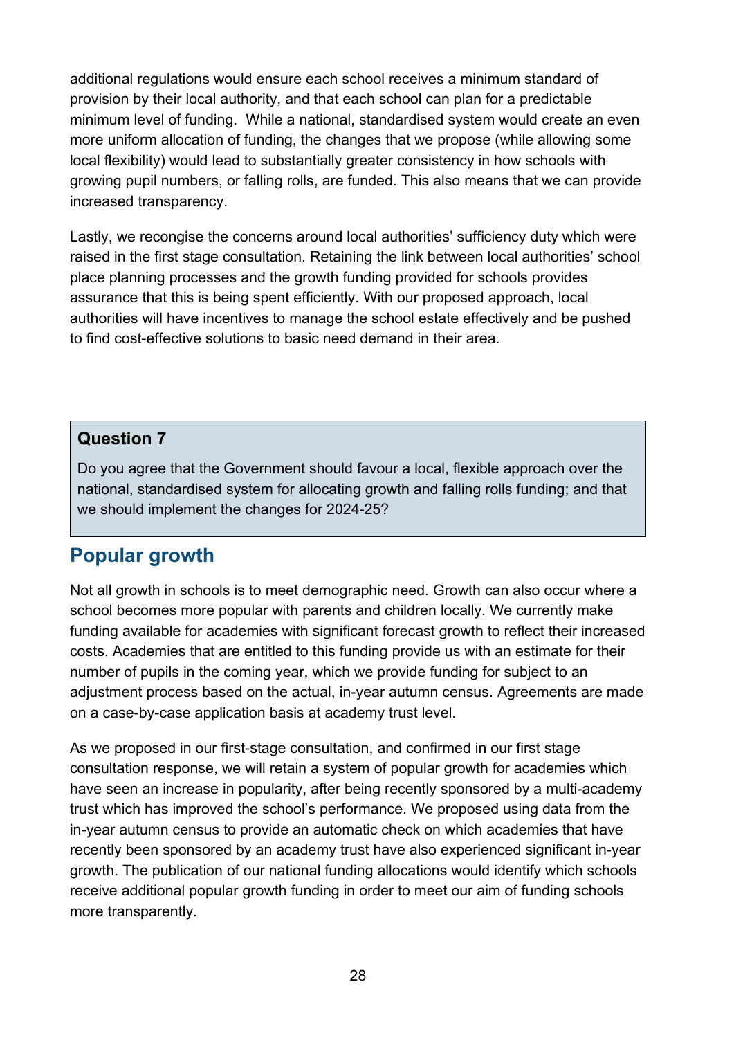additional regulations would ensure each school receives a minimum standard of provision by their local authority, and that each school can plan for a predictable minimum level of funding. While a national, standardised system would create an even more uniform allocation of funding, the changes that we propose (while allowing some local flexibility) would lead to substantially greater consistency in how schools with growing pupil numbers, or falling rolls, are funded. This also means that we can provide increased transparency.

Lastly, we recongise the concerns around local authorities' sufficiency duty which were raised in the first stage consultation. Retaining the link between local authorities' school place planning processes and the growth funding provided for schools provides assurance that this is being spent efficiently. With our proposed approach, local authorities will have incentives to manage the school estate effectively and be pushed to find cost-effective solutions to basic need demand in their area.

> **Question 7**
>
> Do you agree that the Government should favour a local, flexible approach over the national, standardised system for allocating growth and falling rolls funding; and that we should implement the changes for 2024-25?

## Popular growth

Not all growth in schools is to meet demographic need. Growth can also occur where a school becomes more popular with parents and children locally. We currently make funding available for academies with significant forecast growth to reflect their increased costs. Academies that are entitled to this funding provide us with an estimate for their number of pupils in the coming year, which we provide funding for subject to an adjustment process based on the actual, in-year autumn census. Agreements are made on a case-by-case application basis at academy trust level.

As we proposed in our first-stage consultation, and confirmed in our first stage consultation response, we will retain a system of popular growth for academies which have seen an increase in popularity, after being recently sponsored by a multi-academy trust which has improved the school's performance. We proposed using data from the in-year autumn census to provide an automatic check on which academies that have recently been sponsored by an academy trust have also experienced significant in-year growth. The publication of our national funding allocations would identify which schools receive additional popular growth funding in order to meet our aim of funding schools more transparently.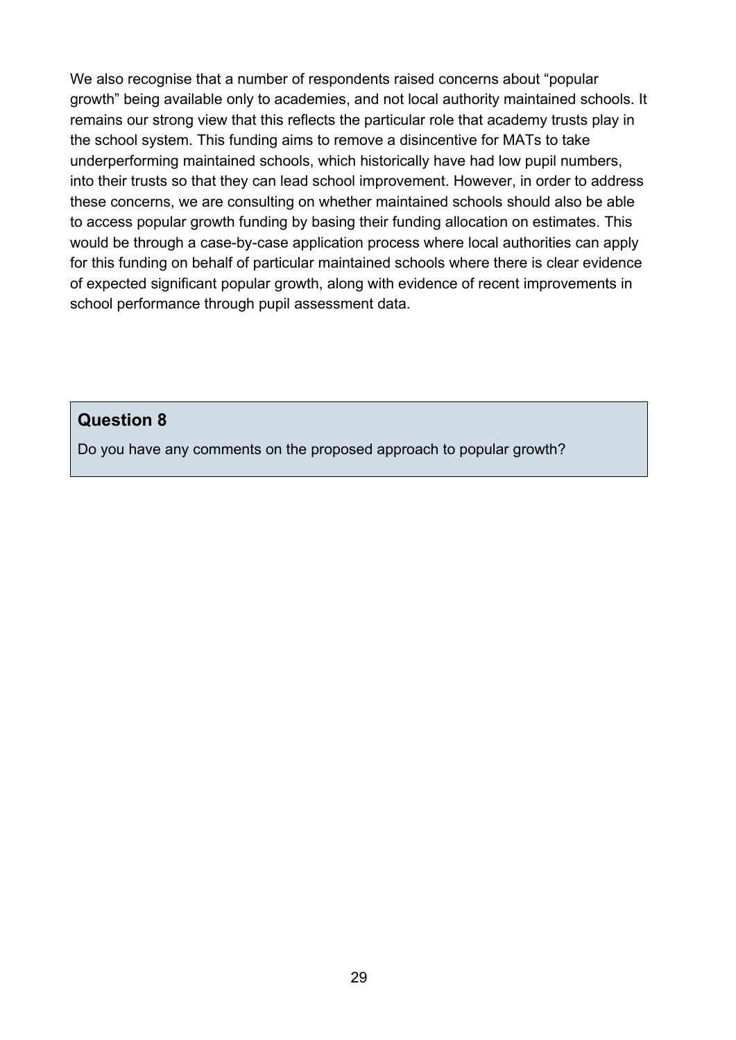We also recognise that a number of respondents raised concerns about “popular growth” being available only to academies, and not local authority maintained schools. It remains our strong view that this reflects the particular role that academy trusts play in the school system. This funding aims to remove a disincentive for MATs to take underperforming maintained schools, which historically have had low pupil numbers, into their trusts so that they can lead school improvement. However, in order to address these concerns, we are consulting on whether maintained schools should also be able to access popular growth funding by basing their funding allocation on estimates. This would be through a case-by-case application process where local authorities can apply for this funding on behalf of particular maintained schools where there is clear evidence of expected significant popular growth, along with evidence of recent improvements in school performance through pupil assessment data.

### Question 8

Do you have any comments on the proposed approach to popular growth?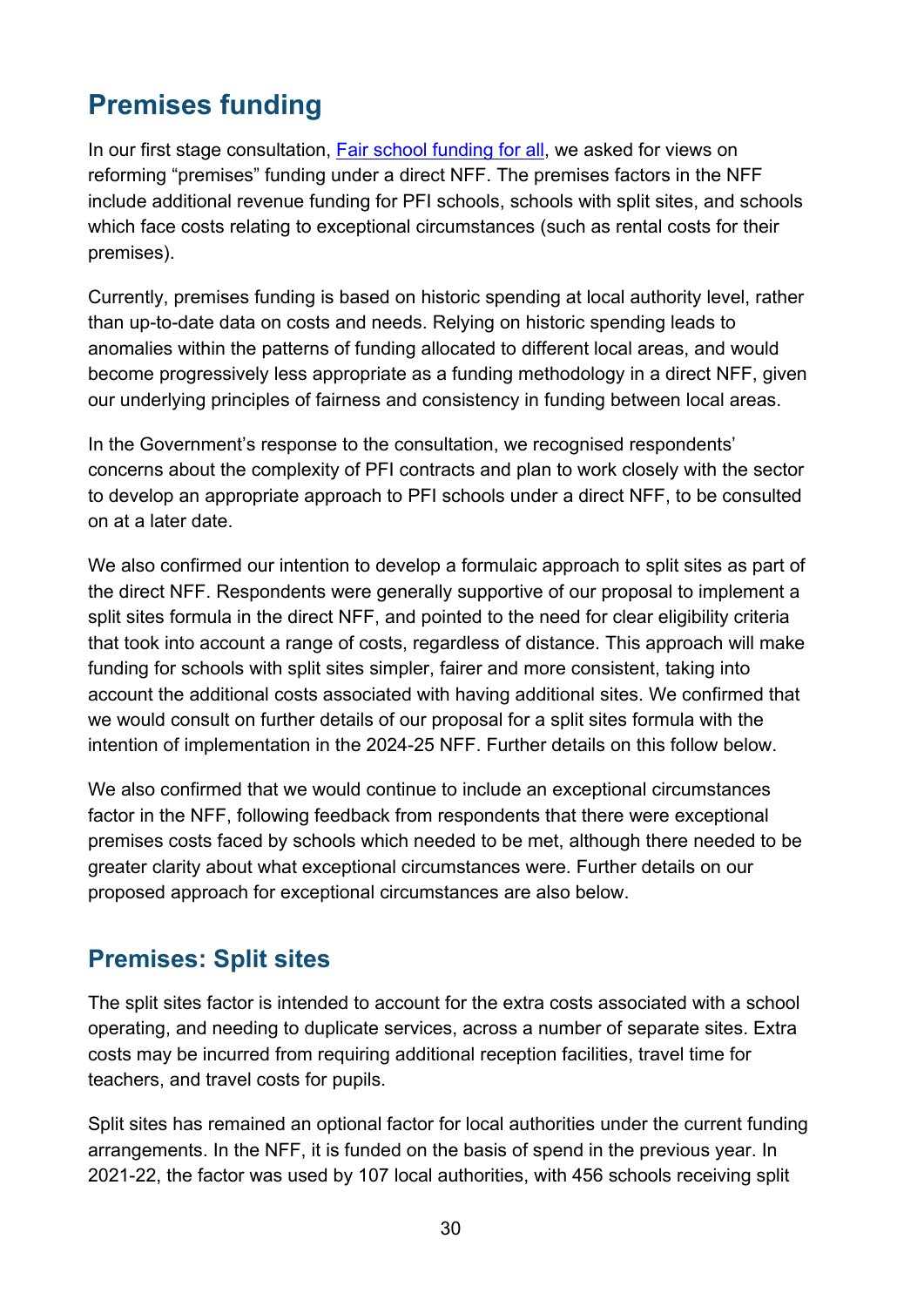## Premises funding

In our first stage consultation, [Fair school funding for all](), we asked for views on reforming "premises" funding under a direct NFF. The premises factors in the NFF include additional revenue funding for PFI schools, schools with split sites, and schools which face costs relating to exceptional circumstances (such as rental costs for their premises).

Currently, premises funding is based on historic spending at local authority level, rather than up-to-date data on costs and needs. Relying on historic spending leads to anomalies within the patterns of funding allocated to different local areas, and would become progressively less appropriate as a funding methodology in a direct NFF, given our underlying principles of fairness and consistency in funding between local areas.

In the Government's response to the consultation, we recognised respondents' concerns about the complexity of PFI contracts and plan to work closely with the sector to develop an appropriate approach to PFI schools under a direct NFF, to be consulted on at a later date.

We also confirmed our intention to develop a formulaic approach to split sites as part of the direct NFF. Respondents were generally supportive of our proposal to implement a split sites formula in the direct NFF, and pointed to the need for clear eligibility criteria that took into account a range of costs, regardless of distance. This approach will make funding for schools with split sites simpler, fairer and more consistent, taking into account the additional costs associated with having additional sites. We confirmed that we would consult on further details of our proposal for a split sites formula with the intention of implementation in the 2024-25 NFF. Further details on this follow below.

We also confirmed that we would continue to include an exceptional circumstances factor in the NFF, following feedback from respondents that there were exceptional premises costs faced by schools which needed to be met, although there needed to be greater clarity about what exceptional circumstances were. Further details on our proposed approach for exceptional circumstances are also below.

## Premises: Split sites

The split sites factor is intended to account for the extra costs associated with a school operating, and needing to duplicate services, across a number of separate sites. Extra costs may be incurred from requiring additional reception facilities, travel time for teachers, and travel costs for pupils.

Split sites has remained an optional factor for local authorities under the current funding arrangements. In the NFF, it is funded on the basis of spend in the previous year. In 2021-22, the factor was used by 107 local authorities, with 456 schools receiving split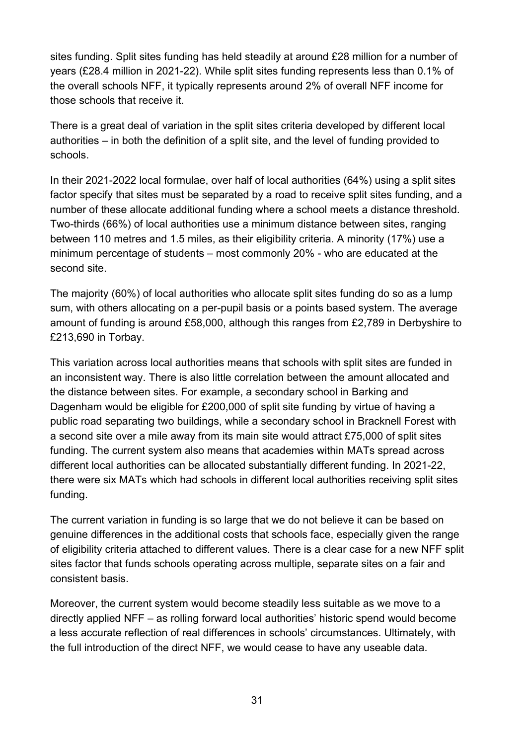sites funding. Split sites funding has held steadily at around £28 million for a number of years (£28.4 million in 2021-22). While split sites funding represents less than 0.1% of the overall schools NFF, it typically represents around 2% of overall NFF income for those schools that receive it.

There is a great deal of variation in the split sites criteria developed by different local authorities – in both the definition of a split site, and the level of funding provided to schools.

In their 2021-2022 local formulae, over half of local authorities (64%) using a split sites factor specify that sites must be separated by a road to receive split sites funding, and a number of these allocate additional funding where a school meets a distance threshold. Two-thirds (66%) of local authorities use a minimum distance between sites, ranging between 110 metres and 1.5 miles, as their eligibility criteria. A minority (17%) use a minimum percentage of students – most commonly 20% - who are educated at the second site.

The majority (60%) of local authorities who allocate split sites funding do so as a lump sum, with others allocating on a per-pupil basis or a points based system. The average amount of funding is around £58,000, although this ranges from £2,789 in Derbyshire to £213,690 in Torbay.

This variation across local authorities means that schools with split sites are funded in an inconsistent way. There is also little correlation between the amount allocated and the distance between sites. For example, a secondary school in Barking and Dagenham would be eligible for £200,000 of split site funding by virtue of having a public road separating two buildings, while a secondary school in Bracknell Forest with a second site over a mile away from its main site would attract £75,000 of split sites funding. The current system also means that academies within MATs spread across different local authorities can be allocated substantially different funding. In 2021-22, there were six MATs which had schools in different local authorities receiving split sites funding.

The current variation in funding is so large that we do not believe it can be based on genuine differences in the additional costs that schools face, especially given the range of eligibility criteria attached to different values. There is a clear case for a new NFF split sites factor that funds schools operating across multiple, separate sites on a fair and consistent basis.

Moreover, the current system would become steadily less suitable as we move to a directly applied NFF – as rolling forward local authorities' historic spend would become a less accurate reflection of real differences in schools' circumstances. Ultimately, with the full introduction of the direct NFF, we would cease to have any useable data.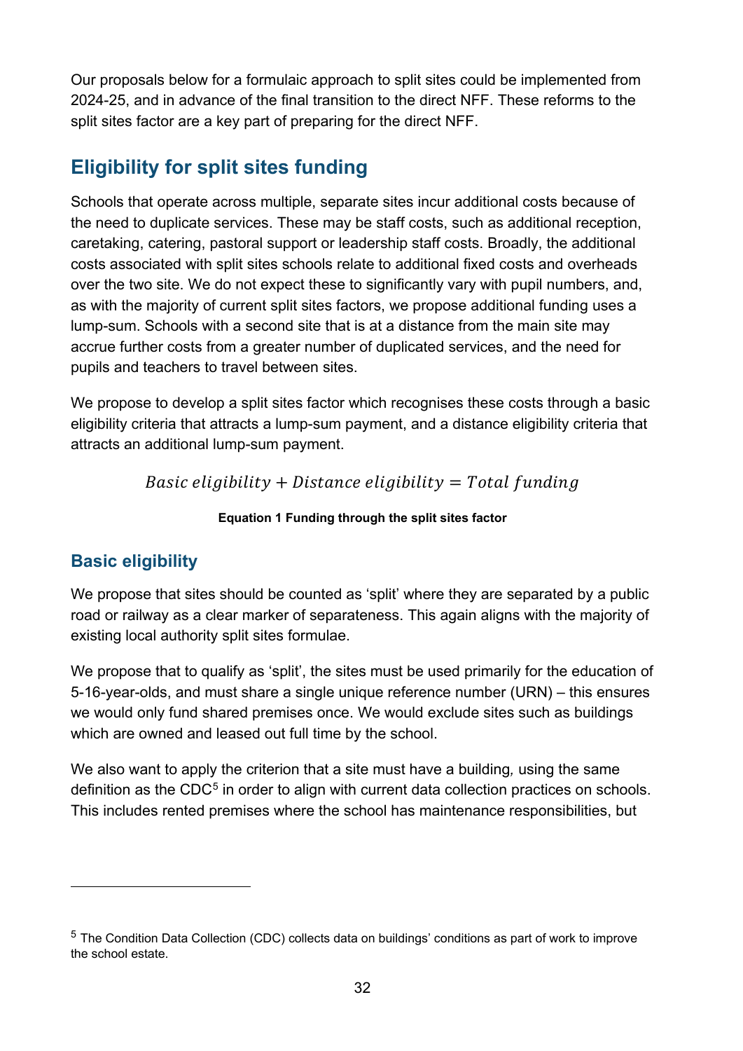Our proposals below for a formulaic approach to split sites could be implemented from 2024-25, and in advance of the final transition to the direct NFF. These reforms to the split sites factor are a key part of preparing for the direct NFF.

## Eligibility for split sites funding

Schools that operate across multiple, separate sites incur additional costs because of the need to duplicate services. These may be staff costs, such as additional reception, caretaking, catering, pastoral support or leadership staff costs. Broadly, the additional costs associated with split sites schools relate to additional fixed costs and overheads over the two site. We do not expect these to significantly vary with pupil numbers, and, as with the majority of current split sites factors, we propose additional funding uses a lump-sum. Schools with a second site that is at a distance from the main site may accrue further costs from a greater number of duplicated services, and the need for pupils and teachers to travel between sites.

We propose to develop a split sites factor which recognises these costs through a basic eligibility criteria that attracts a lump-sum payment, and a distance eligibility criteria that attracts an additional lump-sum payment.

$$Basic\ eligibility + Distance\ eligibility = Total\ funding$$

**Equation 1 Funding through the split sites factor**

### Basic eligibility

We propose that sites should be counted as 'split' where they are separated by a public road or railway as a clear marker of separateness. This again aligns with the majority of existing local authority split sites formulae.

We propose that to qualify as 'split', the sites must be used primarily for the education of 5-16-year-olds, and must share a single unique reference number (URN) – this ensures we would only fund shared premises once. We would exclude sites such as buildings which are owned and leased out full time by the school.

We also want to apply the criterion that a site must have a building*,* using the same definition as the CDC[5] in order to align with current data collection practices on schools. This includes rented premises where the school has maintenance responsibilities, but

[5] The Condition Data Collection (CDC) collects data on buildings' conditions as part of work to improve the school estate.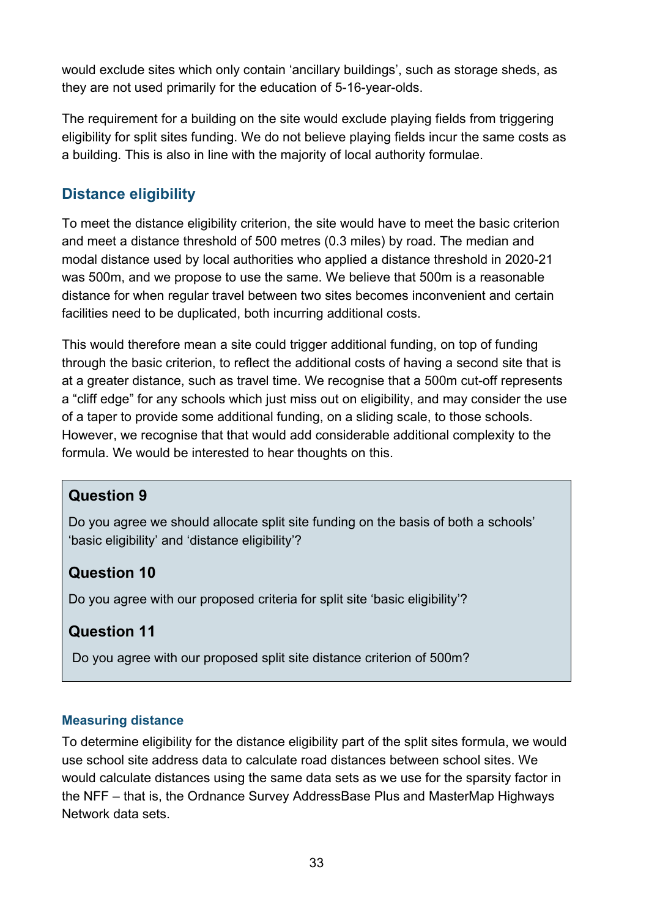would exclude sites which only contain 'ancillary buildings', such as storage sheds, as they are not used primarily for the education of 5-16-year-olds.

The requirement for a building on the site would exclude playing fields from triggering eligibility for split sites funding. We do not believe playing fields incur the same costs as a building. This is also in line with the majority of local authority formulae.

## Distance eligibility

To meet the distance eligibility criterion, the site would have to meet the basic criterion and meet a distance threshold of 500 metres (0.3 miles) by road. The median and modal distance used by local authorities who applied a distance threshold in 2020-21 was 500m, and we propose to use the same. We believe that 500m is a reasonable distance for when regular travel between two sites becomes inconvenient and certain facilities need to be duplicated, both incurring additional costs.

This would therefore mean a site could trigger additional funding, on top of funding through the basic criterion, to reflect the additional costs of having a second site that is at a greater distance, such as travel time. We recognise that a 500m cut-off represents a "cliff edge" for any schools which just miss out on eligibility, and may consider the use of a taper to provide some additional funding, on a sliding scale, to those schools. However, we recognise that that would add considerable additional complexity to the formula. We would be interested to hear thoughts on this.

### Question 9

Do you agree we should allocate split site funding on the basis of both a schools' 'basic eligibility' and 'distance eligibility'?

### Question 10

Do you agree with our proposed criteria for split site 'basic eligibility'?

### Question 11

Do you agree with our proposed split site distance criterion of 500m?

### Measuring distance

To determine eligibility for the distance eligibility part of the split sites formula, we would use school site address data to calculate road distances between school sites. We would calculate distances using the same data sets as we use for the sparsity factor in the NFF – that is, the Ordnance Survey AddressBase Plus and MasterMap Highways Network data sets.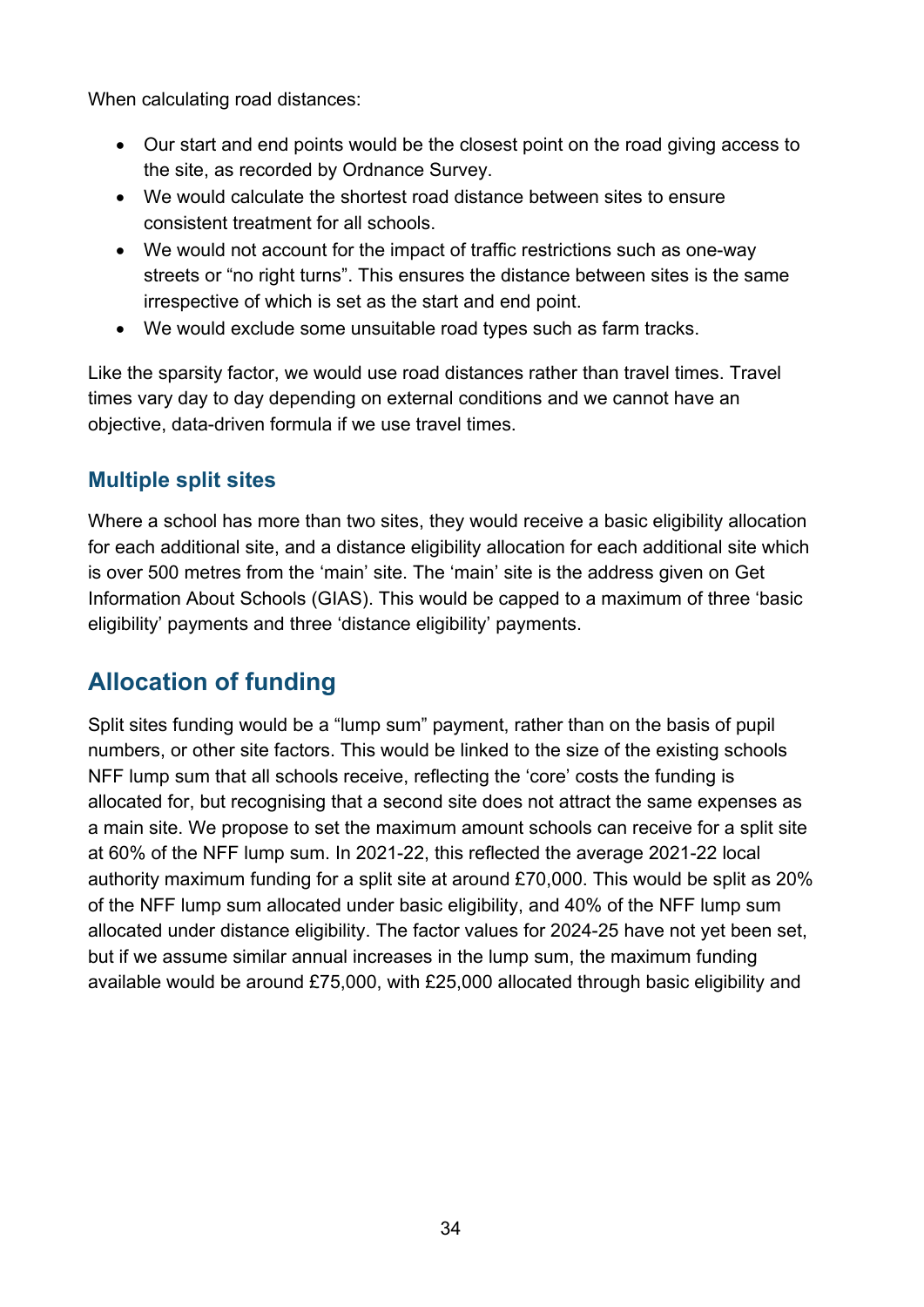When calculating road distances:

- Our start and end points would be the closest point on the road giving access to the site, as recorded by Ordnance Survey.
- We would calculate the shortest road distance between sites to ensure consistent treatment for all schools.
- We would not account for the impact of traffic restrictions such as one-way streets or "no right turns". This ensures the distance between sites is the same irrespective of which is set as the start and end point.
- We would exclude some unsuitable road types such as farm tracks.

Like the sparsity factor, we would use road distances rather than travel times. Travel times vary day to day depending on external conditions and we cannot have an objective, data-driven formula if we use travel times.

### Multiple split sites

Where a school has more than two sites, they would receive a basic eligibility allocation for each additional site, and a distance eligibility allocation for each additional site which is over 500 metres from the 'main' site. The 'main' site is the address given on Get Information About Schools (GIAS). This would be capped to a maximum of three 'basic eligibility' payments and three 'distance eligibility' payments.

## Allocation of funding

Split sites funding would be a "lump sum" payment, rather than on the basis of pupil numbers, or other site factors. This would be linked to the size of the existing schools NFF lump sum that all schools receive, reflecting the 'core' costs the funding is allocated for, but recognising that a second site does not attract the same expenses as a main site. We propose to set the maximum amount schools can receive for a split site at 60% of the NFF lump sum. In 2021-22, this reflected the average 2021-22 local authority maximum funding for a split site at around £70,000. This would be split as 20% of the NFF lump sum allocated under basic eligibility, and 40% of the NFF lump sum allocated under distance eligibility. The factor values for 2024-25 have not yet been set, but if we assume similar annual increases in the lump sum, the maximum funding available would be around £75,000, with £25,000 allocated through basic eligibility and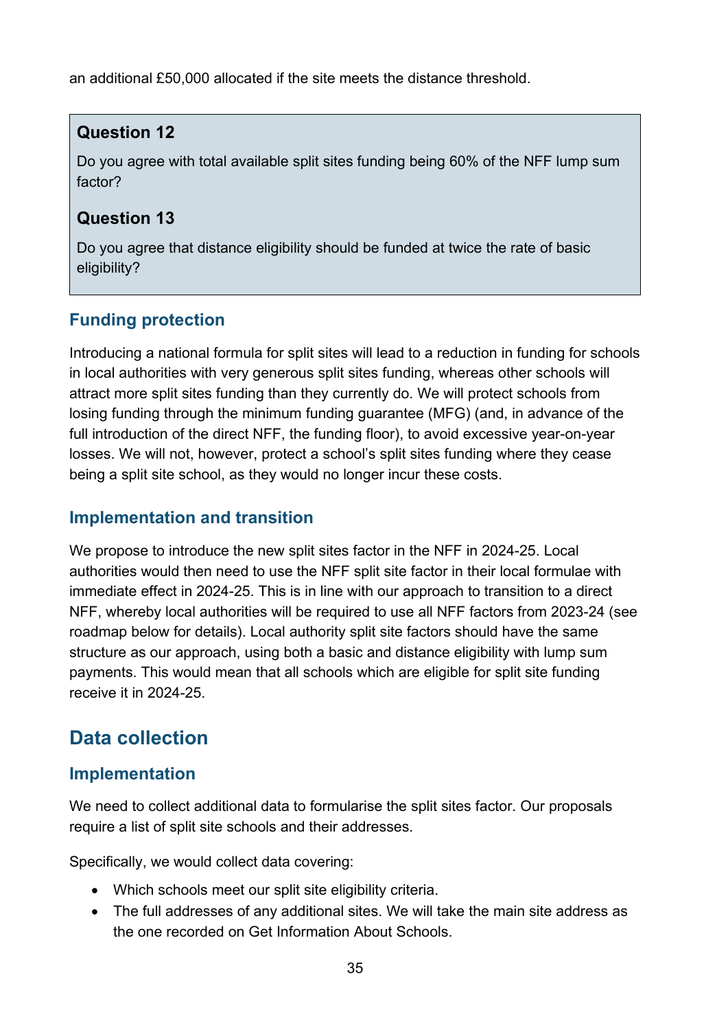an additional £50,000 allocated if the site meets the distance threshold.

### Question 12

Do you agree with total available split sites funding being 60% of the NFF lump sum factor?

### Question 13

Do you agree that distance eligibility should be funded at twice the rate of basic eligibility?

### Funding protection

Introducing a national formula for split sites will lead to a reduction in funding for schools in local authorities with very generous split sites funding, whereas other schools will attract more split sites funding than they currently do. We will protect schools from losing funding through the minimum funding guarantee (MFG) (and, in advance of the full introduction of the direct NFF, the funding floor), to avoid excessive year-on-year losses. We will not, however, protect a school's split sites funding where they cease being a split site school, as they would no longer incur these costs.

### Implementation and transition

We propose to introduce the new split sites factor in the NFF in 2024-25. Local authorities would then need to use the NFF split site factor in their local formulae with immediate effect in 2024-25. This is in line with our approach to transition to a direct NFF, whereby local authorities will be required to use all NFF factors from 2023-24 (see roadmap below for details). Local authority split site factors should have the same structure as our approach, using both a basic and distance eligibility with lump sum payments. This would mean that all schools which are eligible for split site funding receive it in 2024-25.

## Data collection

### Implementation

We need to collect additional data to formularise the split sites factor. Our proposals require a list of split site schools and their addresses.

Specifically, we would collect data covering:

- Which schools meet our split site eligibility criteria.
- The full addresses of any additional sites. We will take the main site address as the one recorded on Get Information About Schools.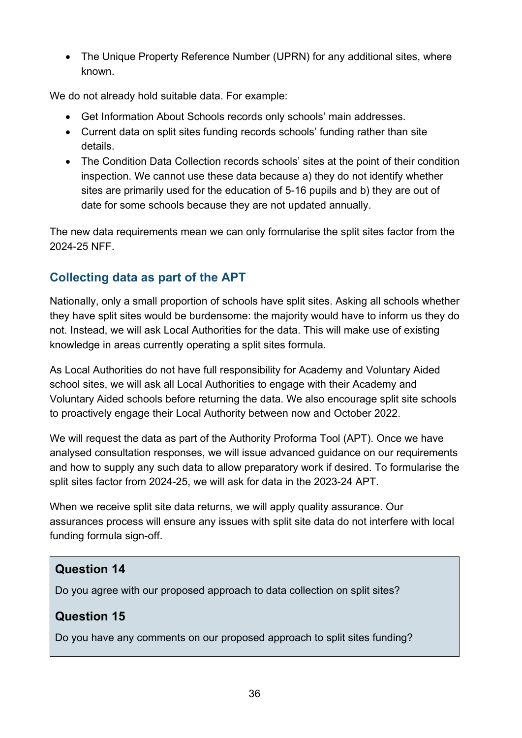- The Unique Property Reference Number (UPRN) for any additional sites, where known.

We do not already hold suitable data. For example:

- Get Information About Schools records only schools' main addresses.
- Current data on split sites funding records schools' funding rather than site details.
- The Condition Data Collection records schools' sites at the point of their condition inspection. We cannot use these data because a) they do not identify whether sites are primarily used for the education of 5-16 pupils and b) they are out of date for some schools because they are not updated annually.

The new data requirements mean we can only formularise the split sites factor from the 2024-25 NFF.

## Collecting data as part of the APT

Nationally, only a small proportion of schools have split sites. Asking all schools whether they have split sites would be burdensome: the majority would have to inform us they do not. Instead, we will ask Local Authorities for the data. This will make use of existing knowledge in areas currently operating a split sites formula.

As Local Authorities do not have full responsibility for Academy and Voluntary Aided school sites, we will ask all Local Authorities to engage with their Academy and Voluntary Aided schools before returning the data. We also encourage split site schools to proactively engage their Local Authority between now and October 2022.

We will request the data as part of the Authority Proforma Tool (APT). Once we have analysed consultation responses, we will issue advanced guidance on our requirements and how to supply any such data to allow preparatory work if desired. To formularise the split sites factor from 2024-25, we will ask for data in the 2023-24 APT.

When we receive split site data returns, we will apply quality assurance. Our assurances process will ensure any issues with split site data do not interfere with local funding formula sign-off.

### Question 14

Do you agree with our proposed approach to data collection on split sites?

### Question 15

Do you have any comments on our proposed approach to split sites funding?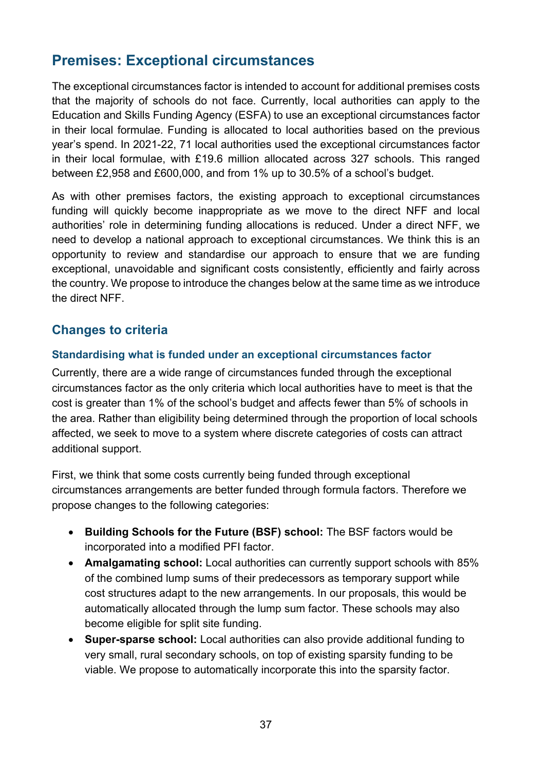## Premises: Exceptional circumstances

The exceptional circumstances factor is intended to account for additional premises costs that the majority of schools do not face. Currently, local authorities can apply to the Education and Skills Funding Agency (ESFA) to use an exceptional circumstances factor in their local formulae. Funding is allocated to local authorities based on the previous year's spend. In 2021-22, 71 local authorities used the exceptional circumstances factor in their local formulae, with £19.6 million allocated across 327 schools. This ranged between £2,958 and £600,000, and from 1% up to 30.5% of a school's budget.

As with other premises factors, the existing approach to exceptional circumstances funding will quickly become inappropriate as we move to the direct NFF and local authorities' role in determining funding allocations is reduced. Under a direct NFF, we need to develop a national approach to exceptional circumstances. We think this is an opportunity to review and standardise our approach to ensure that we are funding exceptional, unavoidable and significant costs consistently, efficiently and fairly across the country. We propose to introduce the changes below at the same time as we introduce the direct NFF.

### Changes to criteria

#### Standardising what is funded under an exceptional circumstances factor

Currently, there are a wide range of circumstances funded through the exceptional circumstances factor as the only criteria which local authorities have to meet is that the cost is greater than 1% of the school's budget and affects fewer than 5% of schools in the area. Rather than eligibility being determined through the proportion of local schools affected, we seek to move to a system where discrete categories of costs can attract additional support.

First, we think that some costs currently being funded through exceptional circumstances arrangements are better funded through formula factors. Therefore we propose changes to the following categories:

- **Building Schools for the Future (BSF) school:** The BSF factors would be incorporated into a modified PFI factor.
- **Amalgamating school:** Local authorities can currently support schools with 85% of the combined lump sums of their predecessors as temporary support while cost structures adapt to the new arrangements. In our proposals, this would be automatically allocated through the lump sum factor. These schools may also become eligible for split site funding.
- **Super-sparse school:** Local authorities can also provide additional funding to very small, rural secondary schools, on top of existing sparsity funding to be viable. We propose to automatically incorporate this into the sparsity factor.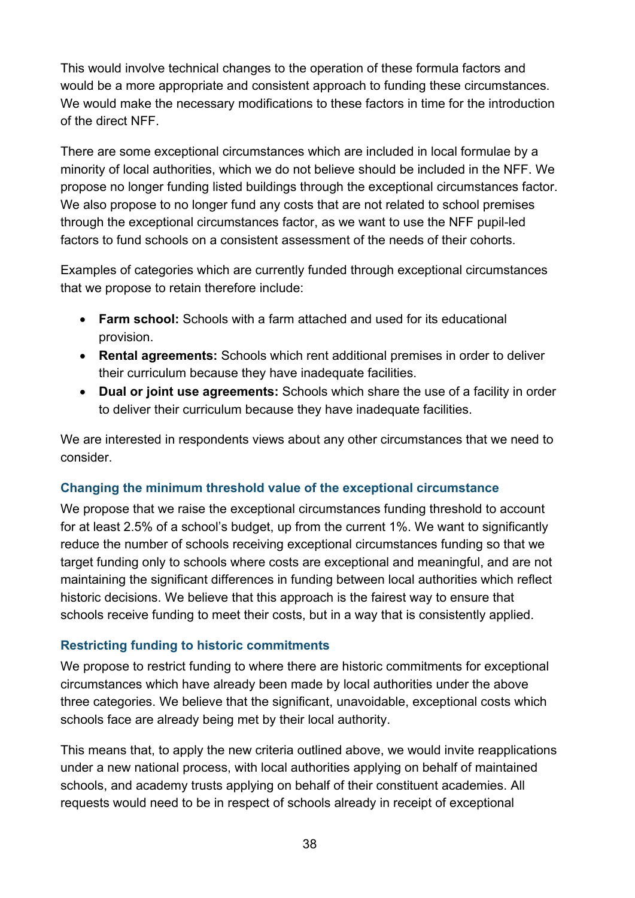This would involve technical changes to the operation of these formula factors and would be a more appropriate and consistent approach to funding these circumstances. We would make the necessary modifications to these factors in time for the introduction of the direct NFF.

There are some exceptional circumstances which are included in local formulae by a minority of local authorities, which we do not believe should be included in the NFF. We propose no longer funding listed buildings through the exceptional circumstances factor. We also propose to no longer fund any costs that are not related to school premises through the exceptional circumstances factor, as we want to use the NFF pupil-led factors to fund schools on a consistent assessment of the needs of their cohorts.

Examples of categories which are currently funded through exceptional circumstances that we propose to retain therefore include:

- **Farm school:** Schools with a farm attached and used for its educational provision.
- **Rental agreements:** Schools which rent additional premises in order to deliver their curriculum because they have inadequate facilities.
- **Dual or joint use agreements:** Schools which share the use of a facility in order to deliver their curriculum because they have inadequate facilities.

We are interested in respondents views about any other circumstances that we need to consider.

### Changing the minimum threshold value of the exceptional circumstance

We propose that we raise the exceptional circumstances funding threshold to account for at least 2.5% of a school's budget, up from the current 1%. We want to significantly reduce the number of schools receiving exceptional circumstances funding so that we target funding only to schools where costs are exceptional and meaningful, and are not maintaining the significant differences in funding between local authorities which reflect historic decisions. We believe that this approach is the fairest way to ensure that schools receive funding to meet their costs, but in a way that is consistently applied.

### Restricting funding to historic commitments

We propose to restrict funding to where there are historic commitments for exceptional circumstances which have already been made by local authorities under the above three categories. We believe that the significant, unavoidable, exceptional costs which schools face are already being met by their local authority.

This means that, to apply the new criteria outlined above, we would invite reapplications under a new national process, with local authorities applying on behalf of maintained schools, and academy trusts applying on behalf of their constituent academies. All requests would need to be in respect of schools already in receipt of exceptional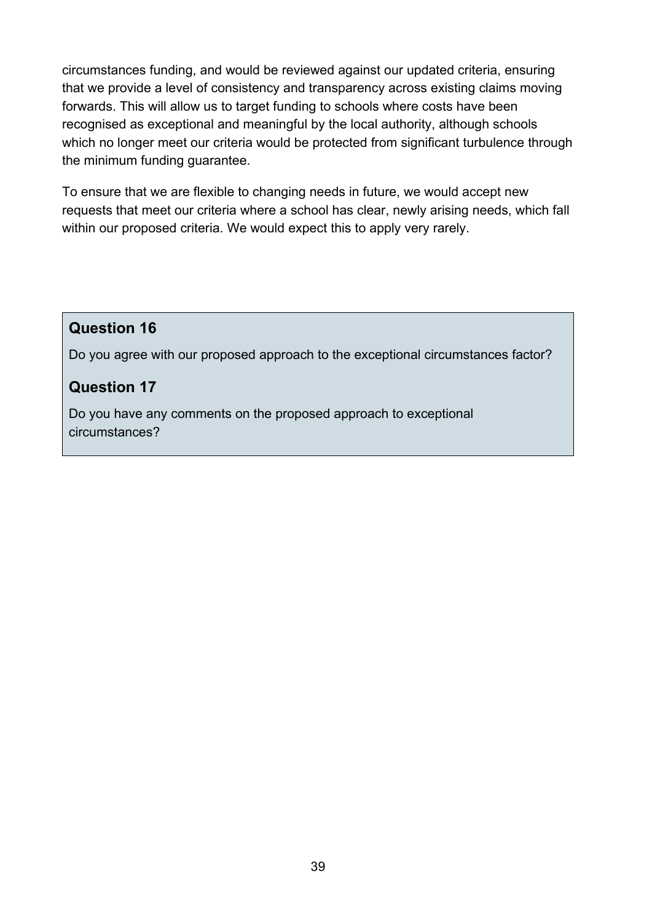circumstances funding, and would be reviewed against our updated criteria, ensuring that we provide a level of consistency and transparency across existing claims moving forwards. This will allow us to target funding to schools where costs have been recognised as exceptional and meaningful by the local authority, although schools which no longer meet our criteria would be protected from significant turbulence through the minimum funding guarantee.

To ensure that we are flexible to changing needs in future, we would accept new requests that meet our criteria where a school has clear, newly arising needs, which fall within our proposed criteria. We would expect this to apply very rarely.

### Question 16

Do you agree with our proposed approach to the exceptional circumstances factor?

### Question 17

Do you have any comments on the proposed approach to exceptional circumstances?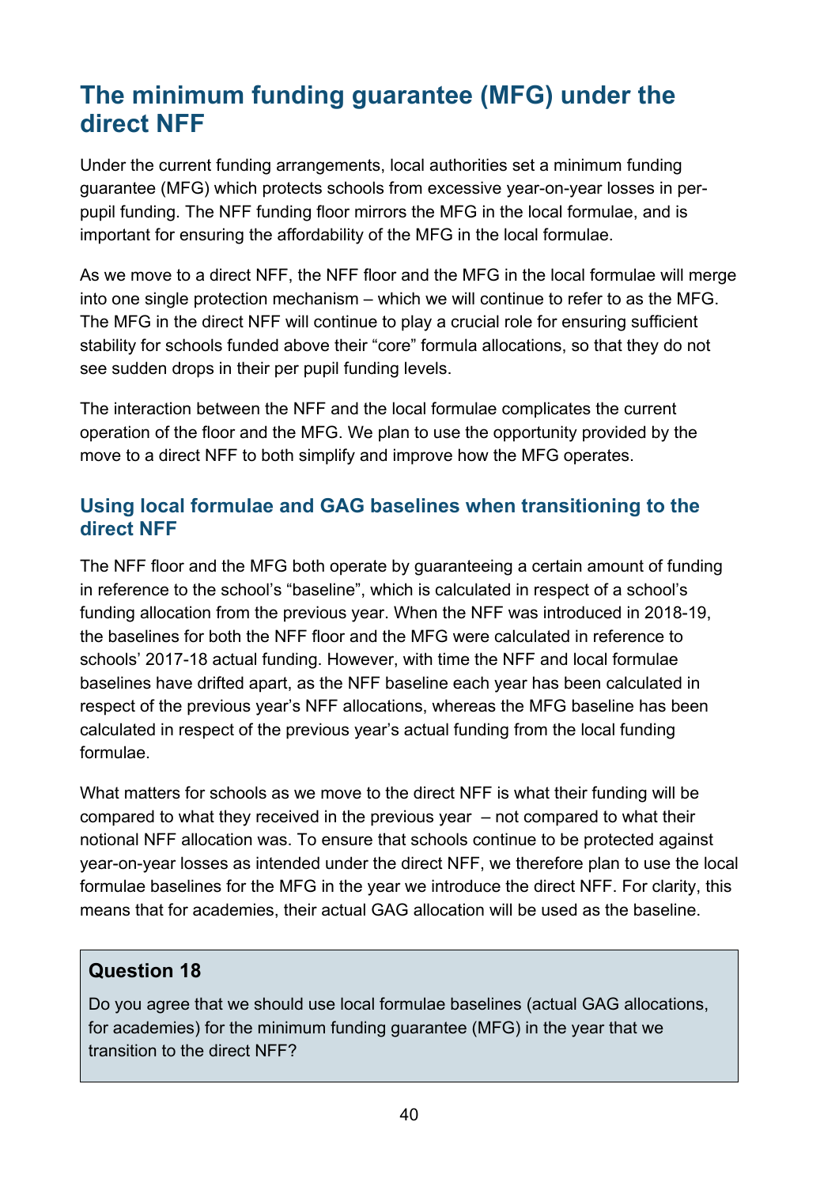## The minimum funding guarantee (MFG) under the direct NFF

Under the current funding arrangements, local authorities set a minimum funding guarantee (MFG) which protects schools from excessive year-on-year losses in per-pupil funding. The NFF funding floor mirrors the MFG in the local formulae, and is important for ensuring the affordability of the MFG in the local formulae.

As we move to a direct NFF, the NFF floor and the MFG in the local formulae will merge into one single protection mechanism – which we will continue to refer to as the MFG. The MFG in the direct NFF will continue to play a crucial role for ensuring sufficient stability for schools funded above their "core" formula allocations, so that they do not see sudden drops in their per pupil funding levels.

The interaction between the NFF and the local formulae complicates the current operation of the floor and the MFG. We plan to use the opportunity provided by the move to a direct NFF to both simplify and improve how the MFG operates.

### Using local formulae and GAG baselines when transitioning to the direct NFF

The NFF floor and the MFG both operate by guaranteeing a certain amount of funding in reference to the school's "baseline", which is calculated in respect of a school's funding allocation from the previous year. When the NFF was introduced in 2018-19, the baselines for both the NFF floor and the MFG were calculated in reference to schools' 2017-18 actual funding. However, with time the NFF and local formulae baselines have drifted apart, as the NFF baseline each year has been calculated in respect of the previous year's NFF allocations, whereas the MFG baseline has been calculated in respect of the previous year's actual funding from the local funding formulae.

What matters for schools as we move to the direct NFF is what their funding will be compared to what they received in the previous year – not compared to what their notional NFF allocation was. To ensure that schools continue to be protected against year-on-year losses as intended under the direct NFF, we therefore plan to use the local formulae baselines for the MFG in the year we introduce the direct NFF. For clarity, this means that for academies, their actual GAG allocation will be used as the baseline.

**Question 18**

Do you agree that we should use local formulae baselines (actual GAG allocations, for academies) for the minimum funding guarantee (MFG) in the year that we transition to the direct NFF?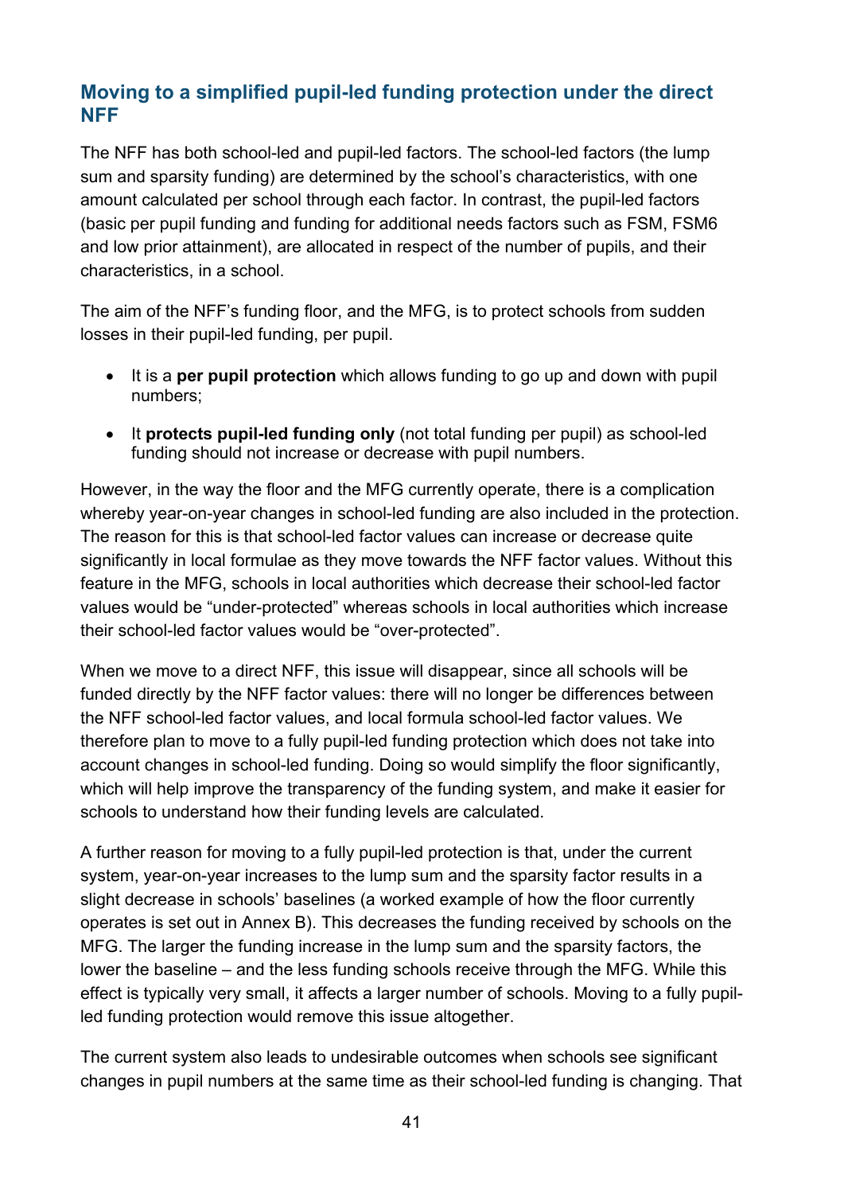## Moving to a simplified pupil-led funding protection under the direct NFF

The NFF has both school-led and pupil-led factors. The school-led factors (the lump sum and sparsity funding) are determined by the school's characteristics, with one amount calculated per school through each factor. In contrast, the pupil-led factors (basic per pupil funding and funding for additional needs factors such as FSM, FSM6 and low prior attainment), are allocated in respect of the number of pupils, and their characteristics, in a school.

The aim of the NFF's funding floor, and the MFG, is to protect schools from sudden losses in their pupil-led funding, per pupil.

- It is a **per pupil protection** which allows funding to go up and down with pupil numbers;
- It **protects pupil-led funding only** (not total funding per pupil) as school-led funding should not increase or decrease with pupil numbers.

However, in the way the floor and the MFG currently operate, there is a complication whereby year-on-year changes in school-led funding are also included in the protection. The reason for this is that school-led factor values can increase or decrease quite significantly in local formulae as they move towards the NFF factor values. Without this feature in the MFG, schools in local authorities which decrease their school-led factor values would be "under-protected" whereas schools in local authorities which increase their school-led factor values would be "over-protected".

When we move to a direct NFF, this issue will disappear, since all schools will be funded directly by the NFF factor values: there will no longer be differences between the NFF school-led factor values, and local formula school-led factor values. We therefore plan to move to a fully pupil-led funding protection which does not take into account changes in school-led funding. Doing so would simplify the floor significantly, which will help improve the transparency of the funding system, and make it easier for schools to understand how their funding levels are calculated.

A further reason for moving to a fully pupil-led protection is that, under the current system, year-on-year increases to the lump sum and the sparsity factor results in a slight decrease in schools' baselines (a worked example of how the floor currently operates is set out in Annex B). This decreases the funding received by schools on the MFG. The larger the funding increase in the lump sum and the sparsity factors, the lower the baseline – and the less funding schools receive through the MFG. While this effect is typically very small, it affects a larger number of schools. Moving to a fully pupil-led funding protection would remove this issue altogether.

The current system also leads to undesirable outcomes when schools see significant changes in pupil numbers at the same time as their school-led funding is changing. That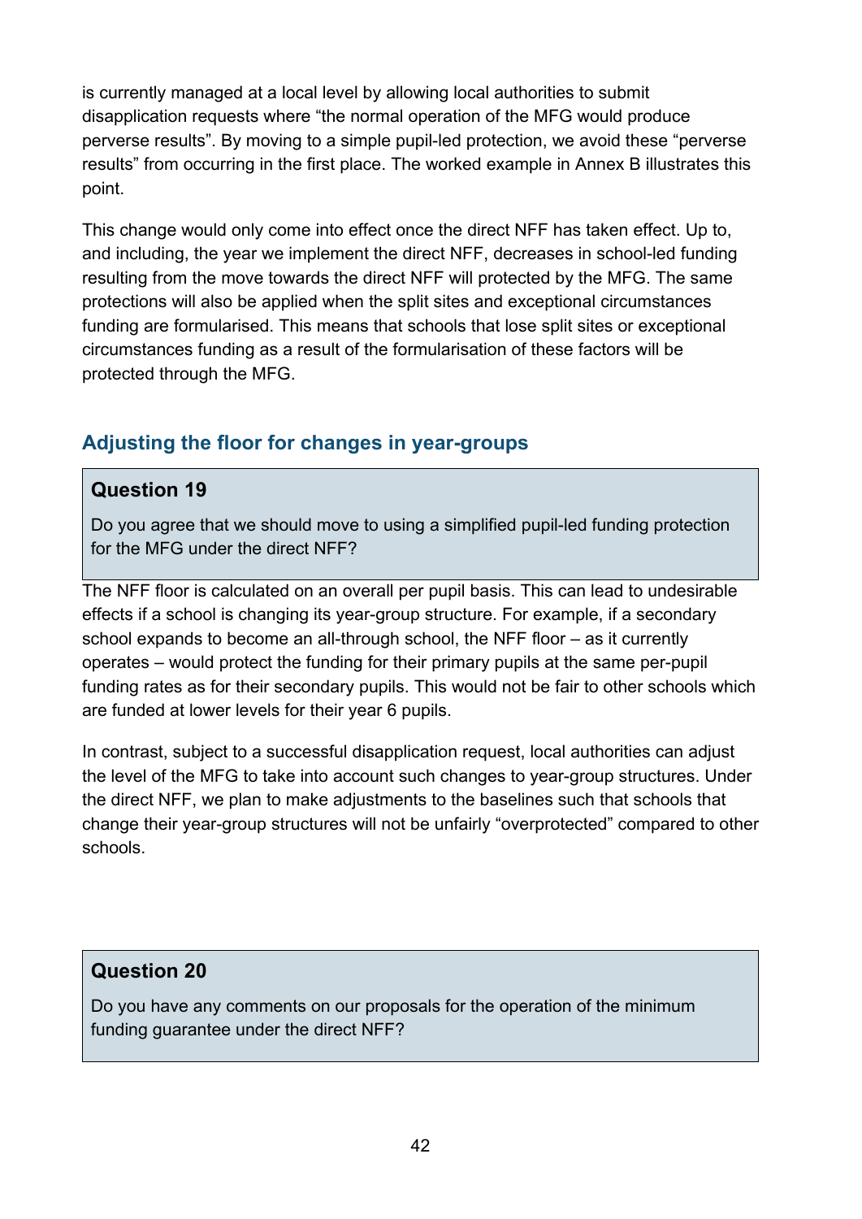is currently managed at a local level by allowing local authorities to submit disapplication requests where "the normal operation of the MFG would produce perverse results". By moving to a simple pupil-led protection, we avoid these "perverse results" from occurring in the first place. The worked example in Annex B illustrates this point.

This change would only come into effect once the direct NFF has taken effect. Up to, and including, the year we implement the direct NFF, decreases in school-led funding resulting from the move towards the direct NFF will protected by the MFG. The same protections will also be applied when the split sites and exceptional circumstances funding are formularised. This means that schools that lose split sites or exceptional circumstances funding as a result of the formularisation of these factors will be protected through the MFG.

## Adjusting the floor for changes in year-groups

> **Question 19**
>
> Do you agree that we should move to using a simplified pupil-led funding protection for the MFG under the direct NFF?

The NFF floor is calculated on an overall per pupil basis. This can lead to undesirable effects if a school is changing its year-group structure. For example, if a secondary school expands to become an all-through school, the NFF floor – as it currently operates – would protect the funding for their primary pupils at the same per-pupil funding rates as for their secondary pupils. This would not be fair to other schools which are funded at lower levels for their year 6 pupils.

In contrast, subject to a successful disapplication request, local authorities can adjust the level of the MFG to take into account such changes to year-group structures. Under the direct NFF, we plan to make adjustments to the baselines such that schools that change their year-group structures will not be unfairly "overprotected" compared to other schools.

> **Question 20**
>
> Do you have any comments on our proposals for the operation of the minimum funding guarantee under the direct NFF?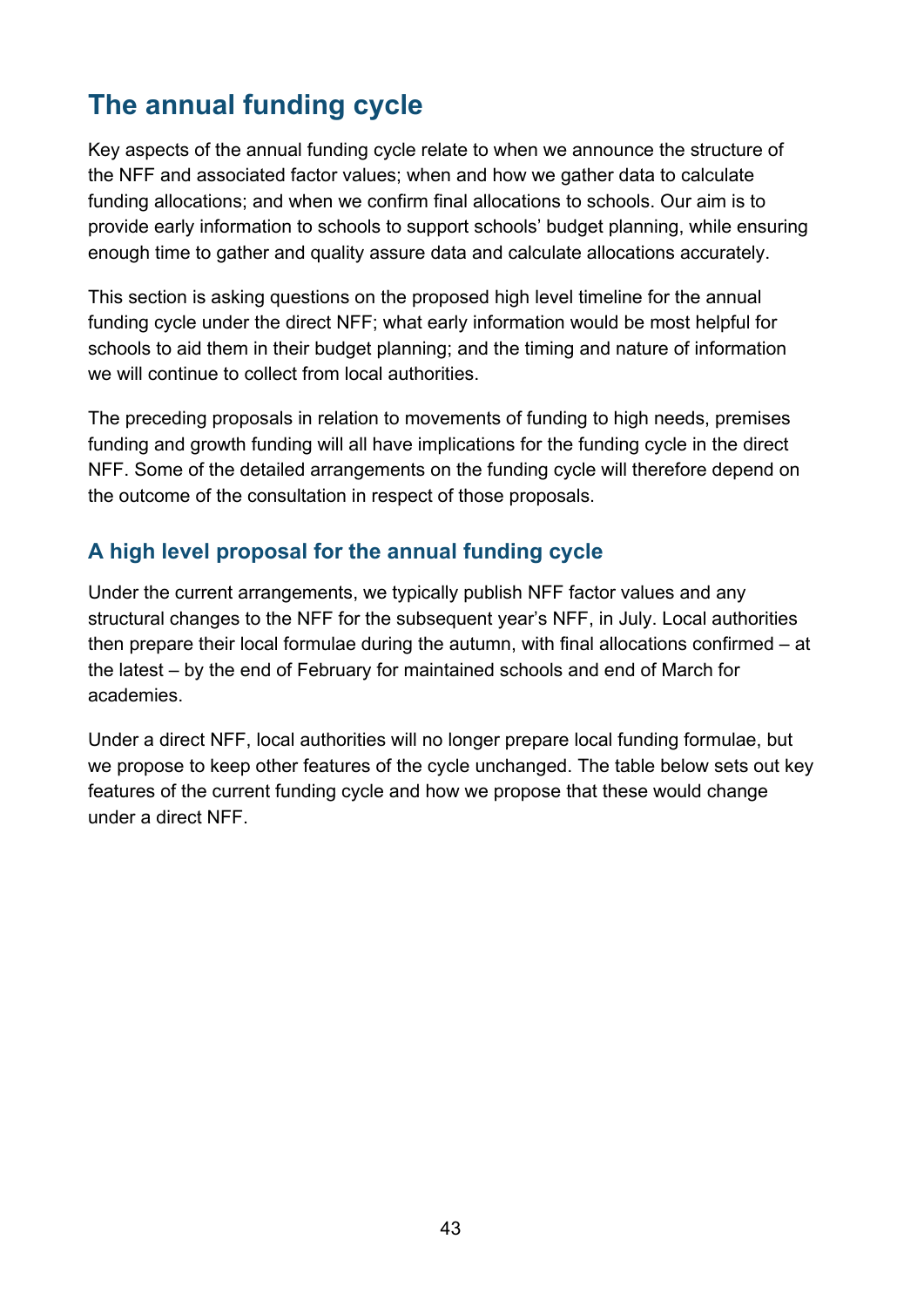# The annual funding cycle

Key aspects of the annual funding cycle relate to when we announce the structure of the NFF and associated factor values; when and how we gather data to calculate funding allocations; and when we confirm final allocations to schools. Our aim is to provide early information to schools to support schools' budget planning, while ensuring enough time to gather and quality assure data and calculate allocations accurately.

This section is asking questions on the proposed high level timeline for the annual funding cycle under the direct NFF; what early information would be most helpful for schools to aid them in their budget planning; and the timing and nature of information we will continue to collect from local authorities.

The preceding proposals in relation to movements of funding to high needs, premises funding and growth funding will all have implications for the funding cycle in the direct NFF. Some of the detailed arrangements on the funding cycle will therefore depend on the outcome of the consultation in respect of those proposals.

## A high level proposal for the annual funding cycle

Under the current arrangements, we typically publish NFF factor values and any structural changes to the NFF for the subsequent year's NFF, in July. Local authorities then prepare their local formulae during the autumn, with final allocations confirmed – at the latest – by the end of February for maintained schools and end of March for academies.

Under a direct NFF, local authorities will no longer prepare local funding formulae, but we propose to keep other features of the cycle unchanged. The table below sets out key features of the current funding cycle and how we propose that these would change under a direct NFF.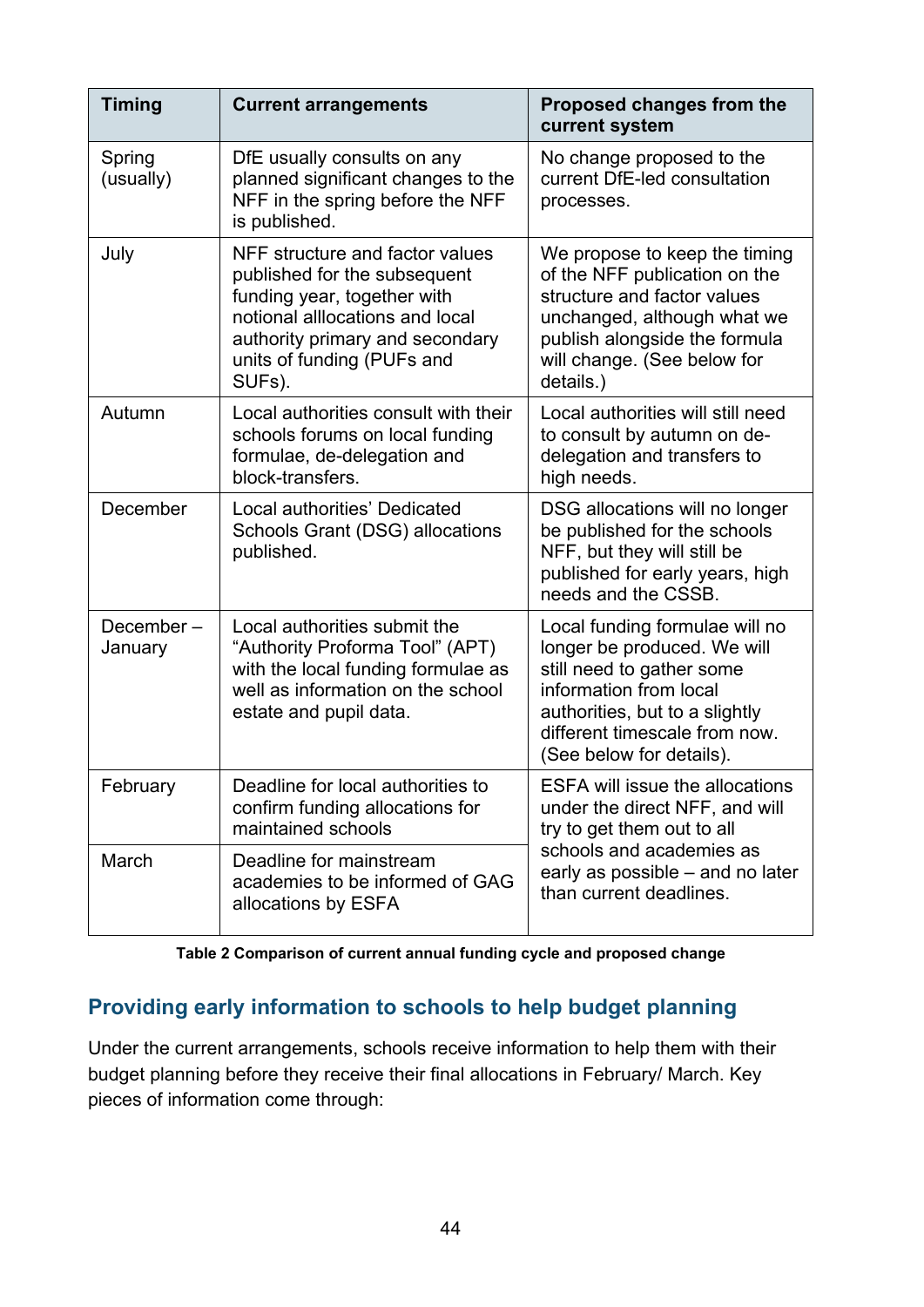| Timing | Current arrangements | Proposed changes from the current system |
|---|---|---|
| Spring (usually) | DfE usually consults on any planned significant changes to the NFF in the spring before the NFF is published. | No change proposed to the current DfE-led consultation processes. |
| July | NFF structure and factor values published for the subsequent funding year, together with notional alllocations and local authority primary and secondary units of funding (PUFs and SUFs). | We propose to keep the timing of the NFF publication on the structure and factor values unchanged, although what we publish alongside the formula will change. (See below for details.) |
| Autumn | Local authorities consult with their schools forums on local funding formulae, de-delegation and block-transfers. | Local authorities will still need to consult by autumn on de-delegation and transfers to high needs. |
| December | Local authorities' Dedicated Schools Grant (DSG) allocations published. | DSG allocations will no longer be published for the schools NFF, but they will still be published for early years, high needs and the CSSB. |
| December – January | Local authorities submit the "Authority Proforma Tool" (APT) with the local funding formulae as well as information on the school estate and pupil data. | Local funding formulae will no longer be produced. We will still need to gather some information from local authorities, but to a slightly different timescale from now. (See below for details). |
| February | Deadline for local authorities to confirm funding allocations for maintained schools | ESFA will issue the allocations under the direct NFF, and will try to get them out to all schools and academies as early as possible – and no later than current deadlines. |
| March | Deadline for mainstream academies to be informed of GAG allocations by ESFA | |

**Table 2 Comparison of current annual funding cycle and proposed change**

## Providing early information to schools to help budget planning

Under the current arrangements, schools receive information to help them with their budget planning before they receive their final allocations in February/ March. Key pieces of information come through: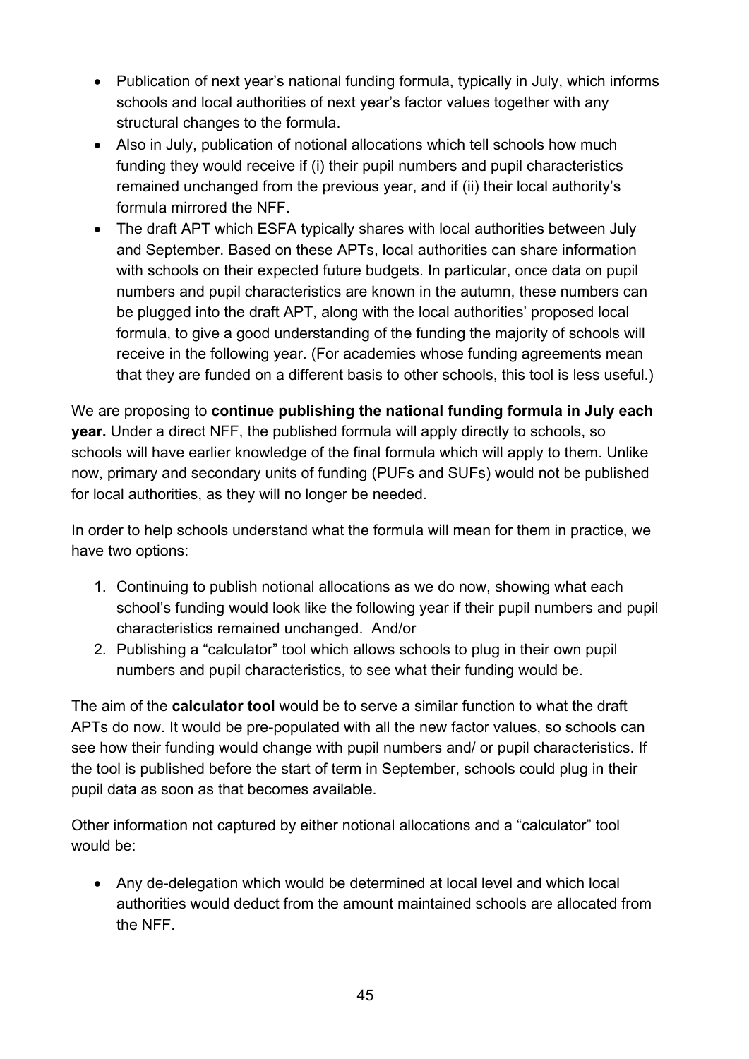- Publication of next year's national funding formula, typically in July, which informs schools and local authorities of next year's factor values together with any structural changes to the formula.
- Also in July, publication of notional allocations which tell schools how much funding they would receive if (i) their pupil numbers and pupil characteristics remained unchanged from the previous year, and if (ii) their local authority's formula mirrored the NFF.
- The draft APT which ESFA typically shares with local authorities between July and September. Based on these APTs, local authorities can share information with schools on their expected future budgets. In particular, once data on pupil numbers and pupil characteristics are known in the autumn, these numbers can be plugged into the draft APT, along with the local authorities' proposed local formula, to give a good understanding of the funding the majority of schools will receive in the following year. (For academies whose funding agreements mean that they are funded on a different basis to other schools, this tool is less useful.)

We are proposing to **continue publishing the national funding formula in July each year.** Under a direct NFF, the published formula will apply directly to schools, so schools will have earlier knowledge of the final formula which will apply to them. Unlike now, primary and secondary units of funding (PUFs and SUFs) would not be published for local authorities, as they will no longer be needed.

In order to help schools understand what the formula will mean for them in practice, we have two options:

1. Continuing to publish notional allocations as we do now, showing what each school's funding would look like the following year if their pupil numbers and pupil characteristics remained unchanged. And/or
2. Publishing a "calculator" tool which allows schools to plug in their own pupil numbers and pupil characteristics, to see what their funding would be.

The aim of the **calculator tool** would be to serve a similar function to what the draft APTs do now. It would be pre-populated with all the new factor values, so schools can see how their funding would change with pupil numbers and/ or pupil characteristics. If the tool is published before the start of term in September, schools could plug in their pupil data as soon as that becomes available.

Other information not captured by either notional allocations and a "calculator" tool would be:

- Any de-delegation which would be determined at local level and which local authorities would deduct from the amount maintained schools are allocated from the NFF.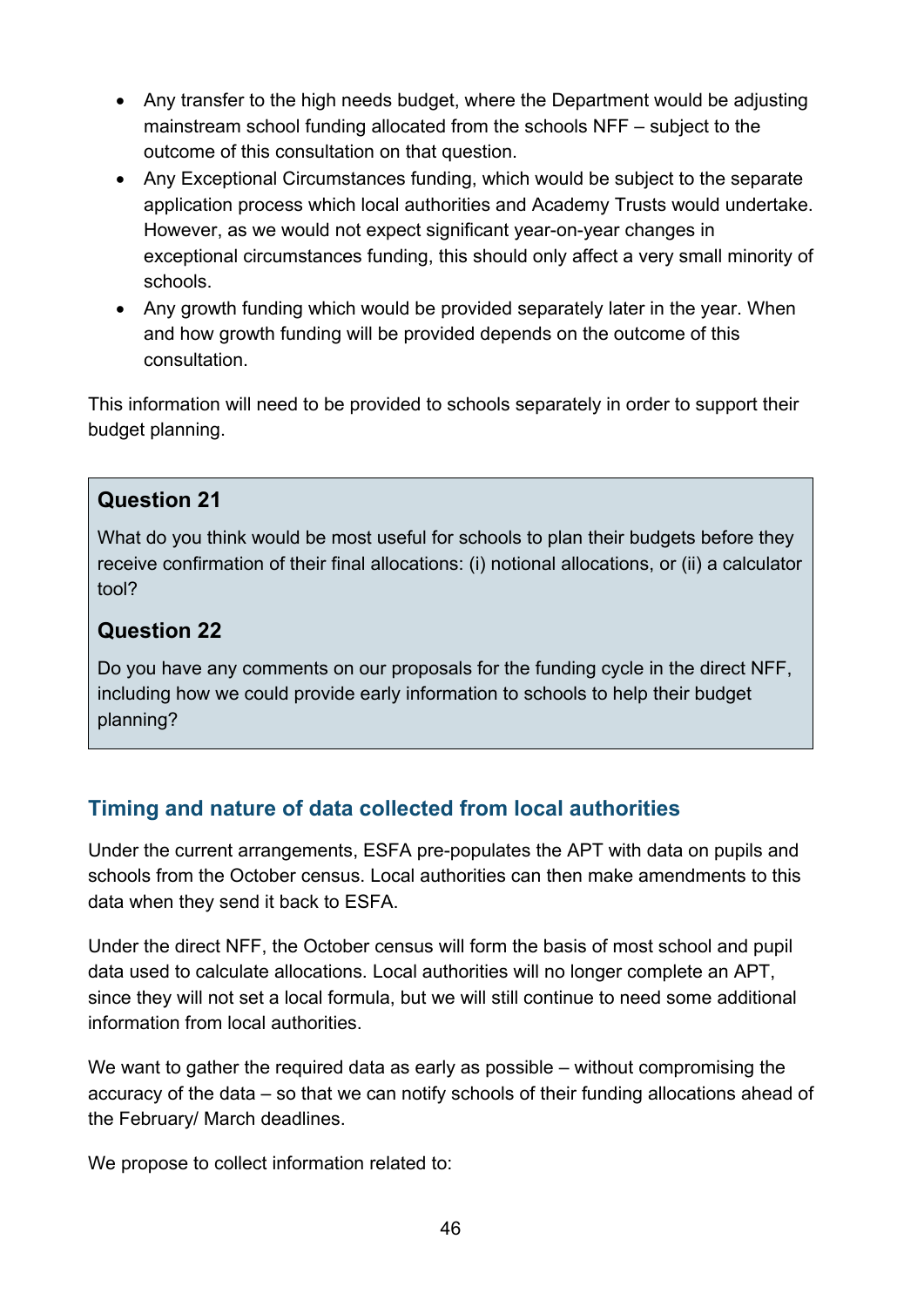- Any transfer to the high needs budget, where the Department would be adjusting mainstream school funding allocated from the schools NFF – subject to the outcome of this consultation on that question.
- Any Exceptional Circumstances funding, which would be subject to the separate application process which local authorities and Academy Trusts would undertake. However, as we would not expect significant year-on-year changes in exceptional circumstances funding, this should only affect a very small minority of schools.
- Any growth funding which would be provided separately later in the year. When and how growth funding will be provided depends on the outcome of this consultation.

This information will need to be provided to schools separately in order to support their budget planning.

> **Question 21**
>
> What do you think would be most useful for schools to plan their budgets before they receive confirmation of their final allocations: (i) notional allocations, or (ii) a calculator tool?
>
> **Question 22**
>
> Do you have any comments on our proposals for the funding cycle in the direct NFF, including how we could provide early information to schools to help their budget planning?

## Timing and nature of data collected from local authorities

Under the current arrangements, ESFA pre-populates the APT with data on pupils and schools from the October census. Local authorities can then make amendments to this data when they send it back to ESFA.

Under the direct NFF, the October census will form the basis of most school and pupil data used to calculate allocations. Local authorities will no longer complete an APT, since they will not set a local formula, but we will still continue to need some additional information from local authorities.

We want to gather the required data as early as possible – without compromising the accuracy of the data – so that we can notify schools of their funding allocations ahead of the February/ March deadlines.

We propose to collect information related to: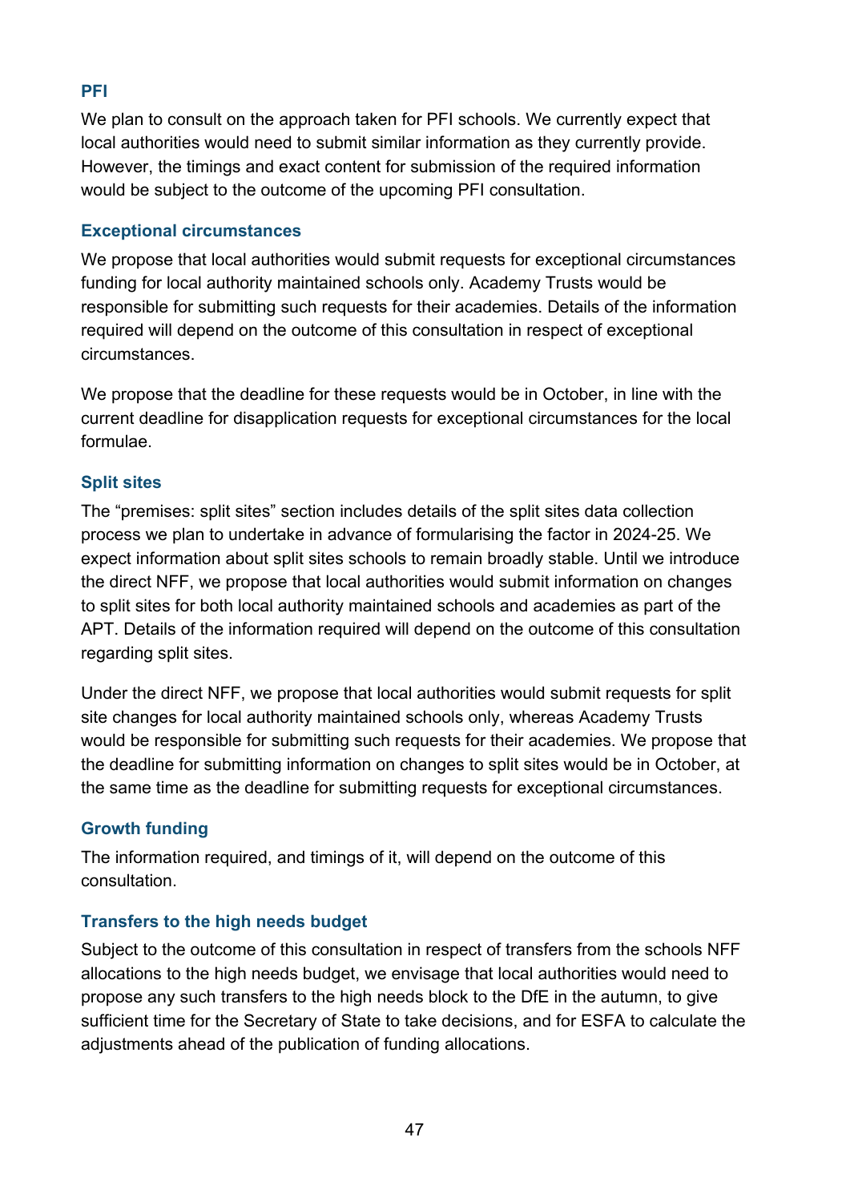### PFI

We plan to consult on the approach taken for PFI schools. We currently expect that local authorities would need to submit similar information as they currently provide. However, the timings and exact content for submission of the required information would be subject to the outcome of the upcoming PFI consultation.

### Exceptional circumstances

We propose that local authorities would submit requests for exceptional circumstances funding for local authority maintained schools only. Academy Trusts would be responsible for submitting such requests for their academies. Details of the information required will depend on the outcome of this consultation in respect of exceptional circumstances.

We propose that the deadline for these requests would be in October, in line with the current deadline for disapplication requests for exceptional circumstances for the local formulae.

### Split sites

The "premises: split sites" section includes details of the split sites data collection process we plan to undertake in advance of formularising the factor in 2024-25. We expect information about split sites schools to remain broadly stable. Until we introduce the direct NFF, we propose that local authorities would submit information on changes to split sites for both local authority maintained schools and academies as part of the APT. Details of the information required will depend on the outcome of this consultation regarding split sites.

Under the direct NFF, we propose that local authorities would submit requests for split site changes for local authority maintained schools only, whereas Academy Trusts would be responsible for submitting such requests for their academies. We propose that the deadline for submitting information on changes to split sites would be in October, at the same time as the deadline for submitting requests for exceptional circumstances.

### Growth funding

The information required, and timings of it, will depend on the outcome of this consultation.

### Transfers to the high needs budget

Subject to the outcome of this consultation in respect of transfers from the schools NFF allocations to the high needs budget, we envisage that local authorities would need to propose any such transfers to the high needs block to the DfE in the autumn, to give sufficient time for the Secretary of State to take decisions, and for ESFA to calculate the adjustments ahead of the publication of funding allocations.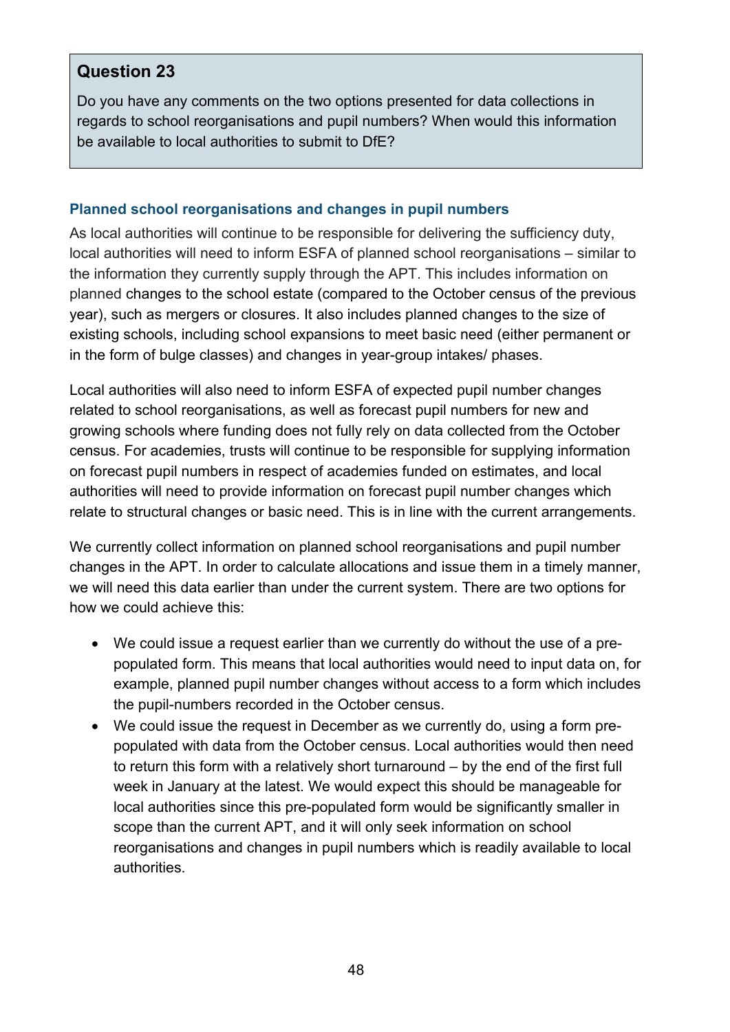### Question 23

Do you have any comments on the two options presented for data collections in regards to school reorganisations and pupil numbers? When would this information be available to local authorities to submit to DfE?

### Planned school reorganisations and changes in pupil numbers

As local authorities will continue to be responsible for delivering the sufficiency duty, local authorities will need to inform ESFA of planned school reorganisations – similar to the information they currently supply through the APT. This includes information on planned changes to the school estate (compared to the October census of the previous year), such as mergers or closures. It also includes planned changes to the size of existing schools, including school expansions to meet basic need (either permanent or in the form of bulge classes) and changes in year-group intakes/ phases.

Local authorities will also need to inform ESFA of expected pupil number changes related to school reorganisations, as well as forecast pupil numbers for new and growing schools where funding does not fully rely on data collected from the October census. For academies, trusts will continue to be responsible for supplying information on forecast pupil numbers in respect of academies funded on estimates, and local authorities will need to provide information on forecast pupil number changes which relate to structural changes or basic need. This is in line with the current arrangements.

We currently collect information on planned school reorganisations and pupil number changes in the APT. In order to calculate allocations and issue them in a timely manner, we will need this data earlier than under the current system. There are two options for how we could achieve this:

- We could issue a request earlier than we currently do without the use of a pre-populated form. This means that local authorities would need to input data on, for example, planned pupil number changes without access to a form which includes the pupil-numbers recorded in the October census.
- We could issue the request in December as we currently do, using a form pre-populated with data from the October census. Local authorities would then need to return this form with a relatively short turnaround – by the end of the first full week in January at the latest. We would expect this should be manageable for local authorities since this pre-populated form would be significantly smaller in scope than the current APT, and it will only seek information on school reorganisations and changes in pupil numbers which is readily available to local authorities.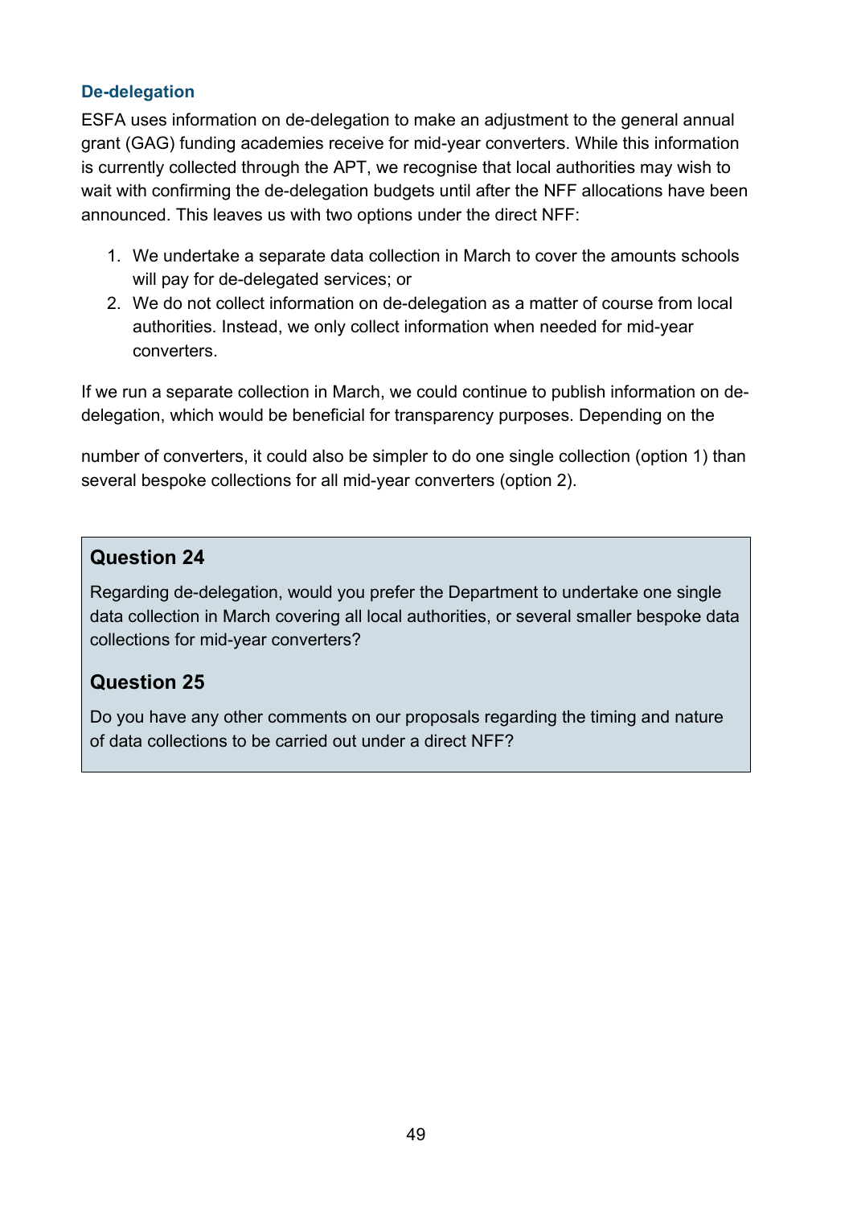### De-delegation

ESFA uses information on de-delegation to make an adjustment to the general annual grant (GAG) funding academies receive for mid-year converters. While this information is currently collected through the APT, we recognise that local authorities may wish to wait with confirming the de-delegation budgets until after the NFF allocations have been announced. This leaves us with two options under the direct NFF:

1. We undertake a separate data collection in March to cover the amounts schools will pay for de-delegated services; or
2. We do not collect information on de-delegation as a matter of course from local authorities. Instead, we only collect information when needed for mid-year converters.

If we run a separate collection in March, we could continue to publish information on de-delegation, which would be beneficial for transparency purposes. Depending on the number of converters, it could also be simpler to do one single collection (option 1) than several bespoke collections for all mid-year converters (option 2).

> **Question 24**
>
> Regarding de-delegation, would you prefer the Department to undertake one single data collection in March covering all local authorities, or several smaller bespoke data collections for mid-year converters?
>
> **Question 25**
>
> Do you have any other comments on our proposals regarding the timing and nature of data collections to be carried out under a direct NFF?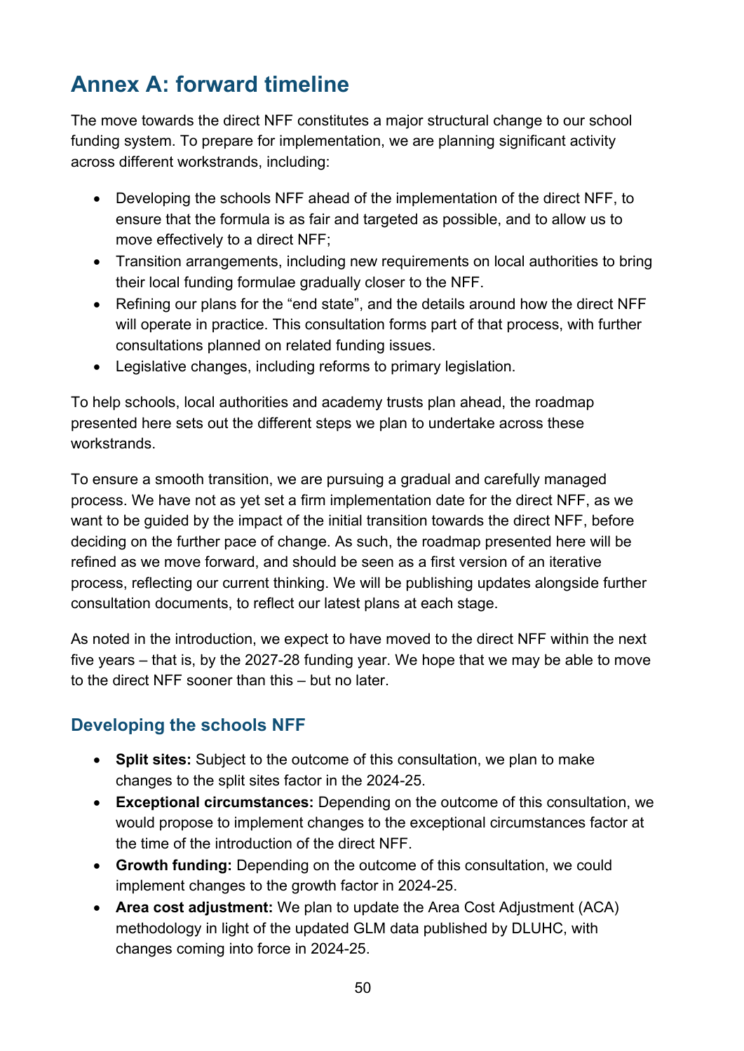# Annex A: forward timeline

The move towards the direct NFF constitutes a major structural change to our school funding system. To prepare for implementation, we are planning significant activity across different workstrands, including:

- Developing the schools NFF ahead of the implementation of the direct NFF, to ensure that the formula is as fair and targeted as possible, and to allow us to move effectively to a direct NFF;
- Transition arrangements, including new requirements on local authorities to bring their local funding formulae gradually closer to the NFF.
- Refining our plans for the "end state", and the details around how the direct NFF will operate in practice. This consultation forms part of that process, with further consultations planned on related funding issues.
- Legislative changes, including reforms to primary legislation.

To help schools, local authorities and academy trusts plan ahead, the roadmap presented here sets out the different steps we plan to undertake across these workstrands.

To ensure a smooth transition, we are pursuing a gradual and carefully managed process. We have not as yet set a firm implementation date for the direct NFF, as we want to be guided by the impact of the initial transition towards the direct NFF, before deciding on the further pace of change. As such, the roadmap presented here will be refined as we move forward, and should be seen as a first version of an iterative process, reflecting our current thinking. We will be publishing updates alongside further consultation documents, to reflect our latest plans at each stage.

As noted in the introduction, we expect to have moved to the direct NFF within the next five years – that is, by the 2027-28 funding year. We hope that we may be able to move to the direct NFF sooner than this – but no later.

## Developing the schools NFF

- **Split sites:** Subject to the outcome of this consultation, we plan to make changes to the split sites factor in the 2024-25.
- **Exceptional circumstances:** Depending on the outcome of this consultation, we would propose to implement changes to the exceptional circumstances factor at the time of the introduction of the direct NFF.
- **Growth funding:** Depending on the outcome of this consultation, we could implement changes to the growth factor in 2024-25.
- **Area cost adjustment:** We plan to update the Area Cost Adjustment (ACA) methodology in light of the updated GLM data published by DLUHC, with changes coming into force in 2024-25.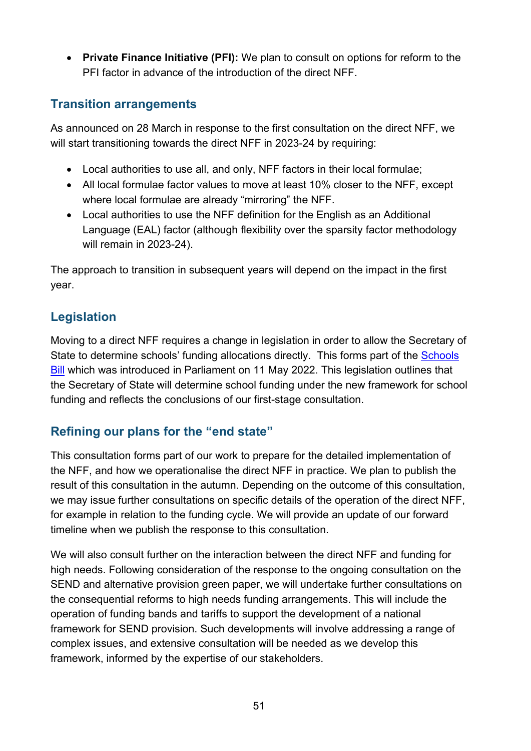- **Private Finance Initiative (PFI):** We plan to consult on options for reform to the PFI factor in advance of the introduction of the direct NFF.

## Transition arrangements

As announced on 28 March in response to the first consultation on the direct NFF, we will start transitioning towards the direct NFF in 2023-24 by requiring:

- Local authorities to use all, and only, NFF factors in their local formulae;
- All local formulae factor values to move at least 10% closer to the NFF, except where local formulae are already "mirroring" the NFF.
- Local authorities to use the NFF definition for the English as an Additional Language (EAL) factor (although flexibility over the sparsity factor methodology will remain in 2023-24).

The approach to transition in subsequent years will depend on the impact in the first year.

## Legislation

Moving to a direct NFF requires a change in legislation in order to allow the Secretary of State to determine schools' funding allocations directly. This forms part of the Schools Bill which was introduced in Parliament on 11 May 2022. This legislation outlines that the Secretary of State will determine school funding under the new framework for school funding and reflects the conclusions of our first-stage consultation.

## Refining our plans for the "end state"

This consultation forms part of our work to prepare for the detailed implementation of the NFF, and how we operationalise the direct NFF in practice. We plan to publish the result of this consultation in the autumn. Depending on the outcome of this consultation, we may issue further consultations on specific details of the operation of the direct NFF, for example in relation to the funding cycle. We will provide an update of our forward timeline when we publish the response to this consultation.

We will also consult further on the interaction between the direct NFF and funding for high needs. Following consideration of the response to the ongoing consultation on the SEND and alternative provision green paper, we will undertake further consultations on the consequential reforms to high needs funding arrangements. This will include the operation of funding bands and tariffs to support the development of a national framework for SEND provision. Such developments will involve addressing a range of complex issues, and extensive consultation will be needed as we develop this framework, informed by the expertise of our stakeholders.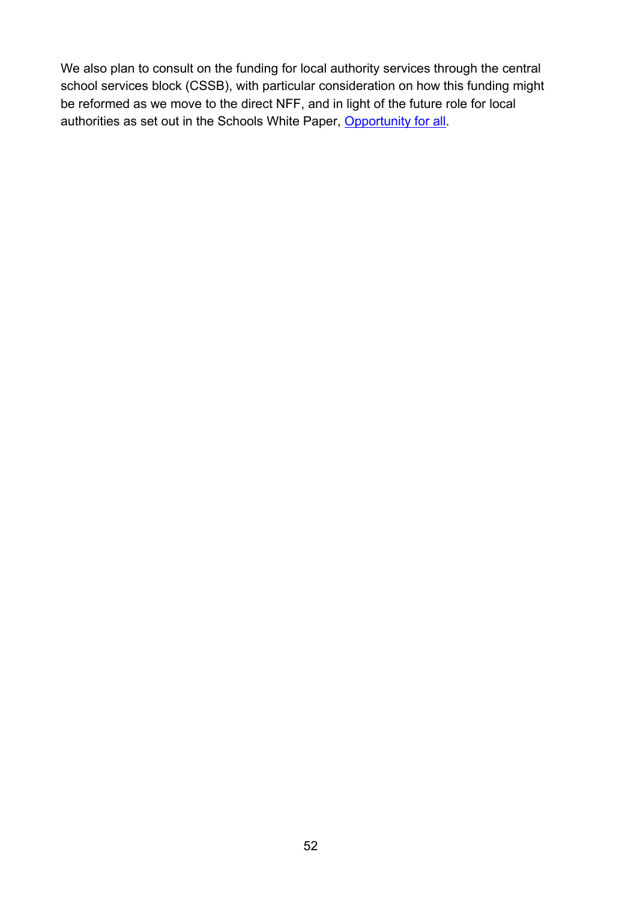We also plan to consult on the funding for local authority services through the central school services block (CSSB), with particular consideration on how this funding might be reformed as we move to the direct NFF, and in light of the future role for local authorities as set out in the Schools White Paper, Opportunity for all.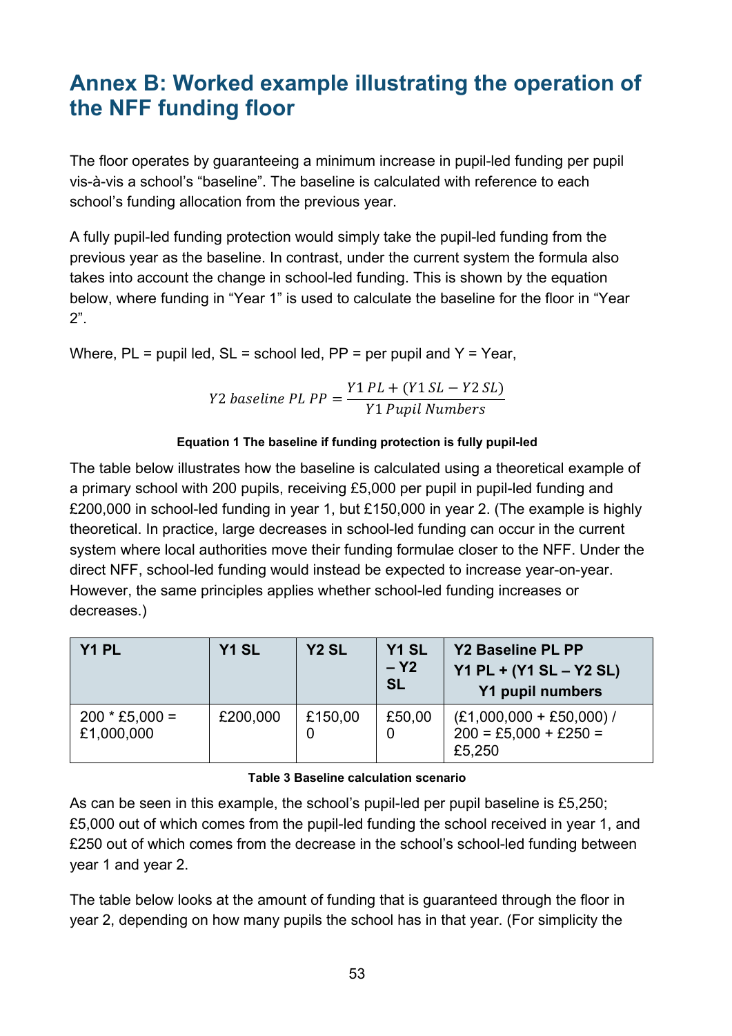# Annex B: Worked example illustrating the operation of the NFF funding floor

The floor operates by guaranteeing a minimum increase in pupil-led funding per pupil vis-à-vis a school's "baseline". The baseline is calculated with reference to each school's funding allocation from the previous year.

A fully pupil-led funding protection would simply take the pupil-led funding from the previous year as the baseline. In contrast, under the current system the formula also takes into account the change in school-led funding. This is shown by the equation below, where funding in "Year 1" is used to calculate the baseline for the floor in "Year 2".

Where, PL = pupil led, SL = school led, PP = per pupil and Y = Year,

$$Y2\ baseline\ PL\ PP = \frac{Y1\ PL + (Y1\ SL - Y2\ SL)}{Y1\ Pupil\ Numbers}$$

**Equation 1 The baseline if funding protection is fully pupil-led**

The table below illustrates how the baseline is calculated using a theoretical example of a primary school with 200 pupils, receiving £5,000 per pupil in pupil-led funding and £200,000 in school-led funding in year 1, but £150,000 in year 2. (The example is highly theoretical. In practice, large decreases in school-led funding can occur in the current system where local authorities move their funding formulae closer to the NFF. Under the direct NFF, school-led funding would instead be expected to increase year-on-year. However, the same principles applies whether school-led funding increases or decreases.)

| Y1 PL | Y1 SL | Y2 SL | Y1 SL – Y2 SL | Y2 Baseline PL PP<br>Y1 PL + (Y1 SL – Y2 SL)<br>Y1 pupil numbers |
|---|---|---|---|---|
| 200 * £5,000 = £1,000,000 | £200,000 | £150,000 | £50,000 | (£1,000,000 + £50,000) / 200 = £5,000 + £250 = £5,250 |

**Table 3 Baseline calculation scenario**

As can be seen in this example, the school's pupil-led per pupil baseline is £5,250; £5,000 out of which comes from the pupil-led funding the school received in year 1, and £250 out of which comes from the decrease in the school's school-led funding between year 1 and year 2.

The table below looks at the amount of funding that is guaranteed through the floor in year 2, depending on how many pupils the school has in that year. (For simplicity the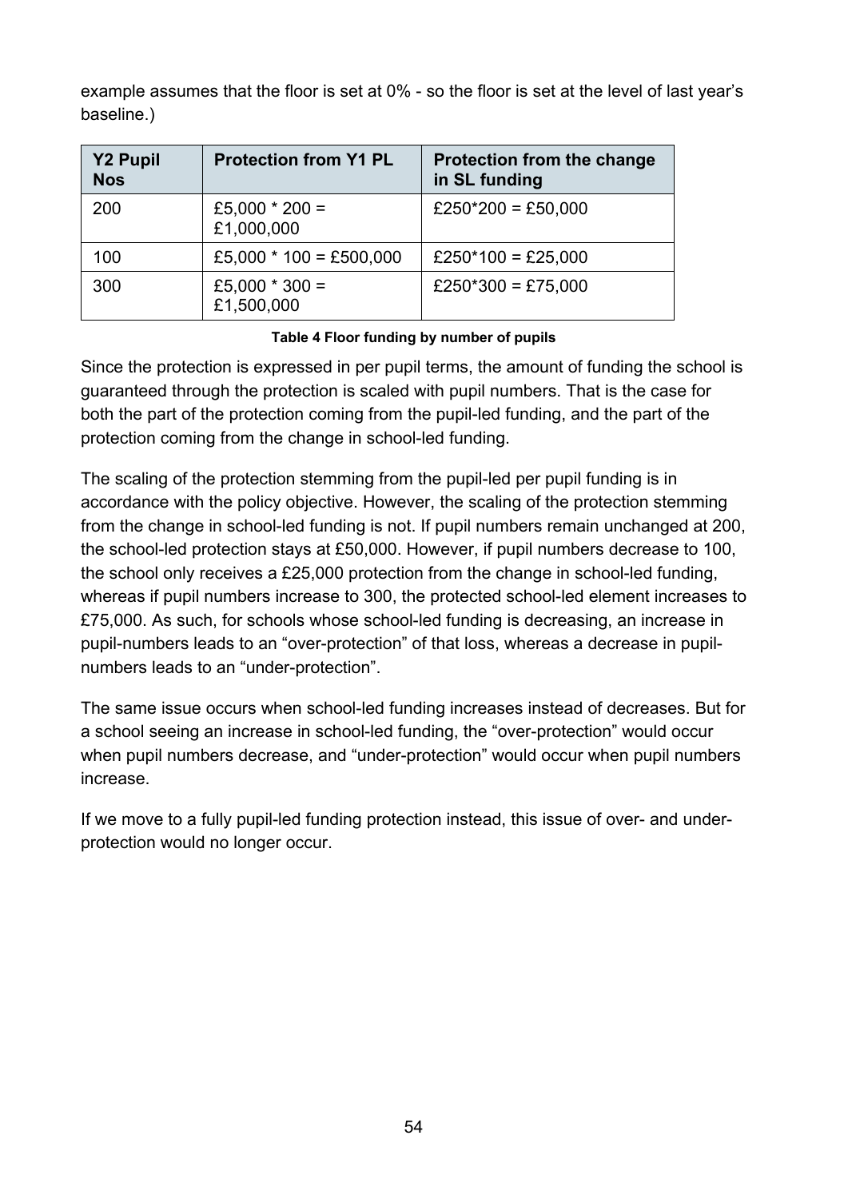example assumes that the floor is set at 0% - so the floor is set at the level of last year's baseline.)

| Y2 Pupil Nos | Protection from Y1 PL | Protection from the change in SL funding |
|---|---|---|
| 200 | £5,000 * 200 = £1,000,000 | £250*200 = £50,000 |
| 100 | £5,000 * 100 = £500,000 | £250*100 = £25,000 |
| 300 | £5,000 * 300 = £1,500,000 | £250*300 = £75,000 |

**Table 4 Floor funding by number of pupils**

Since the protection is expressed in per pupil terms, the amount of funding the school is guaranteed through the protection is scaled with pupil numbers. That is the case for both the part of the protection coming from the pupil-led funding, and the part of the protection coming from the change in school-led funding.

The scaling of the protection stemming from the pupil-led per pupil funding is in accordance with the policy objective. However, the scaling of the protection stemming from the change in school-led funding is not. If pupil numbers remain unchanged at 200, the school-led protection stays at £50,000. However, if pupil numbers decrease to 100, the school only receives a £25,000 protection from the change in school-led funding, whereas if pupil numbers increase to 300, the protected school-led element increases to £75,000. As such, for schools whose school-led funding is decreasing, an increase in pupil-numbers leads to an "over-protection" of that loss, whereas a decrease in pupil-numbers leads to an "under-protection".

The same issue occurs when school-led funding increases instead of decreases. But for a school seeing an increase in school-led funding, the "over-protection" would occur when pupil numbers decrease, and "under-protection" would occur when pupil numbers increase.

If we move to a fully pupil-led funding protection instead, this issue of over- and under-protection would no longer occur.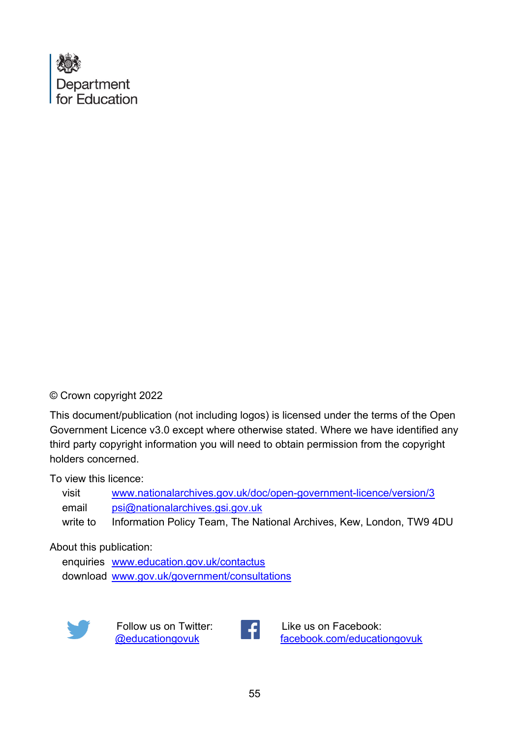Department for Education

© Crown copyright 2022

This document/publication (not including logos) is licensed under the terms of the Open Government Licence v3.0 except where otherwise stated. Where we have identified any third party copyright information you will need to obtain permission from the copyright holders concerned.

To view this licence:

- visit www.nationalarchives.gov.uk/doc/open-government-licence/version/3
- email psi@nationalarchives.gsi.gov.uk
- write to Information Policy Team, The National Archives, Kew, London, TW9 4DU

About this publication:

- enquiries www.education.gov.uk/contactus
- download www.gov.uk/government/consultations

Follow us on Twitter: @educationgovuk

Like us on Facebook: facebook.com/educationgovuk